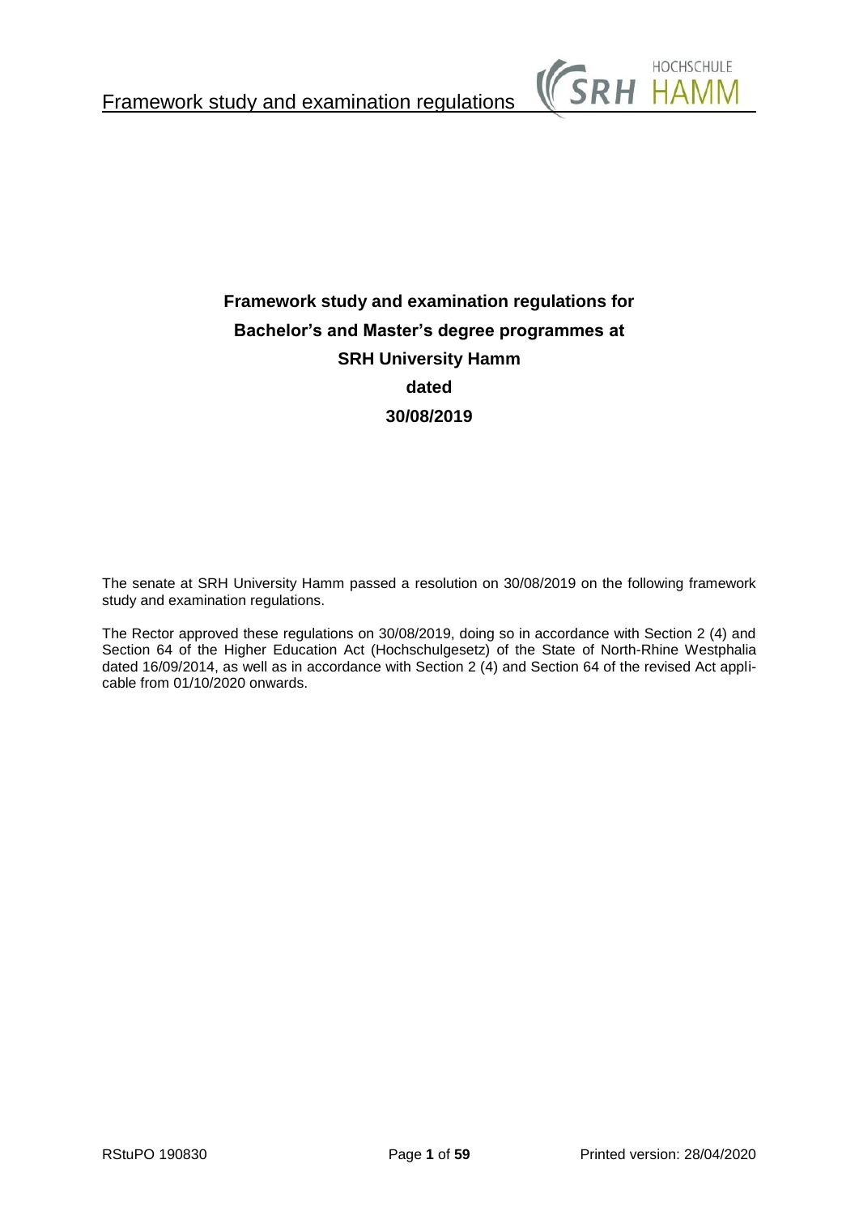# Framework study and examination regulations for Bachelor's and Master's degree programmes at SRH University Hamm dated 30/08/2019

The senate at SRH University Hamm passed a resolution on 30/08/2019 on the following framework study and examination regulations.

The Rector approved these regulations on 30/08/2019, doing so in accordance with Section 2 (4) and Section 64 of the Higher Education Act (Hochschulgesetz) of the State of North-Rhine Westphalia dated 16/09/2014, as well as in accordance with Section 2 (4) and Section 64 of the revised Act applicable from 01/10/2020 onwards.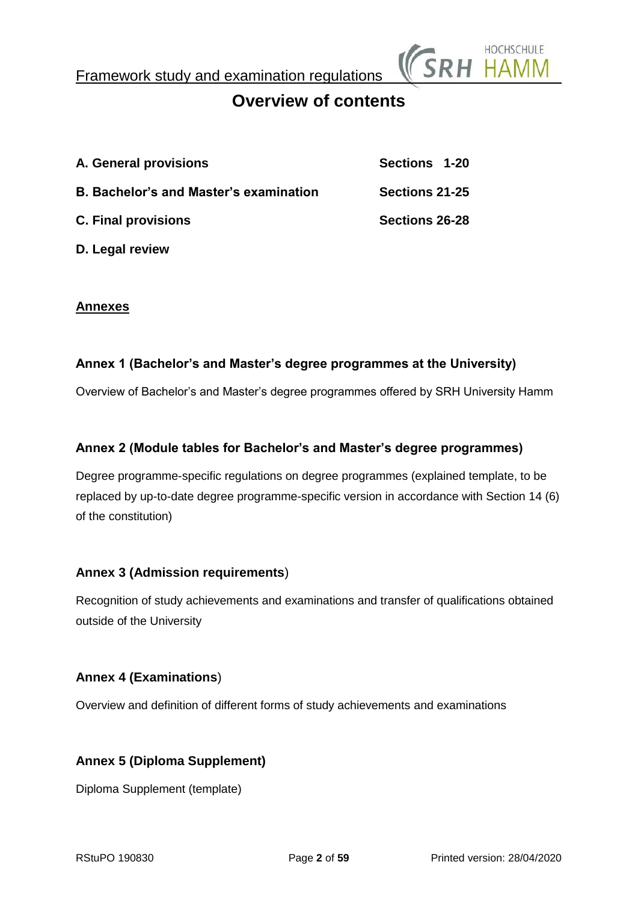# Overview of contents

| | |
|---|---|
| **A. General provisions** | **Sections 1-20** |
| **B. Bachelor's and Master's examination** | **Sections 21-25** |
| **C. Final provisions** | **Sections 26-28** |
| **D. Legal review** | |

**Annexes**

### Annex 1 (Bachelor's and Master's degree programmes at the University)

Overview of Bachelor's and Master's degree programmes offered by SRH University Hamm

### Annex 2 (Module tables for Bachelor's and Master's degree programmes)

Degree programme-specific regulations on degree programmes (explained template, to be replaced by up-to-date degree programme-specific version in accordance with Section 14 (6) of the constitution)

### Annex 3 (Admission requirements)

Recognition of study achievements and examinations and transfer of qualifications obtained outside of the University

### Annex 4 (Examinations)

Overview and definition of different forms of study achievements and examinations

### Annex 5 (Diploma Supplement)

Diploma Supplement (template)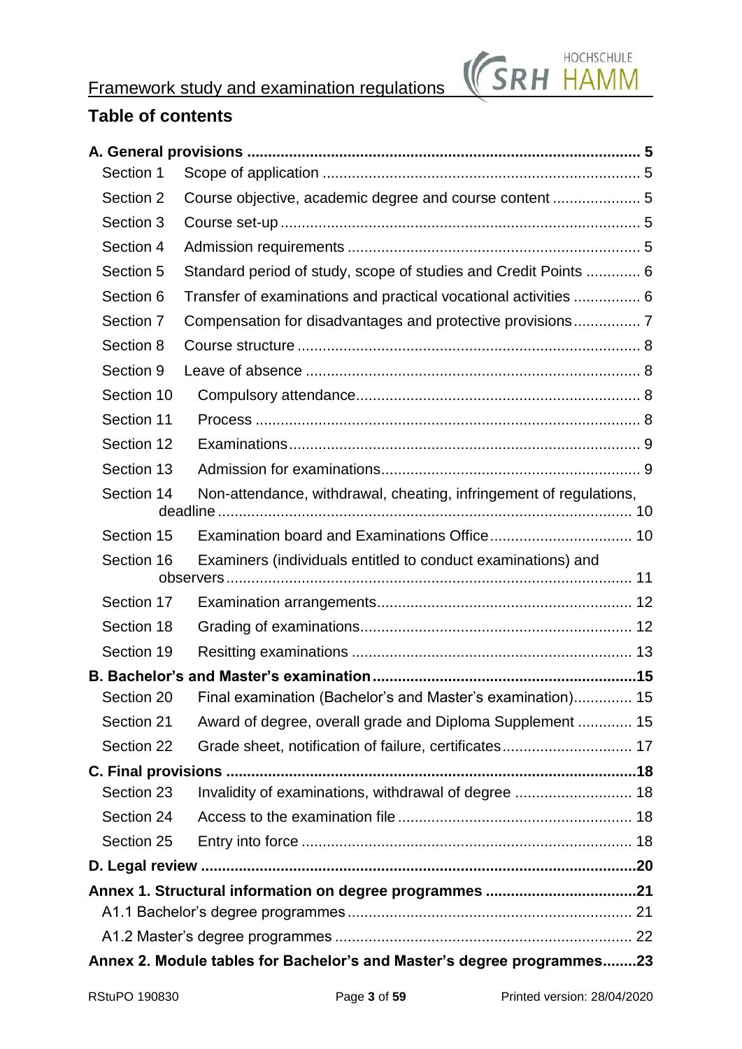# Table of contents

| | | |
|---|---|---|
| **A. General provisions** | | **5** |
| Section 1 | Scope of application | 5 |
| Section 2 | Course objective, academic degree and course content | 5 |
| Section 3 | Course set-up | 5 |
| Section 4 | Admission requirements | 5 |
| Section 5 | Standard period of study, scope of studies and Credit Points | 6 |
| Section 6 | Transfer of examinations and practical vocational activities | 6 |
| Section 7 | Compensation for disadvantages and protective provisions | 7 |
| Section 8 | Course structure | 8 |
| Section 9 | Leave of absence | 8 |
| Section 10 | Compulsory attendance | 8 |
| Section 11 | Process | 8 |
| Section 12 | Examinations | 9 |
| Section 13 | Admission for examinations | 9 |
| Section 14 | Non-attendance, withdrawal, cheating, infringement of regulations, deadline | 10 |
| Section 15 | Examination board and Examinations Office | 10 |
| Section 16 | Examiners (individuals entitled to conduct examinations) and observers | 11 |
| Section 17 | Examination arrangements | 12 |
| Section 18 | Grading of examinations | 12 |
| Section 19 | Resitting examinations | 13 |
| **B. Bachelor's and Master's examination** | | **15** |
| Section 20 | Final examination (Bachelor's and Master's examination) | 15 |
| Section 21 | Award of degree, overall grade and Diploma Supplement | 15 |
| Section 22 | Grade sheet, notification of failure, certificates | 17 |
| **C. Final provisions** | | **18** |
| Section 23 | Invalidity of examinations, withdrawal of degree | 18 |
| Section 24 | Access to the examination file | 18 |
| Section 25 | Entry into force | 18 |
| **D. Legal review** | | **20** |
| **Annex 1. Structural information on degree programmes** | | **21** |
| A1.1 Bachelor's degree programmes | | 21 |
| A1.2 Master's degree programmes | | 22 |
| **Annex 2. Module tables for Bachelor's and Master's degree programmes** | | **23** |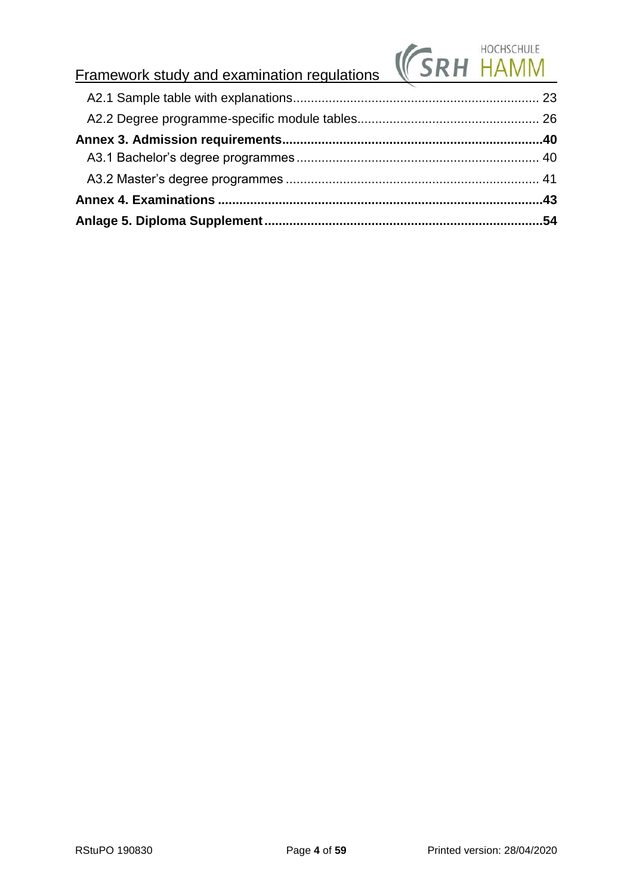A2.1 Sample table with explanations .......... 23

A2.2 Degree programme-specific module tables .......... 26

**Annex 3. Admission requirements .......... 40**

A3.1 Bachelor's degree programmes .......... 40

A3.2 Master's degree programmes .......... 41

**Annex 4. Examinations .......... 43**

**Anlage 5. Diploma Supplement .......... 54**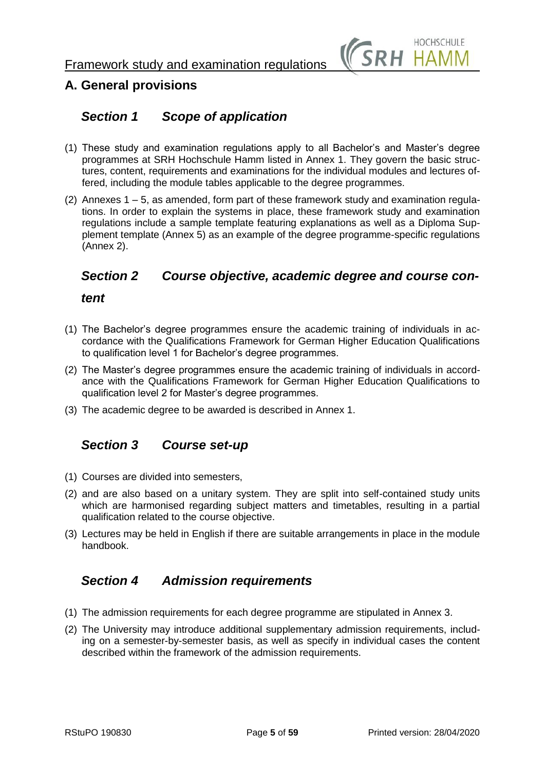## A. General provisions

### *Section 1 Scope of application*

(1) These study and examination regulations apply to all Bachelor's and Master's degree programmes at SRH Hochschule Hamm listed in Annex 1. They govern the basic structures, content, requirements and examinations for the individual modules and lectures offered, including the module tables applicable to the degree programmes.

(2) Annexes 1 – 5, as amended, form part of these framework study and examination regulations. In order to explain the systems in place, these framework study and examination regulations include a sample template featuring explanations as well as a Diploma Supplement template (Annex 5) as an example of the degree programme-specific regulations (Annex 2).

### *Section 2 Course objective, academic degree and course content*

(1) The Bachelor's degree programmes ensure the academic training of individuals in accordance with the Qualifications Framework for German Higher Education Qualifications to qualification level 1 for Bachelor's degree programmes.

(2) The Master's degree programmes ensure the academic training of individuals in accordance with the Qualifications Framework for German Higher Education Qualifications to qualification level 2 for Master's degree programmes.

(3) The academic degree to be awarded is described in Annex 1.

### *Section 3 Course set-up*

(1) Courses are divided into semesters,

(2) and are also based on a unitary system. They are split into self-contained study units which are harmonised regarding subject matters and timetables, resulting in a partial qualification related to the course objective.

(3) Lectures may be held in English if there are suitable arrangements in place in the module handbook.

### *Section 4 Admission requirements*

(1) The admission requirements for each degree programme are stipulated in Annex 3.

(2) The University may introduce additional supplementary admission requirements, including on a semester-by-semester basis, as well as specify in individual cases the content described within the framework of the admission requirements.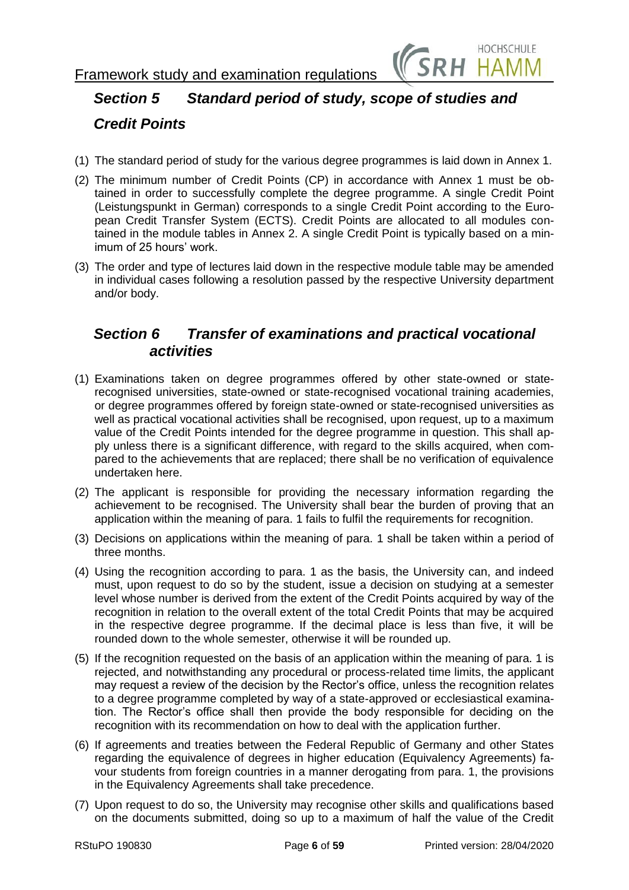## *Section 5 Standard period of study, scope of studies and Credit Points*

(1) The standard period of study for the various degree programmes is laid down in Annex 1.

(2) The minimum number of Credit Points (CP) in accordance with Annex 1 must be obtained in order to successfully complete the degree programme. A single Credit Point (Leistungspunkt in German) corresponds to a single Credit Point according to the European Credit Transfer System (ECTS). Credit Points are allocated to all modules contained in the module tables in Annex 2. A single Credit Point is typically based on a minimum of 25 hours' work.

(3) The order and type of lectures laid down in the respective module table may be amended in individual cases following a resolution passed by the respective University department and/or body.

## *Section 6 Transfer of examinations and practical vocational activities*

(1) Examinations taken on degree programmes offered by other state-owned or state-recognised universities, state-owned or state-recognised vocational training academies, or degree programmes offered by foreign state-owned or state-recognised universities as well as practical vocational activities shall be recognised, upon request, up to a maximum value of the Credit Points intended for the degree programme in question. This shall apply unless there is a significant difference, with regard to the skills acquired, when compared to the achievements that are replaced; there shall be no verification of equivalence undertaken here.

(2) The applicant is responsible for providing the necessary information regarding the achievement to be recognised. The University shall bear the burden of proving that an application within the meaning of para. 1 fails to fulfil the requirements for recognition.

(3) Decisions on applications within the meaning of para. 1 shall be taken within a period of three months.

(4) Using the recognition according to para. 1 as the basis, the University can, and indeed must, upon request to do so by the student, issue a decision on studying at a semester level whose number is derived from the extent of the Credit Points acquired by way of the recognition in relation to the overall extent of the total Credit Points that may be acquired in the respective degree programme. If the decimal place is less than five, it will be rounded down to the whole semester, otherwise it will be rounded up.

(5) If the recognition requested on the basis of an application within the meaning of para. 1 is rejected, and notwithstanding any procedural or process-related time limits, the applicant may request a review of the decision by the Rector's office, unless the recognition relates to a degree programme completed by way of a state-approved or ecclesiastical examination. The Rector's office shall then provide the body responsible for deciding on the recognition with its recommendation on how to deal with the application further.

(6) If agreements and treaties between the Federal Republic of Germany and other States regarding the equivalence of degrees in higher education (Equivalency Agreements) favour students from foreign countries in a manner derogating from para. 1, the provisions in the Equivalency Agreements shall take precedence.

(7) Upon request to do so, the University may recognise other skills and qualifications based on the documents submitted, doing so up to a maximum of half the value of the Credit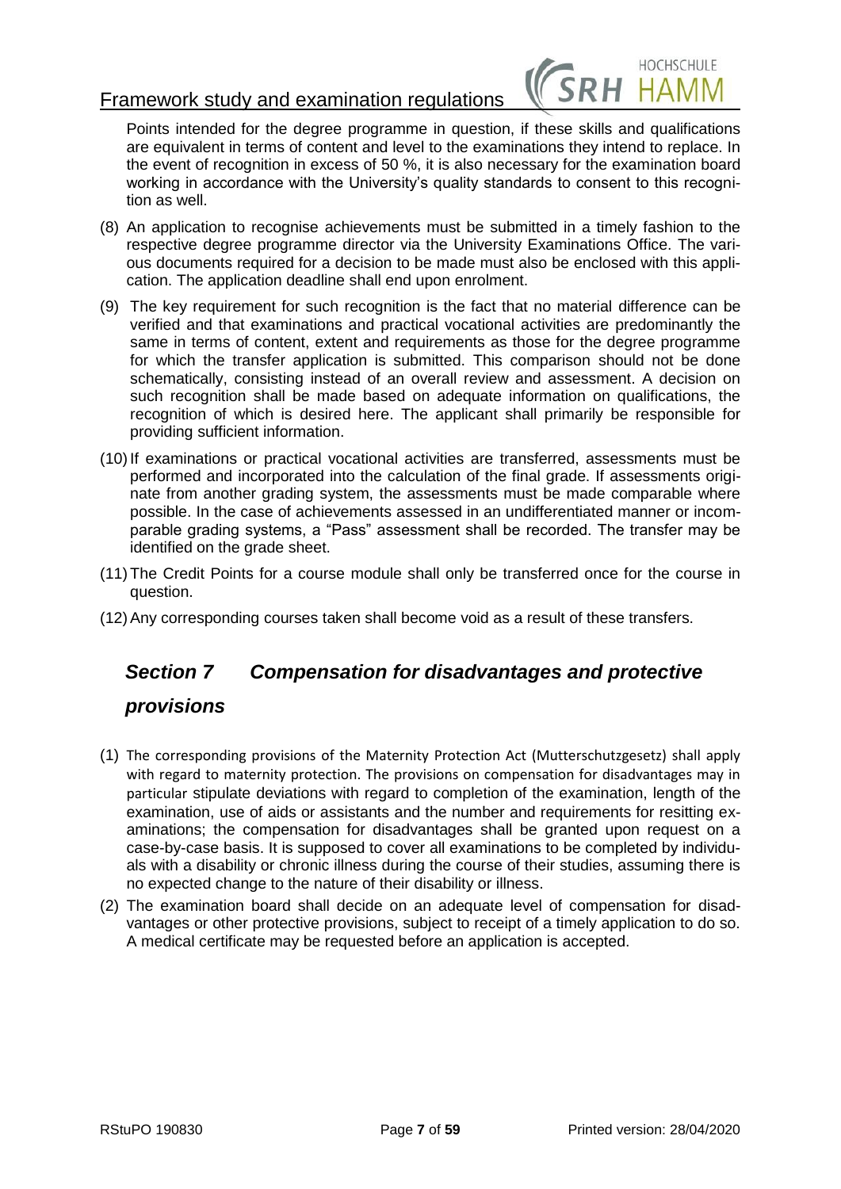Points intended for the degree programme in question, if these skills and qualifications are equivalent in terms of content and level to the examinations they intend to replace. In the event of recognition in excess of 50 %, it is also necessary for the examination board working in accordance with the University's quality standards to consent to this recognition as well.

(8) An application to recognise achievements must be submitted in a timely fashion to the respective degree programme director via the University Examinations Office. The various documents required for a decision to be made must also be enclosed with this application. The application deadline shall end upon enrolment.

(9) The key requirement for such recognition is the fact that no material difference can be verified and that examinations and practical vocational activities are predominantly the same in terms of content, extent and requirements as those for the degree programme for which the transfer application is submitted. This comparison should not be done schematically, consisting instead of an overall review and assessment. A decision on such recognition shall be made based on adequate information on qualifications, the recognition of which is desired here. The applicant shall primarily be responsible for providing sufficient information.

(10) If examinations or practical vocational activities are transferred, assessments must be performed and incorporated into the calculation of the final grade. If assessments originate from another grading system, the assessments must be made comparable where possible. In the case of achievements assessed in an undifferentiated manner or incomparable grading systems, a "Pass" assessment shall be recorded. The transfer may be identified on the grade sheet.

(11) The Credit Points for a course module shall only be transferred once for the course in question.

(12) Any corresponding courses taken shall become void as a result of these transfers.

## *Section 7 Compensation for disadvantages and protective provisions*

(1) The corresponding provisions of the Maternity Protection Act (Mutterschutzgesetz) shall apply with regard to maternity protection. The provisions on compensation for disadvantages may in particular stipulate deviations with regard to completion of the examination, length of the examination, use of aids or assistants and the number and requirements for resitting examinations; the compensation for disadvantages shall be granted upon request on a case-by-case basis. It is supposed to cover all examinations to be completed by individuals with a disability or chronic illness during the course of their studies, assuming there is no expected change to the nature of their disability or illness.

(2) The examination board shall decide on an adequate level of compensation for disadvantages or other protective provisions, subject to receipt of a timely application to do so. A medical certificate may be requested before an application is accepted.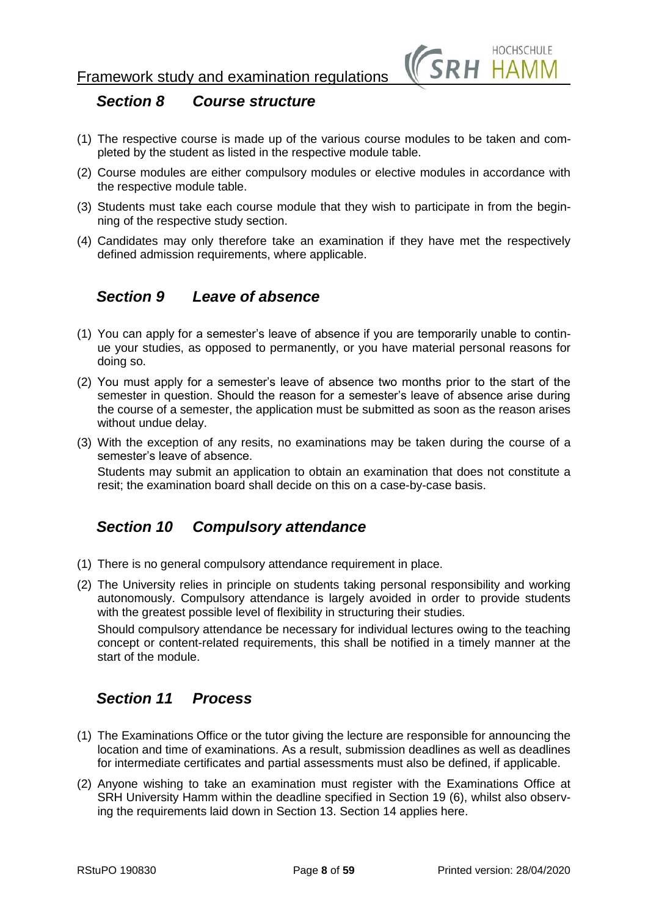## *Section 8 Course structure*

(1) The respective course is made up of the various course modules to be taken and completed by the student as listed in the respective module table.

(2) Course modules are either compulsory modules or elective modules in accordance with the respective module table.

(3) Students must take each course module that they wish to participate in from the beginning of the respective study section.

(4) Candidates may only therefore take an examination if they have met the respectively defined admission requirements, where applicable.

## *Section 9 Leave of absence*

(1) You can apply for a semester's leave of absence if you are temporarily unable to continue your studies, as opposed to permanently, or you have material personal reasons for doing so.

(2) You must apply for a semester's leave of absence two months prior to the start of the semester in question. Should the reason for a semester's leave of absence arise during the course of a semester, the application must be submitted as soon as the reason arises without undue delay.

(3) With the exception of any resits, no examinations may be taken during the course of a semester's leave of absence.

Students may submit an application to obtain an examination that does not constitute a resit; the examination board shall decide on this on a case-by-case basis.

## *Section 10 Compulsory attendance*

(1) There is no general compulsory attendance requirement in place.

(2) The University relies in principle on students taking personal responsibility and working autonomously. Compulsory attendance is largely avoided in order to provide students with the greatest possible level of flexibility in structuring their studies.

Should compulsory attendance be necessary for individual lectures owing to the teaching concept or content-related requirements, this shall be notified in a timely manner at the start of the module.

## *Section 11 Process*

(1) The Examinations Office or the tutor giving the lecture are responsible for announcing the location and time of examinations. As a result, submission deadlines as well as deadlines for intermediate certificates and partial assessments must also be defined, if applicable.

(2) Anyone wishing to take an examination must register with the Examinations Office at SRH University Hamm within the deadline specified in Section 19 (6), whilst also observing the requirements laid down in Section 13. Section 14 applies here.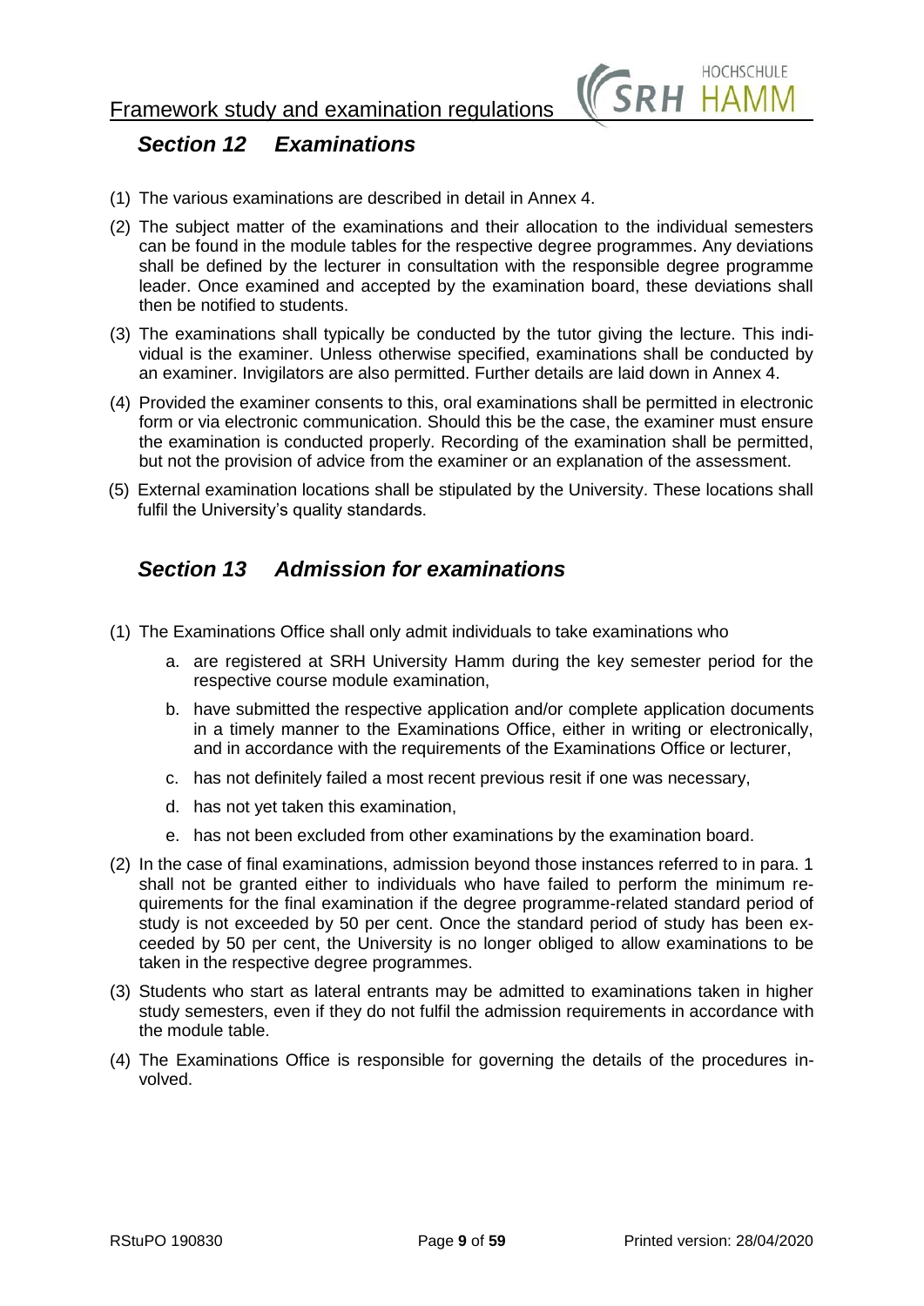## *Section 12 Examinations*

(1) The various examinations are described in detail in Annex 4.

(2) The subject matter of the examinations and their allocation to the individual semesters can be found in the module tables for the respective degree programmes. Any deviations shall be defined by the lecturer in consultation with the responsible degree programme leader. Once examined and accepted by the examination board, these deviations shall then be notified to students.

(3) The examinations shall typically be conducted by the tutor giving the lecture. This individual is the examiner. Unless otherwise specified, examinations shall be conducted by an examiner. Invigilators are also permitted. Further details are laid down in Annex 4.

(4) Provided the examiner consents to this, oral examinations shall be permitted in electronic form or via electronic communication. Should this be the case, the examiner must ensure the examination is conducted properly. Recording of the examination shall be permitted, but not the provision of advice from the examiner or an explanation of the assessment.

(5) External examination locations shall be stipulated by the University. These locations shall fulfil the University's quality standards.

## *Section 13 Admission for examinations*

(1) The Examinations Office shall only admit individuals to take examinations who

   a. are registered at SRH University Hamm during the key semester period for the respective course module examination,

   b. have submitted the respective application and/or complete application documents in a timely manner to the Examinations Office, either in writing or electronically, and in accordance with the requirements of the Examinations Office or lecturer,

   c. has not definitely failed a most recent previous resit if one was necessary,

   d. has not yet taken this examination,

   e. has not been excluded from other examinations by the examination board.

(2) In the case of final examinations, admission beyond those instances referred to in para. 1 shall not be granted either to individuals who have failed to perform the minimum requirements for the final examination if the degree programme-related standard period of study is not exceeded by 50 per cent. Once the standard period of study has been exceeded by 50 per cent, the University is no longer obliged to allow examinations to be taken in the respective degree programmes.

(3) Students who start as lateral entrants may be admitted to examinations taken in higher study semesters, even if they do not fulfil the admission requirements in accordance with the module table.

(4) The Examinations Office is responsible for governing the details of the procedures involved.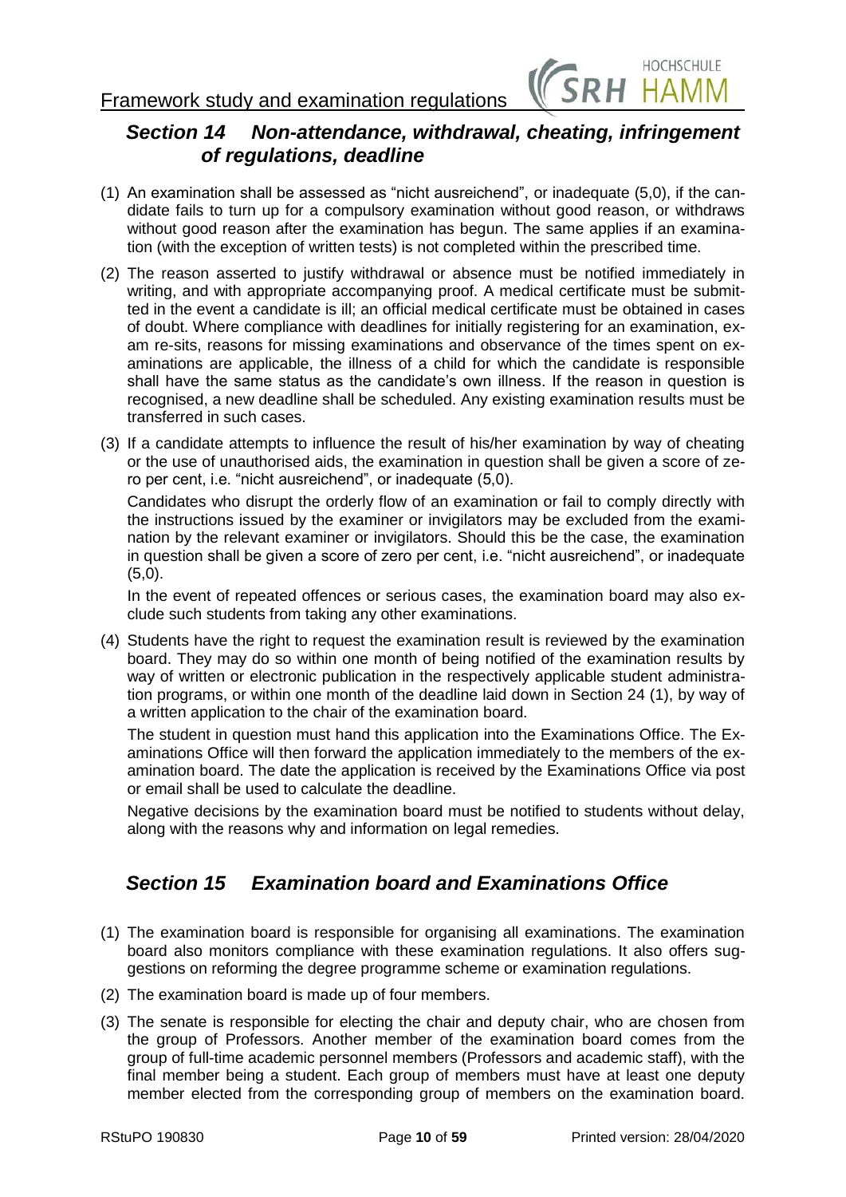## *Section 14 Non-attendance, withdrawal, cheating, infringement of regulations, deadline*

(1) An examination shall be assessed as "nicht ausreichend", or inadequate (5,0), if the candidate fails to turn up for a compulsory examination without good reason, or withdraws without good reason after the examination has begun. The same applies if an examination (with the exception of written tests) is not completed within the prescribed time.

(2) The reason asserted to justify withdrawal or absence must be notified immediately in writing, and with appropriate accompanying proof. A medical certificate must be submitted in the event a candidate is ill; an official medical certificate must be obtained in cases of doubt. Where compliance with deadlines for initially registering for an examination, exam re-sits, reasons for missing examinations and observance of the times spent on examinations are applicable, the illness of a child for which the candidate is responsible shall have the same status as the candidate's own illness. If the reason in question is recognised, a new deadline shall be scheduled. Any existing examination results must be transferred in such cases.

(3) If a candidate attempts to influence the result of his/her examination by way of cheating or the use of unauthorised aids, the examination in question shall be given a score of zero per cent, i.e. "nicht ausreichend", or inadequate (5,0).

Candidates who disrupt the orderly flow of an examination or fail to comply directly with the instructions issued by the examiner or invigilators may be excluded from the examination by the relevant examiner or invigilators. Should this be the case, the examination in question shall be given a score of zero per cent, i.e. "nicht ausreichend", or inadequate (5,0).

In the event of repeated offences or serious cases, the examination board may also exclude such students from taking any other examinations.

(4) Students have the right to request the examination result is reviewed by the examination board. They may do so within one month of being notified of the examination results by way of written or electronic publication in the respectively applicable student administration programs, or within one month of the deadline laid down in Section 24 (1), by way of a written application to the chair of the examination board.

The student in question must hand this application into the Examinations Office. The Examinations Office will then forward the application immediately to the members of the examination board. The date the application is received by the Examinations Office via post or email shall be used to calculate the deadline.

Negative decisions by the examination board must be notified to students without delay, along with the reasons why and information on legal remedies.

## *Section 15 Examination board and Examinations Office*

(1) The examination board is responsible for organising all examinations. The examination board also monitors compliance with these examination regulations. It also offers suggestions on reforming the degree programme scheme or examination regulations.

(2) The examination board is made up of four members.

(3) The senate is responsible for electing the chair and deputy chair, who are chosen from the group of Professors. Another member of the examination board comes from the group of full-time academic personnel members (Professors and academic staff), with the final member being a student. Each group of members must have at least one deputy member elected from the corresponding group of members on the examination board.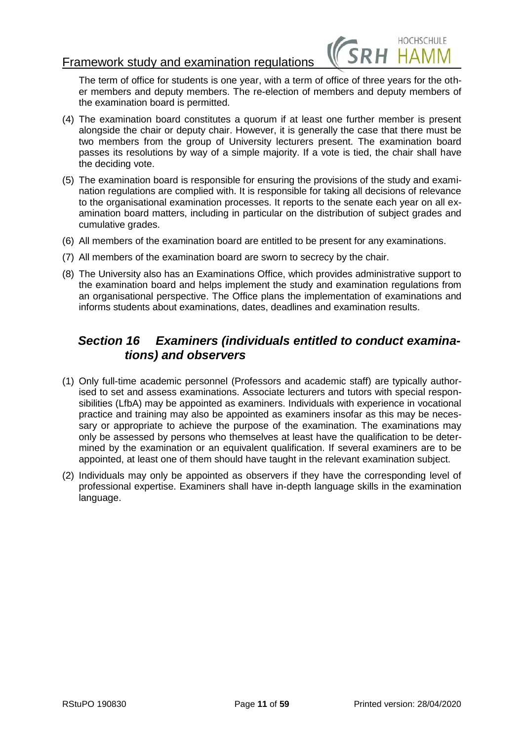The term of office for students is one year, with a term of office of three years for the other members and deputy members. The re-election of members and deputy members of the examination board is permitted.

(4) The examination board constitutes a quorum if at least one further member is present alongside the chair or deputy chair. However, it is generally the case that there must be two members from the group of University lecturers present. The examination board passes its resolutions by way of a simple majority. If a vote is tied, the chair shall have the deciding vote.

(5) The examination board is responsible for ensuring the provisions of the study and examination regulations are complied with. It is responsible for taking all decisions of relevance to the organisational examination processes. It reports to the senate each year on all examination board matters, including in particular on the distribution of subject grades and cumulative grades.

(6) All members of the examination board are entitled to be present for any examinations.

(7) All members of the examination board are sworn to secrecy by the chair.

(8) The University also has an Examinations Office, which provides administrative support to the examination board and helps implement the study and examination regulations from an organisational perspective. The Office plans the implementation of examinations and informs students about examinations, dates, deadlines and examination results.

## *Section 16 Examiners (individuals entitled to conduct examinations) and observers*

(1) Only full-time academic personnel (Professors and academic staff) are typically authorised to set and assess examinations. Associate lecturers and tutors with special responsibilities (LfbA) may be appointed as examiners. Individuals with experience in vocational practice and training may also be appointed as examiners insofar as this may be necessary or appropriate to achieve the purpose of the examination. The examinations may only be assessed by persons who themselves at least have the qualification to be determined by the examination or an equivalent qualification. If several examiners are to be appointed, at least one of them should have taught in the relevant examination subject.

(2) Individuals may only be appointed as observers if they have the corresponding level of professional expertise. Examiners shall have in-depth language skills in the examination language.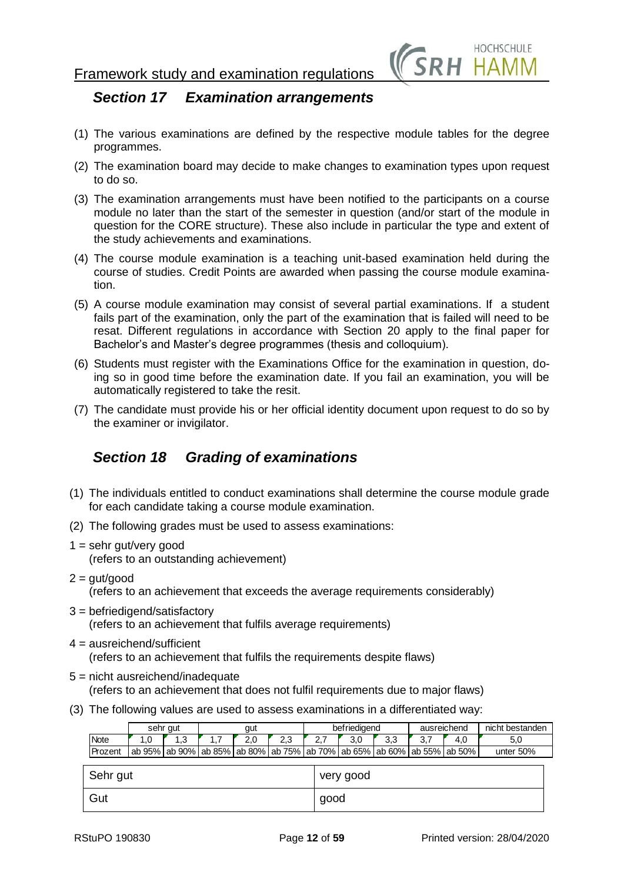## Section 17 Examination arrangements

(1) The various examinations are defined by the respective module tables for the degree programmes.

(2) The examination board may decide to make changes to examination types upon request to do so.

(3) The examination arrangements must have been notified to the participants on a course module no later than the start of the semester in question (and/or start of the module in question for the CORE structure). These also include in particular the type and extent of the study achievements and examinations.

(4) The course module examination is a teaching unit-based examination held during the course of studies. Credit Points are awarded when passing the course module examination.

(5) A course module examination may consist of several partial examinations. If a student fails part of the examination, only the part of the examination that is failed will need to be resat. Different regulations in accordance with Section 20 apply to the final paper for Bachelor's and Master's degree programmes (thesis and colloquium).

(6) Students must register with the Examinations Office for the examination in question, doing so in good time before the examination date. If you fail an examination, you will be automatically registered to take the resit.

(7) The candidate must provide his or her official identity document upon request to do so by the examiner or invigilator.

## Section 18 Grading of examinations

(1) The individuals entitled to conduct examinations shall determine the course module grade for each candidate taking a course module examination.

(2) The following grades must be used to assess examinations:

1 = sehr gut/very good
(refers to an outstanding achievement)

2 = gut/good
(refers to an achievement that exceeds the average requirements considerably)

3 = befriedigend/satisfactory
(refers to an achievement that fulfils average requirements)

4 = ausreichend/sufficient
(refers to an achievement that fulfils the requirements despite flaws)

5 = nicht ausreichend/inadequate
(refers to an achievement that does not fulfil requirements due to major flaws)

(3) The following values are used to assess examinations in a differentiated way:

| | sehr gut | | gut | | | befriedigend | | | ausreichend | | nicht bestanden |
|---|---|---|---|---|---|---|---|---|---|---|---|
| Note | 1,0 | 1,3 | 1,7 | 2,0 | 2,3 | 2,7 | 3,0 | 3,3 | 3,7 | 4,0 | 5,0 |
| Prozent | ab 95% | ab 90% | ab 85% | ab 80% | ab 75% | ab 70% | ab 65% | ab 60% | ab 55% | ab 50% | unter 50% |

| | |
|---|---|
| Sehr gut | very good |
| Gut | good |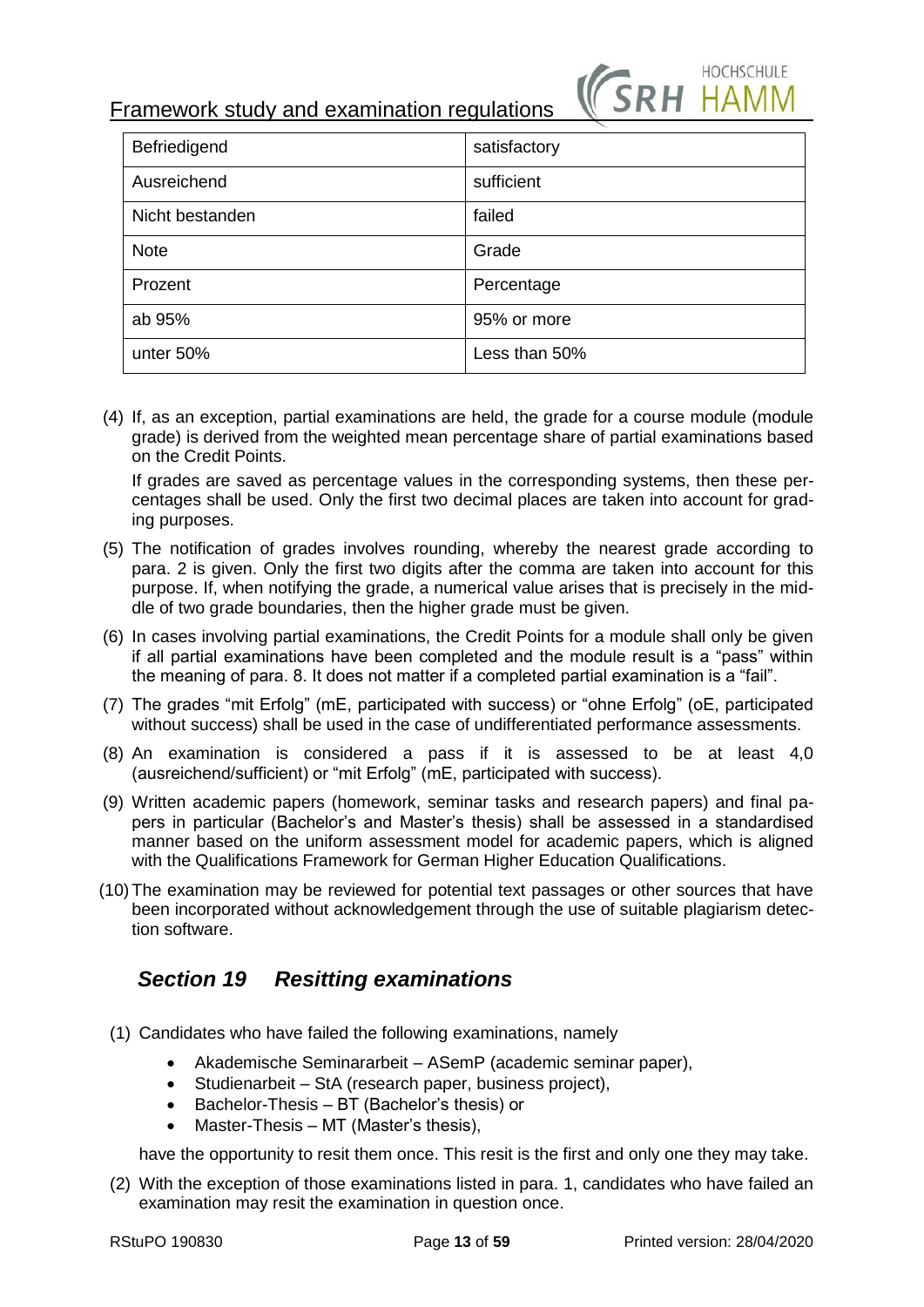| Befriedigend | satisfactory |
|---|---|
| Ausreichend | sufficient |
| Nicht bestanden | failed |
| Note | Grade |
| Prozent | Percentage |
| ab 95% | 95% or more |
| unter 50% | Less than 50% |

(4) If, as an exception, partial examinations are held, the grade for a course module (module grade) is derived from the weighted mean percentage share of partial examinations based on the Credit Points.

If grades are saved as percentage values in the corresponding systems, then these percentages shall be used. Only the first two decimal places are taken into account for grading purposes.

(5) The notification of grades involves rounding, whereby the nearest grade according to para. 2 is given. Only the first two digits after the comma are taken into account for this purpose. If, when notifying the grade, a numerical value arises that is precisely in the middle of two grade boundaries, then the higher grade must be given.

(6) In cases involving partial examinations, the Credit Points for a module shall only be given if all partial examinations have been completed and the module result is a "pass" within the meaning of para. 8. It does not matter if a completed partial examination is a "fail".

(7) The grades "mit Erfolg" (mE, participated with success) or "ohne Erfolg" (oE, participated without success) shall be used in the case of undifferentiated performance assessments.

(8) An examination is considered a pass if it is assessed to be at least 4,0 (ausreichend/sufficient) or "mit Erfolg" (mE, participated with success).

(9) Written academic papers (homework, seminar tasks and research papers) and final papers in particular (Bachelor's and Master's thesis) shall be assessed in a standardised manner based on the uniform assessment model for academic papers, which is aligned with the Qualifications Framework for German Higher Education Qualifications.

(10) The examination may be reviewed for potential text passages or other sources that have been incorporated without acknowledgement through the use of suitable plagiarism detection software.

## *Section 19 Resitting examinations*

(1) Candidates who have failed the following examinations, namely

- Akademische Seminararbeit – ASemP (academic seminar paper),
- Studienarbeit – StA (research paper, business project),
- Bachelor-Thesis – BT (Bachelor's thesis) or
- Master-Thesis – MT (Master's thesis),

have the opportunity to resit them once. This resit is the first and only one they may take.

(2) With the exception of those examinations listed in para. 1, candidates who have failed an examination may resit the examination in question once.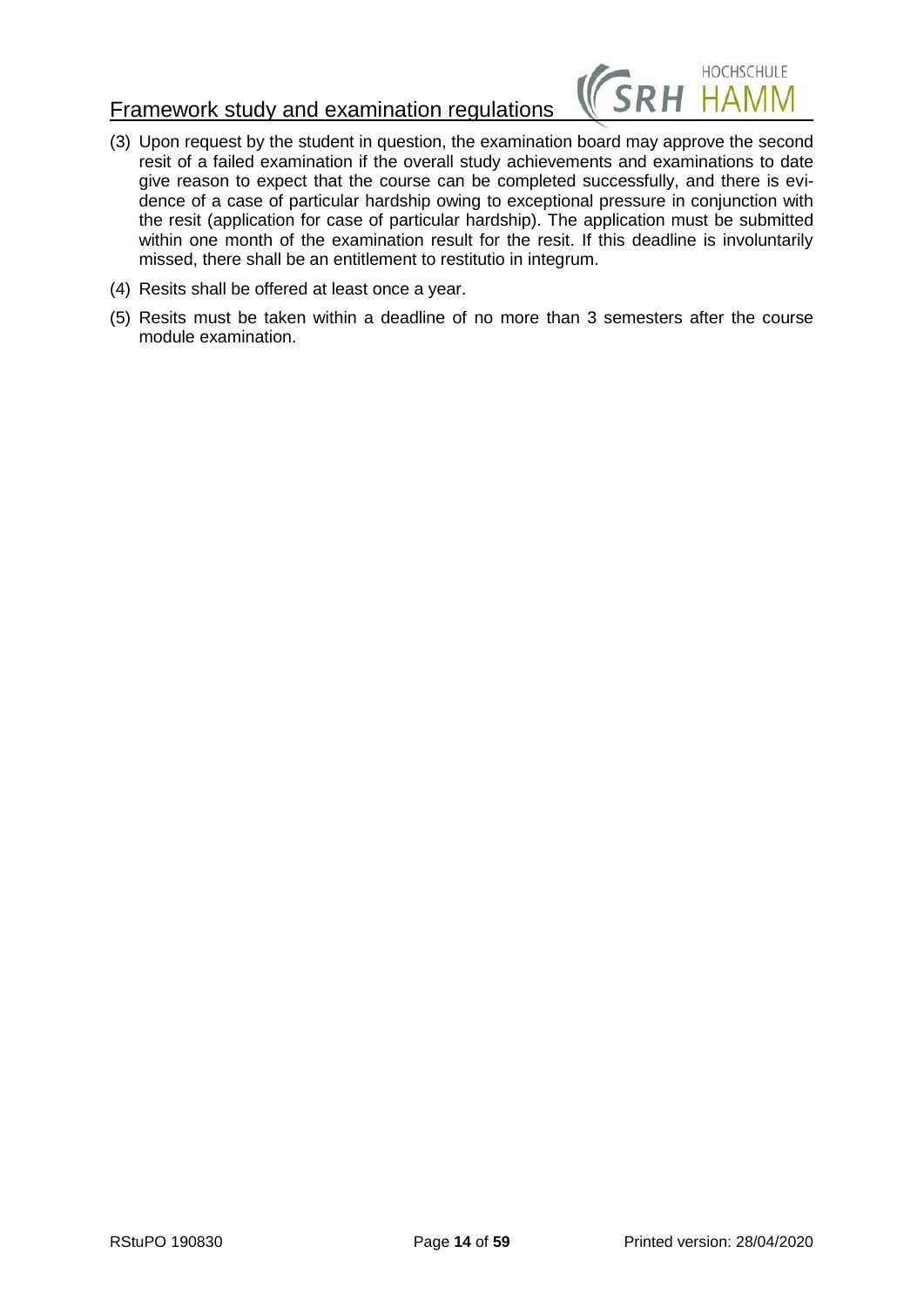(3) Upon request by the student in question, the examination board may approve the second resit of a failed examination if the overall study achievements and examinations to date give reason to expect that the course can be completed successfully, and there is evidence of a case of particular hardship owing to exceptional pressure in conjunction with the resit (application for case of particular hardship). The application must be submitted within one month of the examination result for the resit. If this deadline is involuntarily missed, there shall be an entitlement to restitutio in integrum.

(4) Resits shall be offered at least once a year.

(5) Resits must be taken within a deadline of no more than 3 semesters after the course module examination.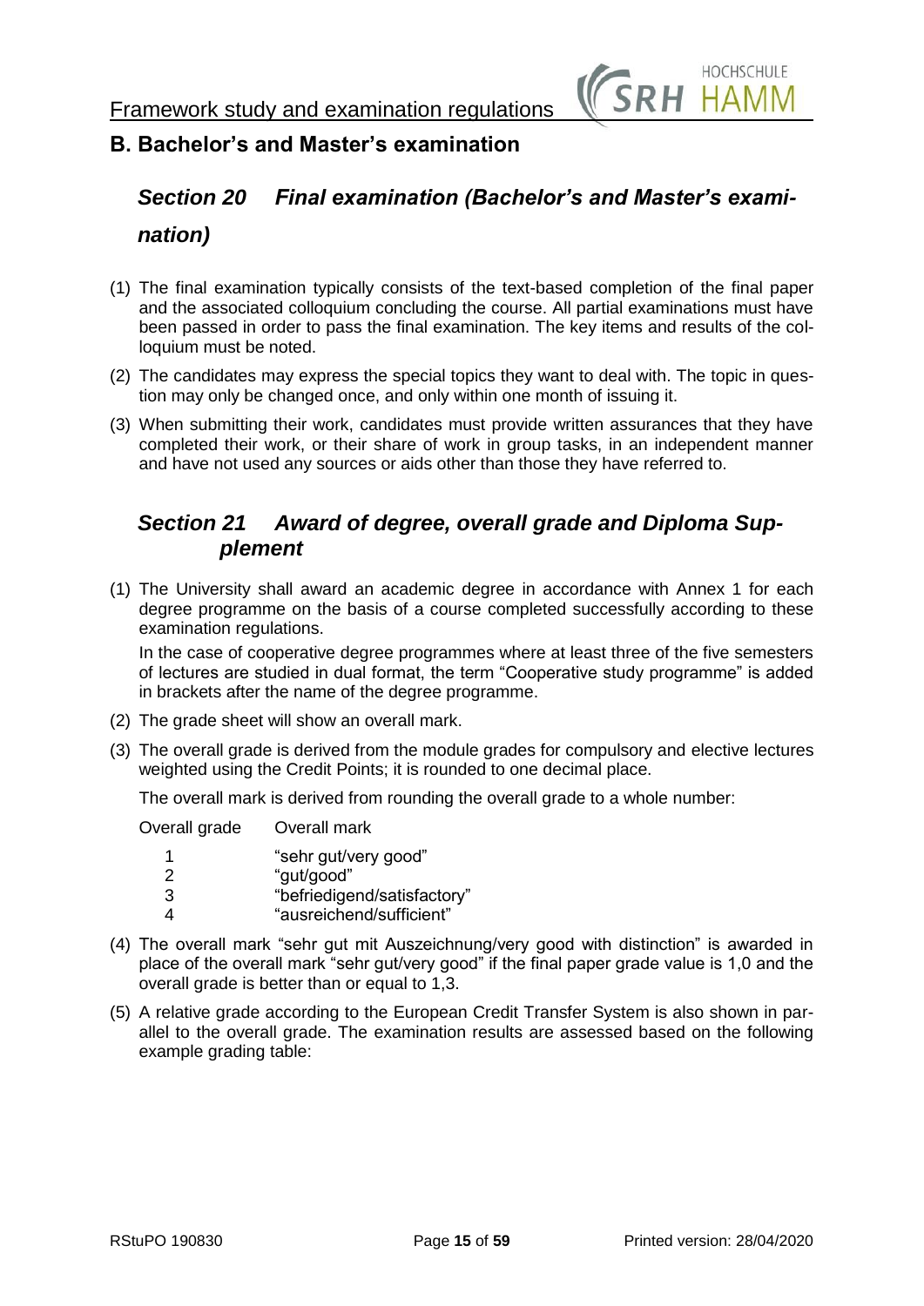## B. Bachelor's and Master's examination

### *Section 20 Final examination (Bachelor's and Master's examination)*

(1) The final examination typically consists of the text-based completion of the final paper and the associated colloquium concluding the course. All partial examinations must have been passed in order to pass the final examination. The key items and results of the colloquium must be noted.

(2) The candidates may express the special topics they want to deal with. The topic in question may only be changed once, and only within one month of issuing it.

(3) When submitting their work, candidates must provide written assurances that they have completed their work, or their share of work in group tasks, in an independent manner and have not used any sources or aids other than those they have referred to.

### *Section 21 Award of degree, overall grade and Diploma Supplement*

(1) The University shall award an academic degree in accordance with Annex 1 for each degree programme on the basis of a course completed successfully according to these examination regulations.

In the case of cooperative degree programmes where at least three of the five semesters of lectures are studied in dual format, the term "Cooperative study programme" is added in brackets after the name of the degree programme.

(2) The grade sheet will show an overall mark.

(3) The overall grade is derived from the module grades for compulsory and elective lectures weighted using the Credit Points; it is rounded to one decimal place.

The overall mark is derived from rounding the overall grade to a whole number:

| Overall grade | Overall mark |
|---|---|
| 1 | "sehr gut/very good" |
| 2 | "gut/good" |
| 3 | "befriedigend/satisfactory" |
| 4 | "ausreichend/sufficient" |

(4) The overall mark "sehr gut mit Auszeichnung/very good with distinction" is awarded in place of the overall mark "sehr gut/very good" if the final paper grade value is 1,0 and the overall grade is better than or equal to 1,3.

(5) A relative grade according to the European Credit Transfer System is also shown in parallel to the overall grade. The examination results are assessed based on the following example grading table: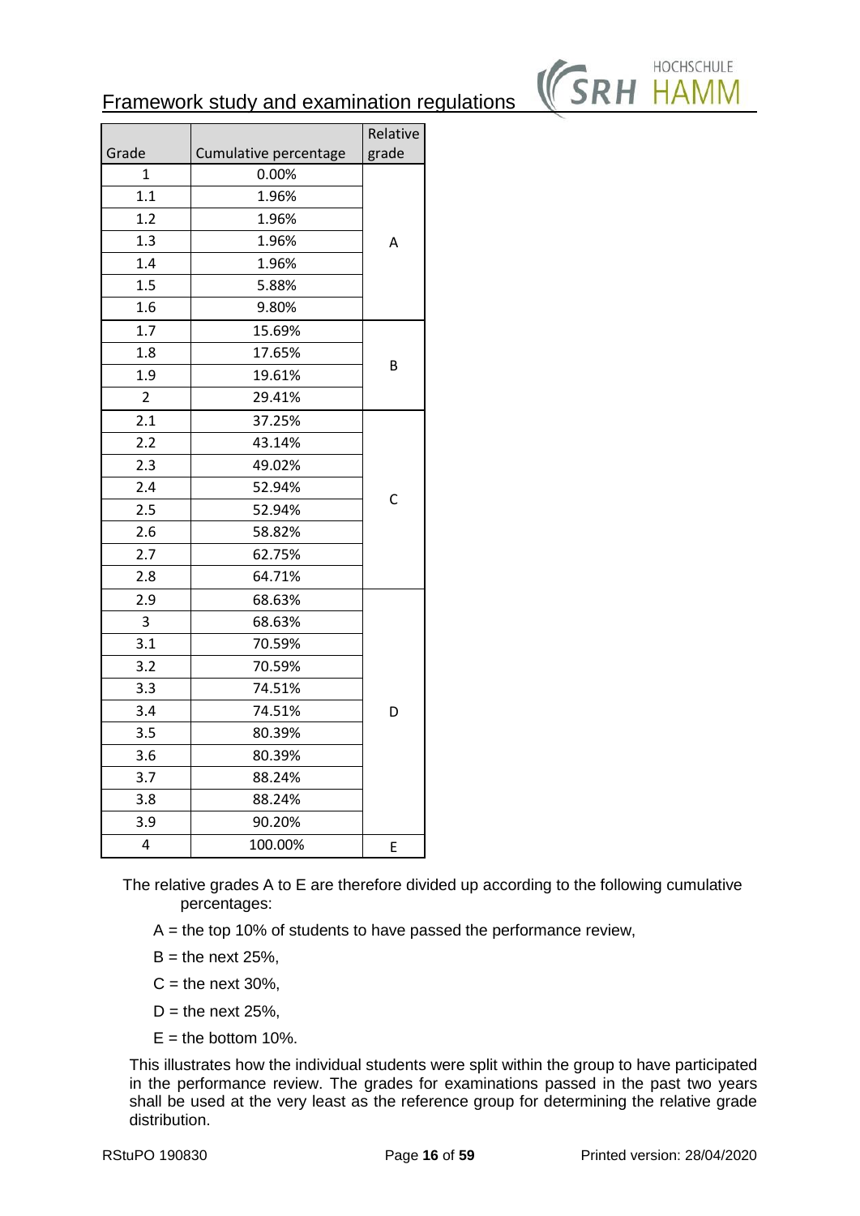| Grade | Cumulative percentage | Relative grade |
|---|---|---|
| 1 | 0.00% | A |
| 1.1 | 1.96% | |
| 1.2 | 1.96% | |
| 1.3 | 1.96% | |
| 1.4 | 1.96% | |
| 1.5 | 5.88% | |
| 1.6 | 9.80% | |
| 1.7 | 15.69% | B |
| 1.8 | 17.65% | |
| 1.9 | 19.61% | |
| 2 | 29.41% | |
| 2.1 | 37.25% | C |
| 2.2 | 43.14% | |
| 2.3 | 49.02% | |
| 2.4 | 52.94% | |
| 2.5 | 52.94% | |
| 2.6 | 58.82% | |
| 2.7 | 62.75% | |
| 2.8 | 64.71% | |
| 2.9 | 68.63% | D |
| 3 | 68.63% | |
| 3.1 | 70.59% | |
| 3.2 | 70.59% | |
| 3.3 | 74.51% | |
| 3.4 | 74.51% | |
| 3.5 | 80.39% | |
| 3.6 | 80.39% | |
| 3.7 | 88.24% | |
| 3.8 | 88.24% | |
| 3.9 | 90.20% | |
| 4 | 100.00% | E |

The relative grades A to E are therefore divided up according to the following cumulative percentages:

A = the top 10% of students to have passed the performance review,

B = the next 25%,

C = the next 30%,

D = the next 25%,

E = the bottom 10%.

This illustrates how the individual students were split within the group to have participated in the performance review. The grades for examinations passed in the past two years shall be used at the very least as the reference group for determining the relative grade distribution.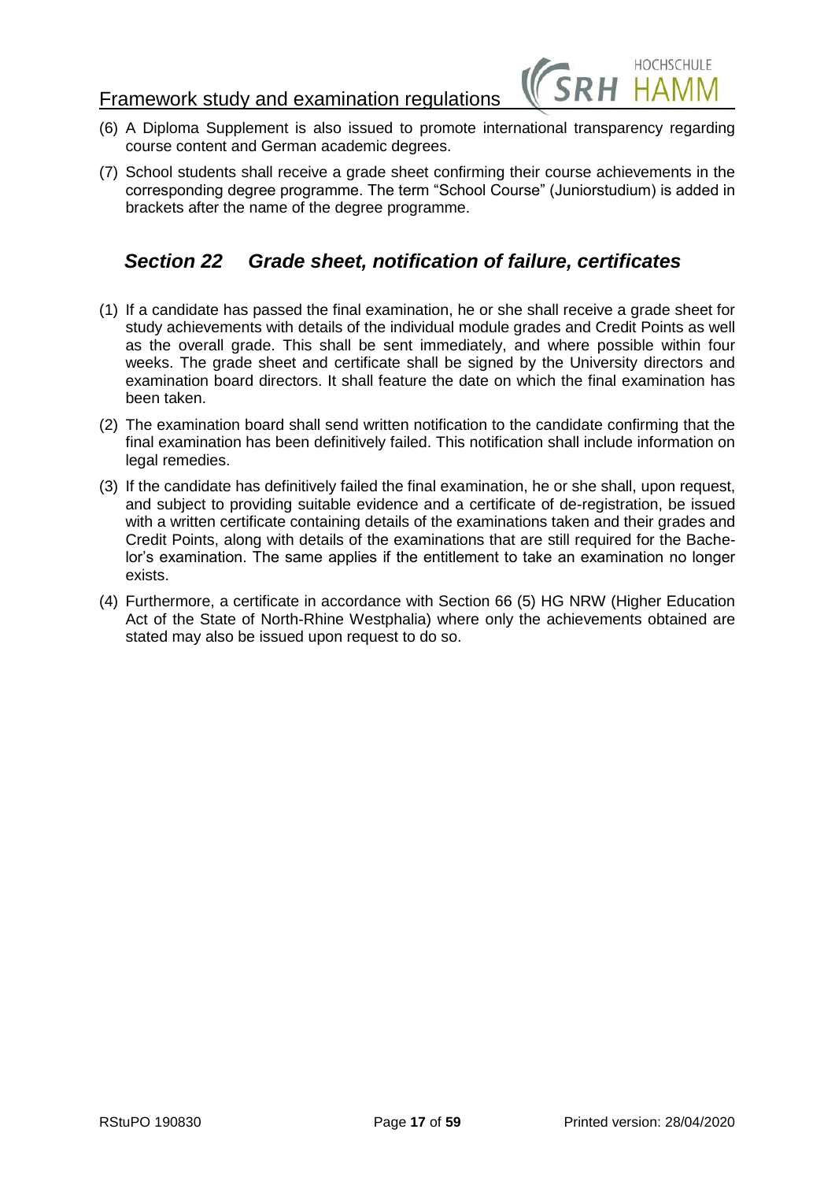(6) A Diploma Supplement is also issued to promote international transparency regarding course content and German academic degrees.

(7) School students shall receive a grade sheet confirming their course achievements in the corresponding degree programme. The term "School Course" (Juniorstudium) is added in brackets after the name of the degree programme.

## *Section 22 Grade sheet, notification of failure, certificates*

(1) If a candidate has passed the final examination, he or she shall receive a grade sheet for study achievements with details of the individual module grades and Credit Points as well as the overall grade. This shall be sent immediately, and where possible within four weeks. The grade sheet and certificate shall be signed by the University directors and examination board directors. It shall feature the date on which the final examination has been taken.

(2) The examination board shall send written notification to the candidate confirming that the final examination has been definitively failed. This notification shall include information on legal remedies.

(3) If the candidate has definitively failed the final examination, he or she shall, upon request, and subject to providing suitable evidence and a certificate of de-registration, be issued with a written certificate containing details of the examinations taken and their grades and Credit Points, along with details of the examinations that are still required for the Bachelor's examination. The same applies if the entitlement to take an examination no longer exists.

(4) Furthermore, a certificate in accordance with Section 66 (5) HG NRW (Higher Education Act of the State of North-Rhine Westphalia) where only the achievements obtained are stated may also be issued upon request to do so.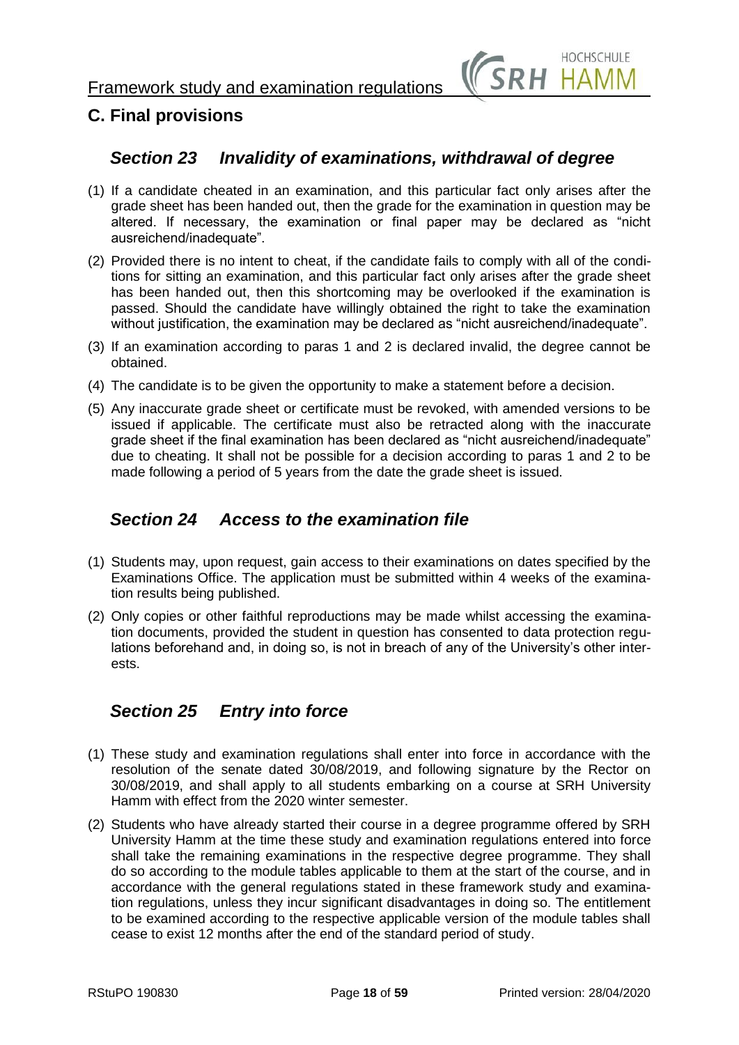## C. Final provisions

### *Section 23 Invalidity of examinations, withdrawal of degree*

(1) If a candidate cheated in an examination, and this particular fact only arises after the grade sheet has been handed out, then the grade for the examination in question may be altered. If necessary, the examination or final paper may be declared as "nicht ausreichend/inadequate".

(2) Provided there is no intent to cheat, if the candidate fails to comply with all of the conditions for sitting an examination, and this particular fact only arises after the grade sheet has been handed out, then this shortcoming may be overlooked if the examination is passed. Should the candidate have willingly obtained the right to take the examination without justification, the examination may be declared as "nicht ausreichend/inadequate".

(3) If an examination according to paras 1 and 2 is declared invalid, the degree cannot be obtained.

(4) The candidate is to be given the opportunity to make a statement before a decision.

(5) Any inaccurate grade sheet or certificate must be revoked, with amended versions to be issued if applicable. The certificate must also be retracted along with the inaccurate grade sheet if the final examination has been declared as "nicht ausreichend/inadequate" due to cheating. It shall not be possible for a decision according to paras 1 and 2 to be made following a period of 5 years from the date the grade sheet is issued.

### *Section 24 Access to the examination file*

(1) Students may, upon request, gain access to their examinations on dates specified by the Examinations Office. The application must be submitted within 4 weeks of the examination results being published.

(2) Only copies or other faithful reproductions may be made whilst accessing the examination documents, provided the student in question has consented to data protection regulations beforehand and, in doing so, is not in breach of any of the University's other interests.

### *Section 25 Entry into force*

(1) These study and examination regulations shall enter into force in accordance with the resolution of the senate dated 30/08/2019, and following signature by the Rector on 30/08/2019, and shall apply to all students embarking on a course at SRH University Hamm with effect from the 2020 winter semester.

(2) Students who have already started their course in a degree programme offered by SRH University Hamm at the time these study and examination regulations entered into force shall take the remaining examinations in the respective degree programme. They shall do so according to the module tables applicable to them at the start of the course, and in accordance with the general regulations stated in these framework study and examination regulations, unless they incur significant disadvantages in doing so. The entitlement to be examined according to the respective applicable version of the module tables shall cease to exist 12 months after the end of the standard period of study.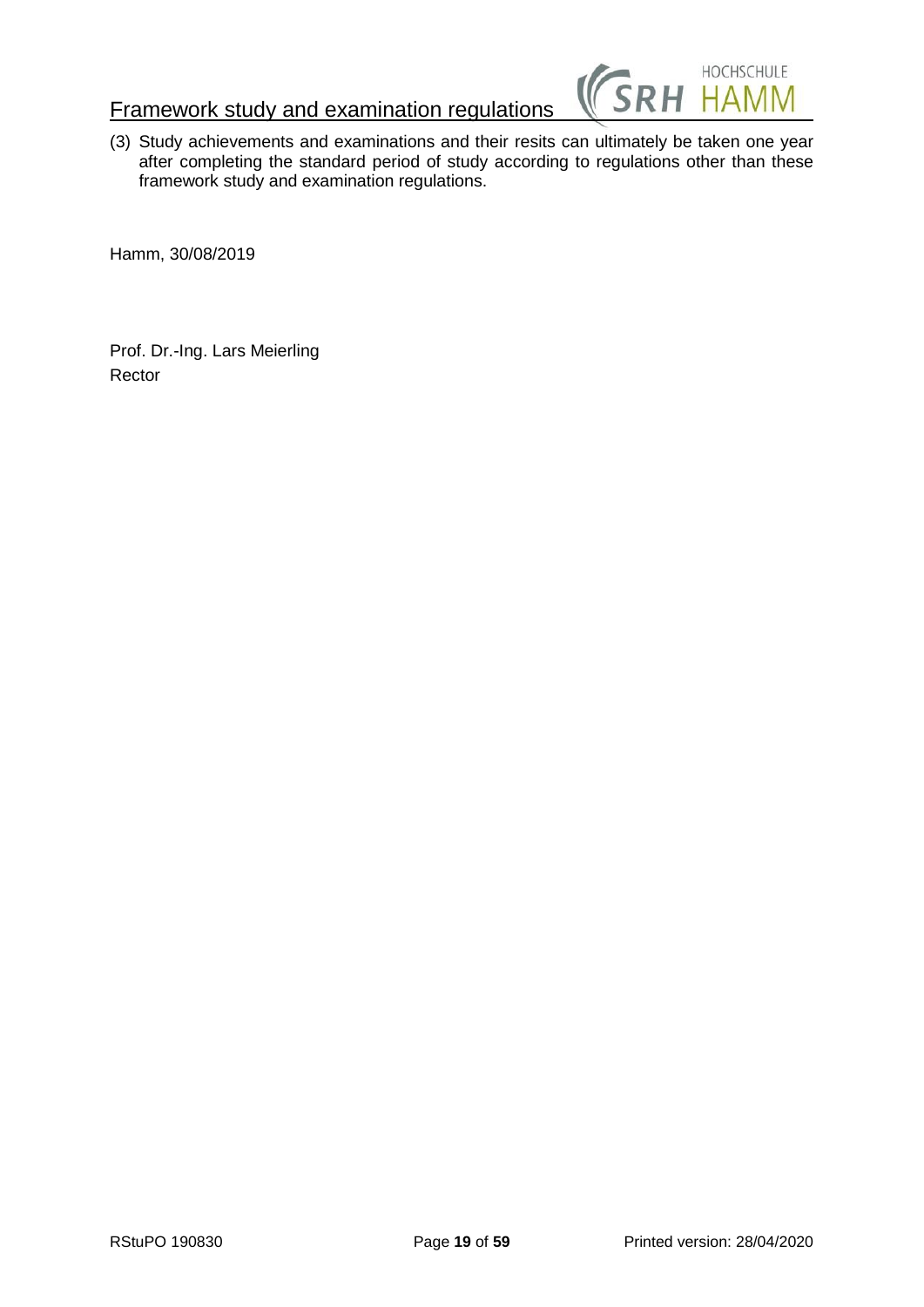(3) Study achievements and examinations and their resits can ultimately be taken one year after completing the standard period of study according to regulations other than these framework study and examination regulations.

Hamm, 30/08/2019

Prof. Dr.-Ing. Lars Meierling
Rector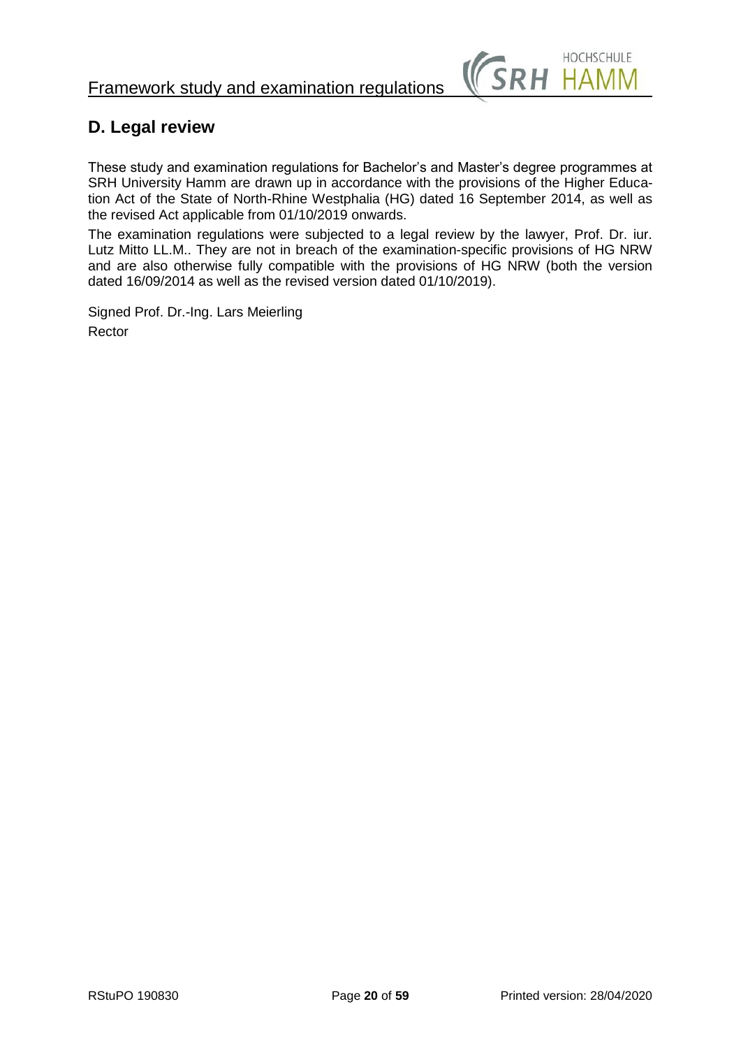## D. Legal review

These study and examination regulations for Bachelor's and Master's degree programmes at SRH University Hamm are drawn up in accordance with the provisions of the Higher Education Act of the State of North-Rhine Westphalia (HG) dated 16 September 2014, as well as the revised Act applicable from 01/10/2019 onwards.

The examination regulations were subjected to a legal review by the lawyer, Prof. Dr. iur. Lutz Mitto LL.M.. They are not in breach of the examination-specific provisions of HG NRW and are also otherwise fully compatible with the provisions of HG NRW (both the version dated 16/09/2014 as well as the revised version dated 01/10/2019).

Signed Prof. Dr.-Ing. Lars Meierling
Rector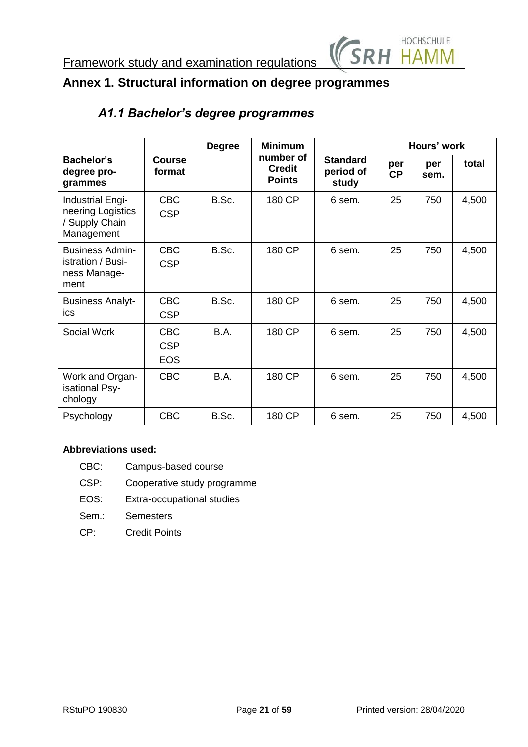# Annex 1. Structural information on degree programmes

## *A1.1 Bachelor's degree programmes*

| Bachelor's degree programmes | Course format | Degree | Minimum number of Credit Points | Standard period of study | Hours' work | | |
|---|---|---|---|---|---|---|---|
| | | | | | per CP | per sem. | total |
| Industrial Engineering Logistics / Supply Chain Management | CBC CSP | B.Sc. | 180 CP | 6 sem. | 25 | 750 | 4,500 |
| Business Administration / Business Management | CBC CSP | B.Sc. | 180 CP | 6 sem. | 25 | 750 | 4,500 |
| Business Analytics | CBC CSP | B.Sc. | 180 CP | 6 sem. | 25 | 750 | 4,500 |
| Social Work | CBC CSP EOS | B.A. | 180 CP | 6 sem. | 25 | 750 | 4,500 |
| Work and Organisational Psychology | CBC | B.A. | 180 CP | 6 sem. | 25 | 750 | 4,500 |
| Psychology | CBC | B.Sc. | 180 CP | 6 sem. | 25 | 750 | 4,500 |

**Abbreviations used:**

- CBC: Campus-based course
- CSP: Cooperative study programme
- EOS: Extra-occupational studies
- Sem.: Semesters
- CP: Credit Points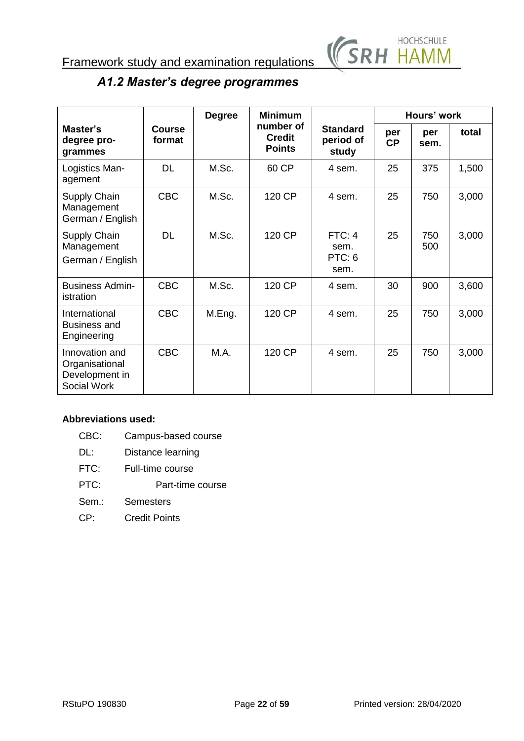## *A1.2 Master's degree programmes*

| Master's degree programmes | Course format | Degree | Minimum number of Credit Points | Standard period of study | Hours' work | | |
|---|---|---|---|---|---|---|---|
| | | | | | per CP | per sem. | total |
| Logistics Management | DL | M.Sc. | 60 CP | 4 sem. | 25 | 375 | 1,500 |
| Supply Chain Management German / English | CBC | M.Sc. | 120 CP | 4 sem. | 25 | 750 | 3,000 |
| Supply Chain Management German / English | DL | M.Sc. | 120 CP | FTC: 4 sem. PTC: 6 sem. | 25 | 750 500 | 3,000 |
| Business Administration | CBC | M.Sc. | 120 CP | 4 sem. | 30 | 900 | 3,600 |
| International Business and Engineering | CBC | M.Eng. | 120 CP | 4 sem. | 25 | 750 | 3,000 |
| Innovation and Organisational Development in Social Work | CBC | M.A. | 120 CP | 4 sem. | 25 | 750 | 3,000 |

**Abbreviations used:**

CBC: Campus-based course
DL: Distance learning
FTC: Full-time course
PTC: Part-time course
Sem.: Semesters
CP: Credit Points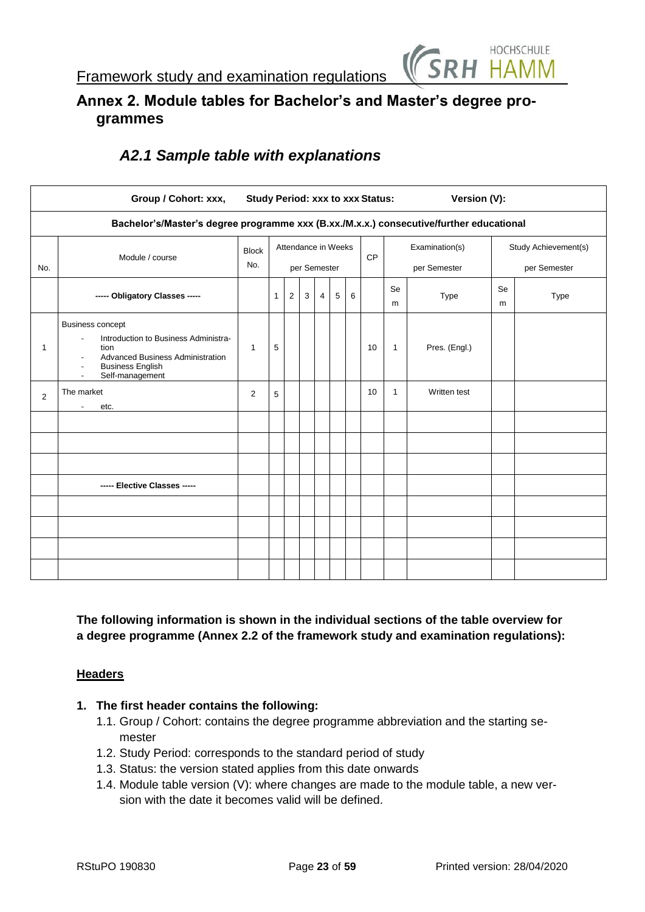# Annex 2. Module tables for Bachelor's and Master's degree programmes

## *A2.1 Sample table with explanations*

| Group / Cohort: xxx, | | | Study Period: xxx to xxx | | | | | | Status: | | | Version (V): | |
|---|---|---|---|---|---|---|---|---|---|---|---|---|---|
| Bachelor's/Master's degree programme xxx (B.xx./M.x.x.) consecutive/further educational | | | | | | | | | | | | | |
| No. | Module / course | Block No. | Attendance in Weeks per Semester | | | | | | CP | Examination(s) per Semester | | Study Achievement(s) per Semester | |
| | ----- Obligatory Classes ----- | | 1 | 2 | 3 | 4 | 5 | 6 | | Sem | Type | Sem | Type |
| 1 | Business concept<br>- Introduction to Business Administration<br>- Advanced Business Administration<br>- Business English<br>- Self-management | 1 | 5 | | | | | | 10 | 1 | Pres. (Engl.) | | |
| 2 | The market<br>- etc. | 2 | 5 | | | | | | 10 | 1 | Written test | | |
| | | | | | | | | | | | | | |
| | | | | | | | | | | | | | |
| | | | | | | | | | | | | | |
| | ----- Elective Classes ----- | | | | | | | | | | | | |
| | | | | | | | | | | | | | |
| | | | | | | | | | | | | | |
| | | | | | | | | | | | | | |
| | | | | | | | | | | | | | |

**The following information is shown in the individual sections of the table overview for a degree programme (Annex 2.2 of the framework study and examination regulations):**

**Headers**

1. **The first header contains the following:**
   1.1. Group / Cohort: contains the degree programme abbreviation and the starting semester
   1.2. Study Period: corresponds to the standard period of study
   1.3. Status: the version stated applies from this date onwards
   1.4. Module table version (V): where changes are made to the module table, a new version with the date it becomes valid will be defined.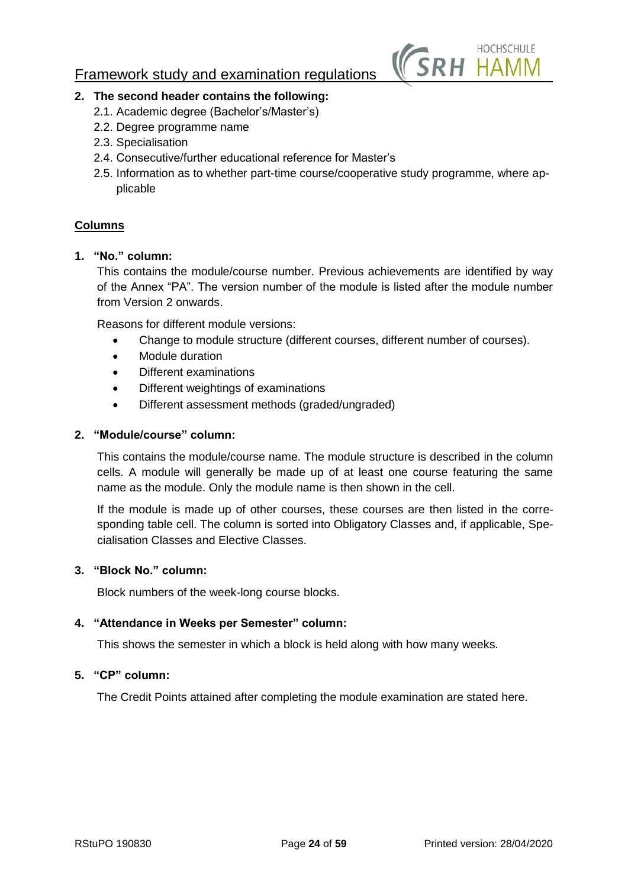2. **The second header contains the following:**
    2.1. Academic degree (Bachelor's/Master's)
    2.2. Degree programme name
    2.3. Specialisation
    2.4. Consecutive/further educational reference for Master's
    2.5. Information as to whether part-time course/cooperative study programme, where applicable

**Columns**

1. **"No." column:**

   This contains the module/course number. Previous achievements are identified by way of the Annex "PA". The version number of the module is listed after the module number from Version 2 onwards.

   Reasons for different module versions:

   - Change to module structure (different courses, different number of courses).
   - Module duration
   - Different examinations
   - Different weightings of examinations
   - Different assessment methods (graded/ungraded)

2. **"Module/course" column:**

   This contains the module/course name. The module structure is described in the column cells. A module will generally be made up of at least one course featuring the same name as the module. Only the module name is then shown in the cell.

   If the module is made up of other courses, these courses are then listed in the corresponding table cell. The column is sorted into Obligatory Classes and, if applicable, Specialisation Classes and Elective Classes.

3. **"Block No." column:**

   Block numbers of the week-long course blocks.

4. **"Attendance in Weeks per Semester" column:**

   This shows the semester in which a block is held along with how many weeks.

5. **"CP" column:**

   The Credit Points attained after completing the module examination are stated here.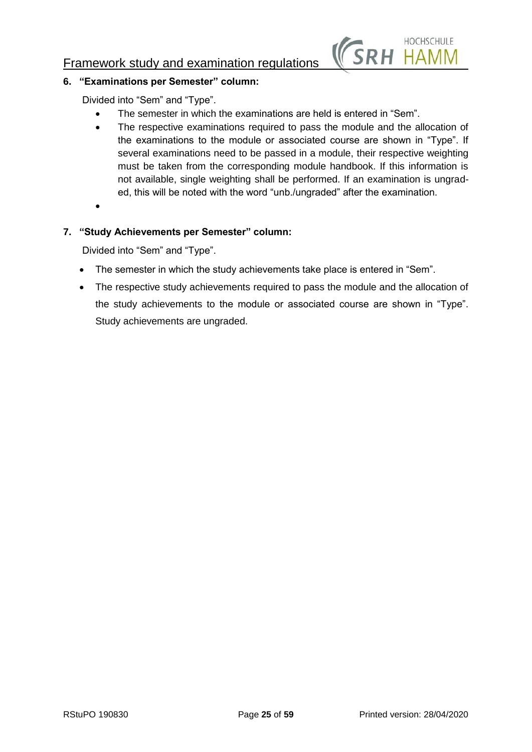6. **"Examinations per Semester" column:**

   Divided into "Sem" and "Type".

   - The semester in which the examinations are held is entered in "Sem".
   - The respective examinations required to pass the module and the allocation of the examinations to the module or associated course are shown in "Type". If several examinations need to be passed in a module, their respective weighting must be taken from the corresponding module handbook. If this information is not available, single weighting shall be performed. If an examination is ungraded, this will be noted with the word "unb./ungraded" after the examination.

7. **"Study Achievements per Semester" column:**

   Divided into "Sem" and "Type".

   - The semester in which the study achievements take place is entered in "Sem".
   - The respective study achievements required to pass the module and the allocation of the study achievements to the module or associated course are shown in "Type". Study achievements are ungraded.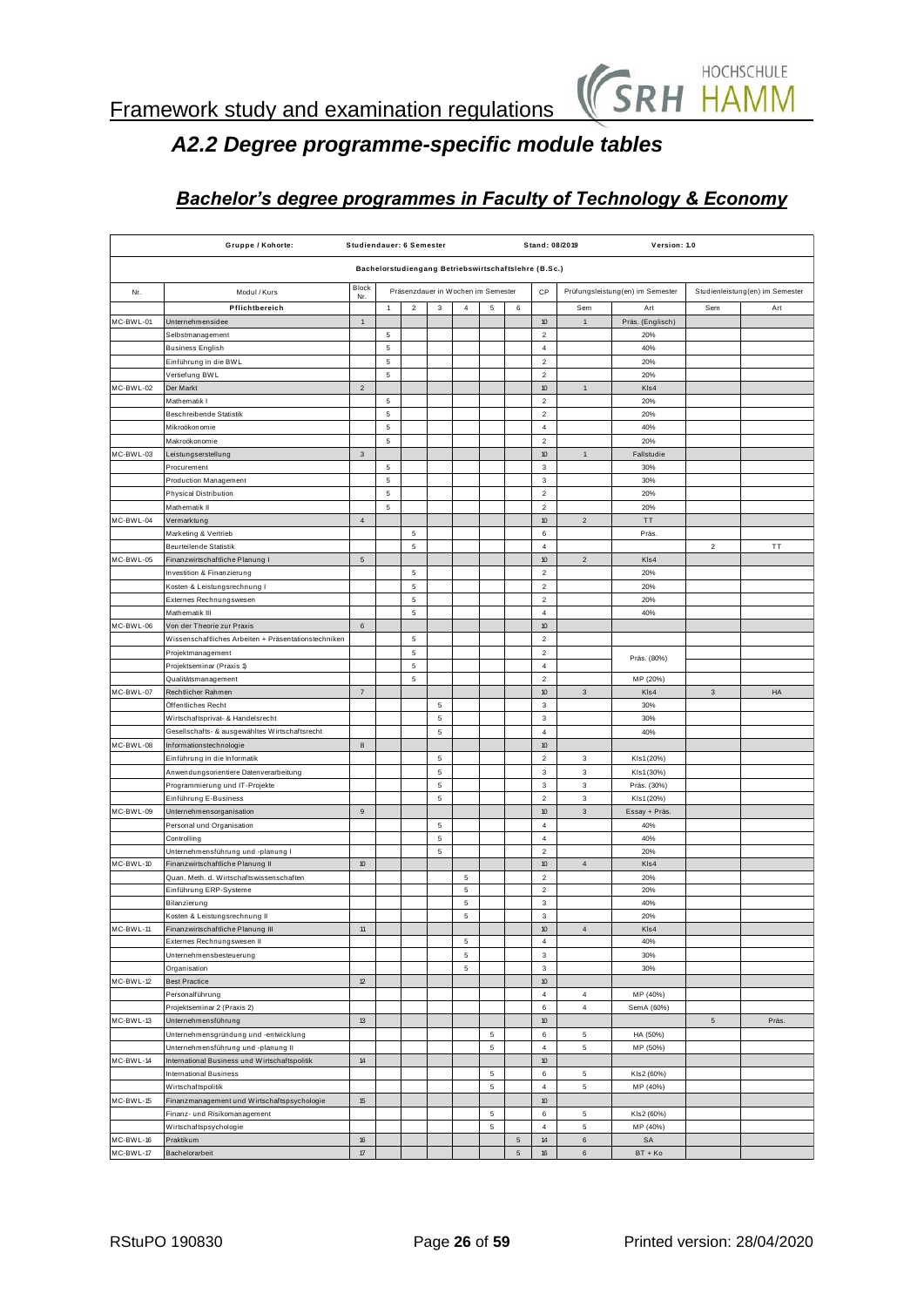## A2.2 Degree programme-specific module tables

### Bachelor's degree programmes in Faculty of Technology & Economy

| Gruppe / Kohorte: | | Studiendauer: 6 Semester | | | | | | | Stand: 08/2019 | | Version: 1.0 | | |
|---|---|---|---|---|---|---|---|---|---|---|---|---|---|
| Bachelorstudiengang Betriebswirtschaftslehre (B.Sc.) | | | | | | | | | | | | | |
| Nr. | Modul / Kurs | Block Nr. | Präsenzdauer in Wochen im Semester | | | | | | CP | Prüfungsleistung(en) im Semester | | Studienleistung(en) im Semester | |
| | Pflichtbereich | | 1 | 2 | 3 | 4 | 5 | 6 | | Sem | Art | Sem | Art |
| MC-BWL-01 | Unternehmensidee | 1 | | | | | | | 10 | 1 | Präs. (Englisch) | | |
| | Selbstmanagement | | 5 | | | | | | 2 | | 20% | | |
| | Business English | | 5 | | | | | | 4 | | 40% | | |
| | Einführung in die BWL | | 5 | | | | | | 2 | | 20% | | |
| | Vertiefung BWL | | 5 | | | | | | 2 | | 20% | | |
| MC-BWL-02 | Der Markt | 2 | | | | | | | 10 | 1 | Kls4 | | |
| | Mathematik I | | 5 | | | | | | 2 | | 20% | | |
| | Beschreibende Statistik | | 5 | | | | | | 2 | | 20% | | |
| | Mikroökonomie | | 5 | | | | | | 4 | | 40% | | |
| | Makroökonomie | | 5 | | | | | | 2 | | 20% | | |
| MC-BWL-03 | Leistungserstellung | 3 | | | | | | | 10 | 1 | Fallstudie | | |
| | Procurement | | 5 | | | | | | 3 | | 30% | | |
| | Production Management | | 5 | | | | | | 3 | | 30% | | |
| | Physical Distribution | | 5 | | | | | | 2 | | 20% | | |
| | Mathematik II | | 5 | | | | | | 2 | | 20% | | |
| MC-BWL-04 | Vermarktung | 4 | | | | | | | 10 | 2 | TT | | |
| | Marketing & Vertrieb | | | 5 | | | | | 6 | | Präs. | | |
| | Beurteilende Statistik | | | 5 | | | | | 4 | | | 2 | TT |
| MC-BWL-05 | Finanzwirtschaftliche Planung I | 5 | | | | | | | 10 | 2 | Kls4 | | |
| | Investition & Finanzierung | | | 5 | | | | | 2 | | 20% | | |
| | Kosten & Leistungsrechnung I | | | 5 | | | | | 2 | | 20% | | |
| | Externes Rechnungswesen | | | 5 | | | | | 2 | | 20% | | |
| | Mathematik III | | | 5 | | | | | 4 | | 40% | | |
| MC-BWL-06 | Von der Theorie zur Praxis | 6 | | | | | | | 10 | | | | |
| | Wissenschaftliches Arbeiten + Präsentationstechniken | | | 5 | | | | | 2 | | | | |
| | Projektmanagement | | | 5 | | | | | 2 | | Präs. (80%) | | |
| | Projektseminar (Praxis 1) | | | 5 | | | | | 4 | | | | |
| | Qualitätsmanagement | | | 5 | | | | | 2 | | MP (20%) | | |
| MC-BWL-07 | Rechtlicher Rahmen | 7 | | | | | | | 10 | 3 | Kls4 | 3 | HA |
| | Öffentliches Recht | | | | 5 | | | | 3 | | 30% | | |
| | Wirtschaftsprivat- & Handelsrecht | | | | 5 | | | | 3 | | 30% | | |
| | Gesellschafts- & ausgewähltes Wirtschaftsrecht | | | | 5 | | | | 4 | | 40% | | |
| MC-BWL-08 | Informationstechnologie | 8 | | | | | | | 10 | | | | |
| | Einführung in die Informatik | | | | 5 | | | | 2 | 3 | Kls1(20%) | | |
| | Anwendungsorientiere Datenverarbeitung | | | | 5 | | | | 3 | 3 | Kls1(30%) | | |
| | Programmierung und IT-Projekte | | | | 5 | | | | 3 | 3 | Präs. (30%) | | |
| | Einführung E-Business | | | | 5 | | | | 2 | 3 | Kls1(20%) | | |
| MC-BWL-09 | Unternehmensorganisation | 9 | | | | | | | 10 | 3 | Essay + Präs. | | |
| | Personal und Organisation | | | | 5 | | | | 4 | | 40% | | |
| | Controlling | | | | 5 | | | | 4 | | 40% | | |
| | Unternehmensführung und -planung I | | | | 5 | | | | 2 | | 20% | | |
| MC-BWL-10 | Finanzwirtschaftliche Planung II | 10 | | | | | | | 10 | 4 | Kls4 | | |
| | Quan. Meth. d. Wirtschaftswissenschaften | | | | | 5 | | | 2 | | 20% | | |
| | Einführung ERP-Systeme | | | | | 5 | | | 2 | | 20% | | |
| | Bilanzierung | | | | | 5 | | | 3 | | 40% | | |
| | Kosten & Leistungsrechnung II | | | | | 5 | | | 3 | | 20% | | |
| MC-BWL-11 | Finanzwirtschaftliche Planung III | 11 | | | | | | | 10 | 4 | Kls4 | | |
| | Externes Rechnungswesen II | | | | | 5 | | | 4 | | 40% | | |
| | Unternehmensbesteuerung | | | | | 5 | | | 3 | | 30% | | |
| | Organisation | | | | | 5 | | | 3 | | 30% | | |
| MC-BWL-12 | Best Practice | 12 | | | | | | | 10 | | | | |
| | Personalführung | | | | | | | | 4 | 4 | MP (40%) | | |
| | Projektseminar 2 (Praxis 2) | | | | | | | | 6 | 4 | SemA (60%) | | |
| MC-BWL-13 | Unternehmensführung | 13 | | | | | | | 10 | | | 5 | Präs. |
| | Unternehmensgründung und -entwicklung | | | | | | 5 | | 6 | 5 | HA (50%) | | |
| | Unternehmensführung und -planung II | | | | | | 5 | | 4 | 5 | MP (50%) | | |
| MC-BWL-14 | International Business und Wirtschaftspolitik | 14 | | | | | | | 10 | | | | |
| | International Business | | | | | | 5 | | 6 | 5 | Kls2 (60%) | | |
| | Wirtschaftspolitik | | | | | | 5 | | 4 | 5 | MP (40%) | | |
| MC-BWL-15 | Finanzmanagement und Wirtschaftspsychologie | 15 | | | | | | | 10 | | | | |
| | Finanz- und Risikomanagement | | | | | | 5 | | 6 | 5 | Kls2 (60%) | | |
| | Wirtschaftspsychologie | | | | | | 5 | | 4 | 5 | MP (40%) | | |
| MC-BWL-16 | Praktikum | 16 | | | | | | 5 | 14 | 6 | SA | | |
| MC-BWL-17 | Bachelorarbeit | 17 | | | | | | 5 | 16 | 6 | BT + Ko | | |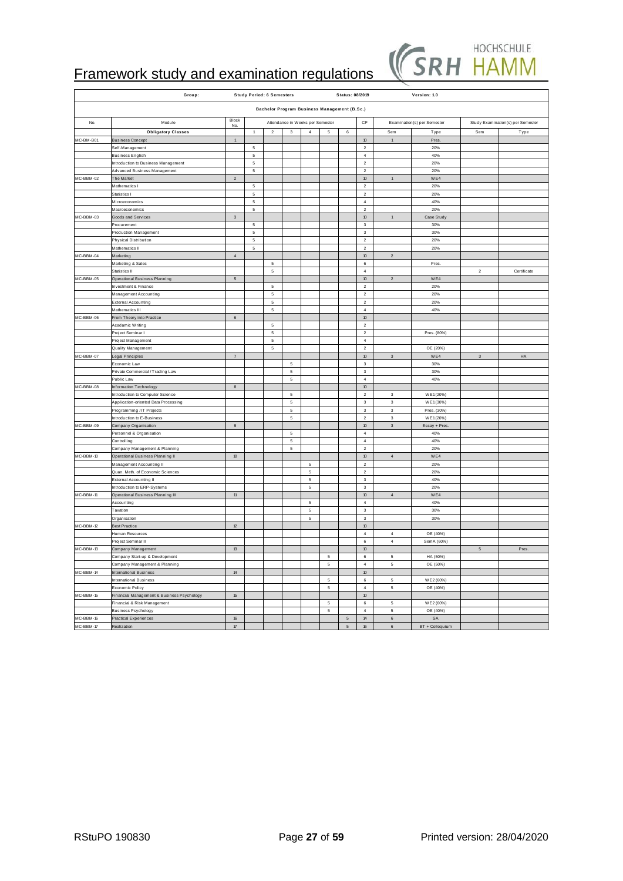# Framework study and examination regulations

| Group: | | Study Period: 6 Semesters | | | | | | Status: 08/2019 | | Version: 1.0 | | |
|---|---|---|---|---|---|---|---|---|---|---|---|---|
| Bachelor Program Business Management (B.Sc.) | | | | | | | | | | | | |
| No. | Module | Block No. | Attendance in Weeks per Semester | | | | | | CP | Examination(s) per Semester | | Study Examination(s) per Semester | |
| | Obligatory Classes | | 1 | 2 | 3 | 4 | 5 | 6 | | Sem | Type | Sem | Type |
| MC-BM-B01 | Business Concept | 1 | | | | | | | 10 | 1 | Pres. | | |
| | Self-Management | | 5 | | | | | | 2 | | 20% | | |
| | Business English | | 5 | | | | | | 4 | | 40% | | |
| | Introduction to Business Management | | 5 | | | | | | 2 | | 20% | | |
| | Advanced Business Management | | 5 | | | | | | 2 | | 20% | | |
| MC-BBM-02 | The Market | 2 | | | | | | | 10 | 1 | WE4 | | |
| | Mathematics I | | 5 | | | | | | 2 | | 20% | | |
| | Statistics I | | 5 | | | | | | 2 | | 20% | | |
| | Microeconomics | | 5 | | | | | | 4 | | 40% | | |
| | Macroeconomics | | 5 | | | | | | 2 | | 20% | | |
| MC-BBM-03 | Goods and Services | 3 | | | | | | | 10 | 1 | Case Study | | |
| | Procurement | | 5 | | | | | | 3 | | 30% | | |
| | Production Management | | 5 | | | | | | 3 | | 30% | | |
| | Physical Distribution | | 5 | | | | | | 2 | | 20% | | |
| | Mathematics II | | 5 | | | | | | 2 | | 20% | | |
| MC-BBM-04 | Marketing | 4 | | | | | | | 10 | 2 | | | |
| | Marketing & Sales | | | 5 | | | | | 6 | | Pres. | | |
| | Statistics II | | | 5 | | | | | 4 | | | 2 | Certificate |
| MC-BBM-05 | Operational Business Planning | 5 | | | | | | | 10 | 2 | WE4 | | |
| | Investment & Finance | | | 5 | | | | | 2 | | 20% | | |
| | Management Accounting | | | 5 | | | | | 2 | | 20% | | |
| | External Accounting | | | 5 | | | | | 2 | | 20% | | |
| | Mathematics III | | | 5 | | | | | 4 | | 40% | | |
| MC-BBM-06 | From Theory into Practice | 6 | | | | | | | 10 | | | | |
| | Acadamic Writing | | | 5 | | | | | 2 | | | | |
| | Project Seminar I | | | 5 | | | | | 2 | | Pres. (80%) | | |
| | Project Management | | | 5 | | | | | 4 | | | | |
| | Quality Management | | | 5 | | | | | 2 | | OE (20%) | | |
| MC-BBM-07 | Legal Principles | 7 | | | | | | | 10 | 3 | WE4 | 3 | HA |
| | Economic Law | | | | 5 | | | | 3 | | 30% | | |
| | Private Commercial / Trading Law | | | | 5 | | | | 3 | | 30% | | |
| | Public Law | | | | 5 | | | | 4 | | 40% | | |
| MC-BBM-08 | Information Technology | 8 | | | | | | | 10 | | | | |
| | Introduction to Computer Science | | | | 5 | | | | 2 | 3 | WE1(20%) | | |
| | Application-oriented Data Processing | | | | 5 | | | | 3 | 3 | WE1(30%) | | |
| | Programming / IT Projects | | | | 5 | | | | 3 | 3 | Pres. (30%) | | |
| | Introduction to E-Business | | | | 5 | | | | 2 | 3 | WE1(20%) | | |
| MC-BBM-09 | Company Organisation | 9 | | | | | | | 10 | 3 | Essay + Pres. | | |
| | Personnel & Organisation | | | | 5 | | | | 4 | | 40% | | |
| | Controlling | | | | 5 | | | | 4 | | 40% | | |
| | Company Management & Planning | | | | 5 | | | | 2 | | 20% | | |
| MC-BBM-10 | Operational Business Planning II | 10 | | | | | | | 10 | 4 | WE4 | | |
| | Management Accounting II | | | | | 5 | | | 2 | | 20% | | |
| | Quan. Meth. of Economic Sciences | | | | | 5 | | | 2 | | 20% | | |
| | External Accounting II | | | | | 5 | | | 3 | | 40% | | |
| | Introduction to ERP-Systems | | | | | 5 | | | 3 | | 20% | | |
| MC-BBM-11 | Operational Business Planning III | 11 | | | | | | | 10 | 4 | WE4 | | |
| | Accounting | | | | | 5 | | | 4 | | 40% | | |
| | Taxation | | | | | 5 | | | 3 | | 30% | | |
| | Organisation | | | | | 5 | | | 3 | | 30% | | |
| MC-BBM-12 | Best Practice | 12 | | | | | | | 10 | | | | |
| | Human Resources | | | | | | | | 4 | 4 | OE (40%) | | |
| | Project Seminar II | | | | | | | | 6 | 4 | SemA (60%) | | |
| MC-BBM-13 | Company Management | 13 | | | | | | | 10 | | | 5 | Pres. |
| | Company Start-up & Development | | | | | | 5 | | 6 | 5 | HA (50%) | | |
| | Company Management & Planning | | | | | | 5 | | 4 | 5 | OE (50%) | | |
| MC-BBM-14 | International Business | 14 | | | | | | | 10 | | | | |
| | International Business | | | | | | 5 | | 6 | 5 | WE2 (60%) | | |
| | Economic Policy | | | | | | 5 | | 4 | 5 | OE (40%) | | |
| MC-BBM-15 | Financial Management & Business Psychology | 15 | | | | | | | 10 | | | | |
| | Financial & Risk Management | | | | | | 5 | | 6 | 5 | WE2 (60%) | | |
| | Business Psychology | | | | | | 5 | | 4 | 5 | OE (40%) | | |
| MC-BBM-16 | Practical Experiences | 16 | | | | | | 5 | 14 | 6 | SA | | |
| MC-BBM-17 | Realization | 17 | | | | | | 5 | 16 | 6 | BT + Colloquium | | |

RStuPO 190830 | Printed version: 28/04/2020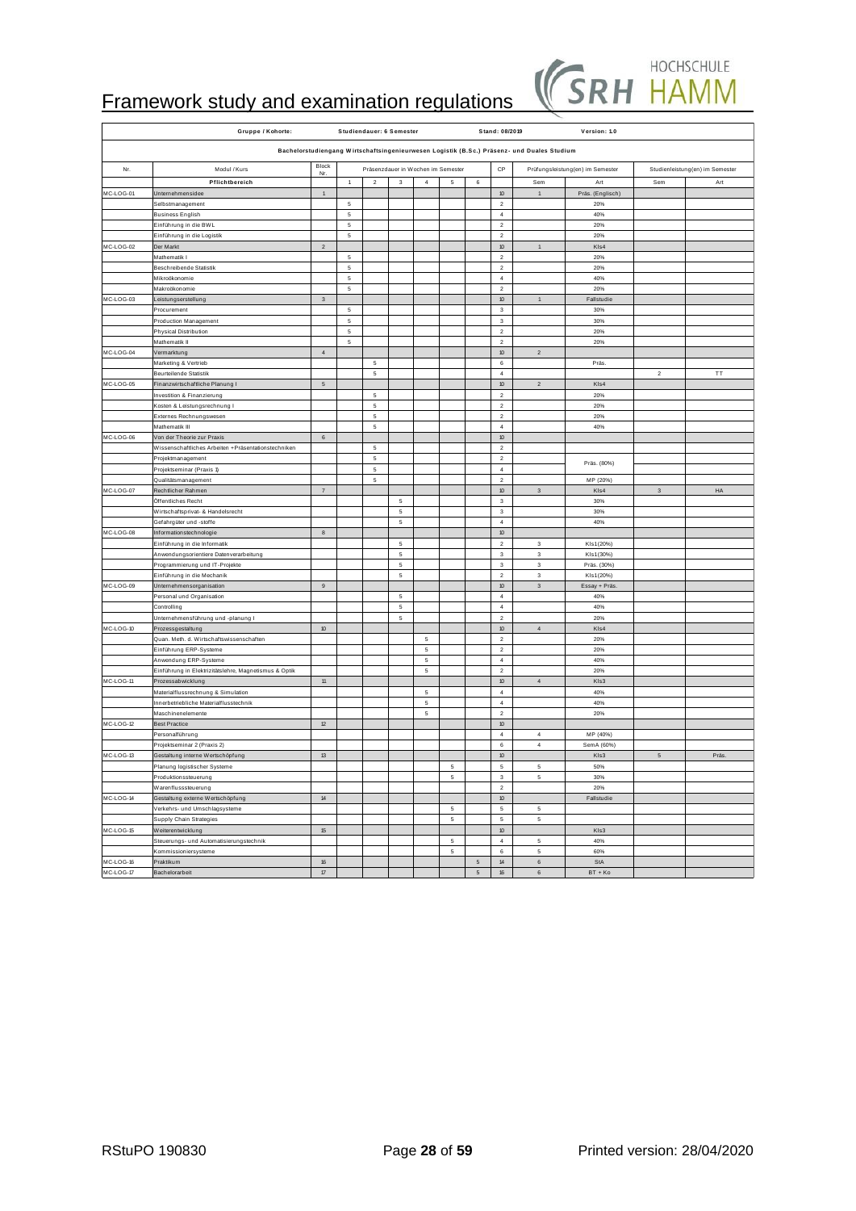# Framework study and examination regulations

| Gruppe / Kohorte: | | Studiendauer: 6 Semester | | | | | | | Stand: 08/2019 | | Version: 1.0 | | |
|---|---|---|---|---|---|---|---|---|---|---|---|---|---|
| Bachelorstudiengang Wirtschaftsingenieurwesen Logistik (B.Sc.) Präsenz- und Duales Studium | | | | | | | | | | | | | |
| Nr. | Modul / Kurs | Block Nr. | Präsenzdauer in Wochen im Semester | | | | | | CP | Prüfungsleistung(en) im Semester | | Studienleistung(en) im Semester | |
| | **Pflichtbereich** | | 1 | 2 | 3 | 4 | 5 | 6 | | Sem | Art | Sem | Art |
| MC-LOG-01 | Unternehmensidee | 1 | | | | | | | 10 | 1 | Präs. (Englisch) | | |
| | Selbstmanagement | | 5 | | | | | | 2 | | 20% | | |
| | Business English | | 5 | | | | | | 4 | | 40% | | |
| | Einführung in die BWL | | 5 | | | | | | 2 | | 20% | | |
| | Einführung in die Logistik | | 5 | | | | | | 2 | | 20% | | |
| MC-LOG-02 | Der Markt | 2 | | | | | | | 10 | 1 | Kls4 | | |
| | Mathematik I | | 5 | | | | | | 2 | | 20% | | |
| | Beschreibende Statistik | | 5 | | | | | | 2 | | 20% | | |
| | Mikroökonomie | | 5 | | | | | | 4 | | 40% | | |
| | Makroökonomie | | 5 | | | | | | 2 | | 20% | | |
| MC-LOG-03 | Leistungserstellung | 3 | | | | | | | 10 | 1 | Fallstudie | | |
| | Procurement | | 5 | | | | | | 3 | | 30% | | |
| | Production Management | | 5 | | | | | | 3 | | 30% | | |
| | Physical Distribution | | 5 | | | | | | 2 | | 20% | | |
| | Mathematik II | | 5 | | | | | | 2 | | 20% | | |
| MC-LOG-04 | Vermarktung | 4 | | | | | | | 10 | 2 | | | |
| | Marketing & Vertrieb | | | 5 | | | | | 6 | | Präs. | | |
| | Beurteilende Statistik | | | 5 | | | | | 4 | | | 2 | TT |
| MC-LOG-05 | Finanzwirtschaftliche Planung I | 5 | | | | | | | 10 | 2 | Kls4 | | |
| | Investition & Finanzierung | | | 5 | | | | | 2 | | 20% | | |
| | Kosten & Leistungsrechnung I | | | 5 | | | | | 2 | | 20% | | |
| | Externes Rechnungswesen | | | 5 | | | | | 2 | | 20% | | |
| | Mathematik III | | | 5 | | | | | 4 | | 40% | | |
| MC-LOG-06 | Von der Theorie zur Praxis | 6 | | | | | | | 10 | | | | |
| | Wissenschaftliches Arbeiten + Präsentationstechniken | | | 5 | | | | | 2 | | | | |
| | Projektmanagement | | | 5 | | | | | 2 | | Präs. (80%) | | |
| | Projektseminar (Praxis 1) | | | 5 | | | | | 4 | | | | |
| | Qualitätsmanagement | | | 5 | | | | | 2 | | MP (20%) | | |
| MC-LOG-07 | Rechtlicher Rahmen | 7 | | | | | | | 10 | 3 | Kls4 | 3 | HA |
| | Öffentliches Recht | | | | 5 | | | | 3 | | 30% | | |
| | Wirtschaftsprivat- & Handelsrecht | | | | 5 | | | | 3 | | 30% | | |
| | Gefahrgüter und -stoffe | | | | 5 | | | | 4 | | 40% | | |
| MC-LOG-08 | Informationstechnologie | 8 | | | | | | | 10 | | | | |
| | Einführung in die Informatik | | | | 5 | | | | 2 | 3 | Kls1(20%) | | |
| | Anwendungsorientiere Datenverarbeitung | | | | 5 | | | | 3 | 3 | Kls1(30%) | | |
| | Programmierung und IT-Projekte | | | | 5 | | | | 3 | 3 | Präs. (30%) | | |
| | Einführung in die Mechanik | | | | 5 | | | | 2 | 3 | Kls1(20%) | | |
| MC-LOG-09 | Unternehmensorganisation | 9 | | | | | | | 10 | 3 | Essay + Präs. | | |
| | Personal und Organisation | | | | 5 | | | | 4 | | 40% | | |
| | Controlling | | | | 5 | | | | 4 | | 40% | | |
| | Unternehmensführung und -planung I | | | | 5 | | | | 2 | | 20% | | |
| MC-LOG-10 | Prozessgestaltung | 10 | | | | | | | 10 | 4 | Kls4 | | |
| | Quan. Meth. d. Wirtschaftswissenschaften | | | | | 5 | | | 2 | | 20% | | |
| | Einführung ERP-Systeme | | | | | 5 | | | 2 | | 20% | | |
| | Anwendung ERP-Systeme | | | | | 5 | | | 4 | | 40% | | |
| | Einführung in Elektrizitätslehre, Magnetismus & Optik | | | | | 5 | | | 2 | | 20% | | |
| MC-LOG-11 | Prozessabwicklung | 11 | | | | | | | 10 | 4 | Kls3 | | |
| | Materialflussrechnung & Simulation | | | | | 5 | | | 4 | | 40% | | |
| | Innerbetriebliche Materialflusstechnik | | | | | 5 | | | 4 | | 40% | | |
| | Maschinenelemente | | | | | 5 | | | 2 | | 20% | | |
| MC-LOG-12 | Best Practice | 12 | | | | | | | 10 | | | | |
| | Personalführung | | | | | | | | 4 | 4 | MP (40%) | | |
| | Projektseminar 2 (Praxis 2) | | | | | | | | 6 | 4 | SemA (60%) | | |
| MC-LOG-13 | Gestaltung interne Wertschöpfung | 13 | | | | | | | 10 | | Kls3 | 5 | Präs. |
| | Planung logistischer Systeme | | | | | | 5 | | 5 | 5 | 50% | | |
| | Produktionssteuerung | | | | | | 5 | | 3 | 5 | 30% | | |
| | Warenflusssteuerung | | | | | | | | 2 | | 20% | | |
| MC-LOG-14 | Gestaltung externe Wertschöpfung | 14 | | | | | | | 10 | | Fallstudie | | |
| | Verkehrs- und Umschlagsysteme | | | | | | 5 | | 5 | 5 | | | |
| | Supply Chain Strategies | | | | | | 5 | | 5 | 5 | | | |
| MC-LOG-15 | Weiterentwicklung | 15 | | | | | | | 10 | | Kls3 | | |
| | Steuerungs- und Automatisierungstechnik | | | | | | 5 | | 4 | 5 | 40% | | |
| | Kommissioniersysteme | | | | | | 5 | | 6 | 5 | 60% | | |
| MC-LOG-16 | Praktikum | 16 | | | | | | 5 | 14 | 6 | StA | | |
| MC-LOG-17 | Bachelorarbeit | 17 | | | | | | 5 | 16 | 6 | BT + Ko | | |

RStuPO 190830

Printed version: 28/04/2020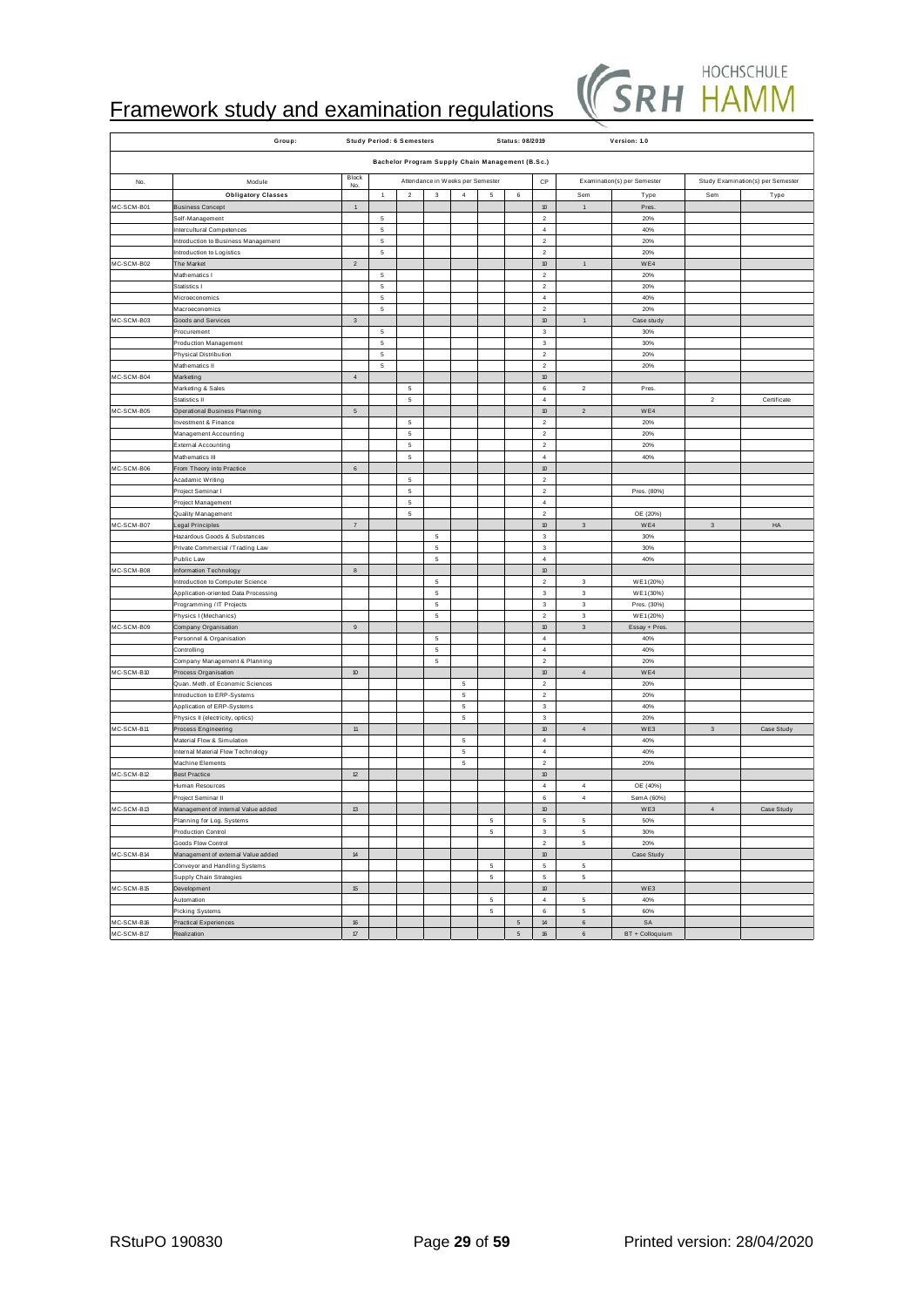# Framework study and examination regulations

| Group: | | Study Period: 6 Semesters | | | | | Status: 08/2019 | | | Version: 1.0 | | |
|---|---|---|---|---|---|---|---|---|---|---|---|---|
| **Bachelor Program Supply Chain Management (B.Sc.)** | | | | | | | | | | | | |
| No. | Module | Block No. | Attendance in Weeks per Semester | | | | | | CP | Examination(s) per Semester | | Study Examination(s) per Semester | |
| | **Obligatory Classes** | | 1 | 2 | 3 | 4 | 5 | 6 | | Sem | Type | Sem | Type |
| MC-SCM-B01 | Business Concept | 1 | | | | | | | 10 | 1 | Pres. | | |
| | Self-Management | | 5 | | | | | | 2 | | 20% | | |
| | Intercultural Competences | | 5 | | | | | | 4 | | 40% | | |
| | Introduction to Business Management | | 5 | | | | | | 2 | | 20% | | |
| | Introduction to Logistics | | 5 | | | | | | 2 | | 20% | | |
| MC-SCM-B02 | The Market | 2 | | | | | | | 10 | 1 | WE4 | | |
| | Mathematics I | | 5 | | | | | | 2 | | 20% | | |
| | Statistics I | | 5 | | | | | | 2 | | 20% | | |
| | Microeconomics | | 5 | | | | | | 4 | | 40% | | |
| | Macroeconomics | | 5 | | | | | | 2 | | 20% | | |
| MC-SCM-B03 | Goods and Services | 3 | | | | | | | 10 | 1 | Case study | | |
| | Procurement | | 5 | | | | | | 3 | | 30% | | |
| | Production Management | | 5 | | | | | | 3 | | 30% | | |
| | Physical Distribution | | 5 | | | | | | 2 | | 20% | | |
| | Mathematics II | | 5 | | | | | | 2 | | 20% | | |
| MC-SCM-B04 | Marketing | 4 | | | | | | | 10 | | | | |
| | Marketing & Sales | | | 5 | | | | | 6 | 2 | Pres. | | |
| | Statistics II | | | 5 | | | | | 4 | | | 2 | Certificate |
| MC-SCM-B05 | Operational Business Planning | 5 | | | | | | | 10 | 2 | WE4 | | |
| | Investment & Finance | | | 5 | | | | | 2 | | 20% | | |
| | Management Accounting | | | 5 | | | | | 2 | | 20% | | |
| | External Accounting | | | 5 | | | | | 2 | | 20% | | |
| | Mathematics III | | | 5 | | | | | 4 | | 40% | | |
| MC-SCM-B06 | From Theory into Practice | 6 | | | | | | | 10 | | | | |
| | Academic Writing | | | 5 | | | | | 2 | | | | |
| | Project Seminar I | | | 5 | | | | | 2 | | Pres. (80%) | | |
| | Project Management | | | 5 | | | | | 4 | | | | |
| | Quality Management | | | 5 | | | | | 2 | | OE (20%) | | |
| MC-SCM-B07 | Legal Principles | 7 | | | | | | | 10 | 3 | WE4 | 3 | HA |
| | Hazardous Goods & Substances | | | | 5 | | | | 3 | | 30% | | |
| | Private Commercial / Trading Law | | | | 5 | | | | 3 | | 30% | | |
| | Public Law | | | | 5 | | | | 4 | | 40% | | |
| MC-SCM-B08 | Information Technology | 8 | | | | | | | 10 | | | | |
| | Introduction to Computer Science | | | | 5 | | | | 2 | 3 | WE1(20%) | | |
| | Application-oriented Data Processing | | | | 5 | | | | 3 | 3 | WE1(30%) | | |
| | Programming / IT Projects | | | | 5 | | | | 3 | 3 | Pres. (30%) | | |
| | Physics I (Mechanics) | | | | 5 | | | | 2 | 3 | WE1(20%) | | |
| MC-SCM-B09 | Company Organisation | 9 | | | | | | | 10 | 3 | Essay + Pres. | | |
| | Personnel & Organisation | | | | 5 | | | | 4 | | 40% | | |
| | Controlling | | | | 5 | | | | 4 | | 40% | | |
| | Company Management & Planning | | | | 5 | | | | 2 | | 20% | | |
| MC-SCM-B10 | Process Organisation | 10 | | | | | | | 10 | 4 | WE4 | | |
| | Quan. Meth. of Economic Sciences | | | | | 5 | | | 2 | | 20% | | |
| | Introduction to ERP-Systems | | | | | 5 | | | 2 | | 20% | | |
| | Application of ERP-Systems | | | | | 5 | | | 3 | | 40% | | |
| | Physics II (electricity, optics) | | | | | 5 | | | 3 | | 20% | | |
| MC-SCM-B11 | Process Engineering | 11 | | | | | | | 10 | 4 | WE3 | 3 | Case Study |
| | Material Flow & Simulation | | | | | 5 | | | 4 | | 40% | | |
| | Internal Material Flow Technology | | | | | 5 | | | 4 | | 40% | | |
| | Machine Elements | | | | | 5 | | | 2 | | 20% | | |
| MC-SCM-B12 | Best Practice | 12 | | | | | | | 10 | | | | |
| | Human Resources | | | | | | | | 4 | 4 | OE (40%) | | |
| | Project Seminar II | | | | | | | | 6 | 4 | SemA (60%) | | |
| MC-SCM-B13 | Management of internal Value added | 13 | | | | | | | 10 | | WE3 | 4 | Case Study |
| | Planning for Log. Systems | | | | | | 5 | | 5 | 5 | 50% | | |
| | Production Control | | | | | | 5 | | 3 | 5 | 30% | | |
| | Goods Flow Control | | | | | | | | 2 | 5 | 20% | | |
| MC-SCM-B14 | Management of external Value added | 14 | | | | | | | 10 | | Case Study | | |
| | Conveyor and Handling Systems | | | | | | 5 | | 5 | 5 | | | |
| | Supply Chain Strategies | | | | | | 5 | | 5 | 5 | | | |
| MC-SCM-B15 | Development | 15 | | | | | | | 10 | | WE3 | | |
| | Automation | | | | | | 5 | | 4 | 5 | 40% | | |
| | Picking Systems | | | | | | 5 | | 6 | 5 | 60% | | |
| MC-SCM-B16 | Practical Experiences | 16 | | | | | | 5 | 14 | 6 | SA | | |
| MC-SCM-B17 | Realization | 17 | | | | | | 5 | 16 | 6 | BT + Colloquium | | |

RStuPO 190830

Printed version: 28/04/2020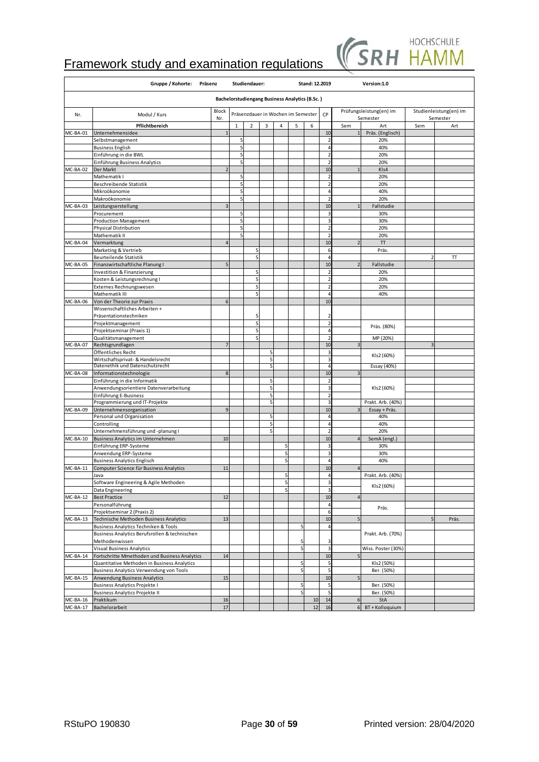# Framework study and examination regulations

HOCHSCHULE SRH HAMM

| Gruppe / Kohorte: Präsenz | | Studiendauer: | | | | | | | Stand: 12.2019 | | Version:1.0 | | |
|---|---|---|---|---|---|---|---|---|---|---|---|---|---|
| Bachelorstudiengang Business Analytics (B.Sc.) | | | | | | | | | | | | | |
| Nr. | Modul / Kurs | Block Nr. | Präsenzdauer in Wochen im Semester | | | | | | CP | Prüfungsleistung(en) im Semester | | Studienleistung(en) im Semester | |
| | Pflichtbereich | | 1 | 2 | 3 | 4 | 5 | 6 | | Sem | Art | Sem | Art |
| MC-BA-01 | Unternehmensidee | 1 | | | | | | | 10 | 1 | Präs. (Englisch) | | |
| | Selbstmanagement | | 5 | | | | | | 2 | | 20% | | |
| | Business English | | 5 | | | | | | 4 | | 40% | | |
| | Einführung in die BWL | | 5 | | | | | | 2 | | 20% | | |
| | Einführung Business Analytics | | 5 | | | | | | 2 | | 20% | | |
| MC-BA-02 | Der Markt | 2 | | | | | | | 10 | 1 | Kls4 | | |
| | Mathematik I | | 5 | | | | | | 2 | | 20% | | |
| | Beschreibende Statistik | | 5 | | | | | | 2 | | 20% | | |
| | Mikroökonomie | | 5 | | | | | | 4 | | 40% | | |
| | Makroökonomie | | 5 | | | | | | 2 | | 20% | | |
| MC-BA-03 | Leistungserstellung | 3 | | | | | | | 10 | 1 | Fallstudie | | |
| | Procurement | | 5 | | | | | | 3 | | 30% | | |
| | Production Management | | 5 | | | | | | 3 | | 30% | | |
| | Physical Distribution | | 5 | | | | | | 2 | | 20% | | |
| | Mathematik II | | 5 | | | | | | 2 | | 20% | | |
| MC-BA-04 | Vermarktung | 4 | | | | | | | 10 | 2 | TT | | |
| | Marketing & Vertrieb | | | 5 | | | | | 6 | | Präs. | | |
| | Beurteilende Statistik | | | 5 | | | | | 4 | | | 2 | TT |
| MC-BA-05 | Finanzwirtschaftliche Planung I | 5 | | | | | | | 10 | 2 | Fallstudie | | |
| | Investition & Finanzierung | | | 5 | | | | | 2 | | 20% | | |
| | Kosten & Leistungsrechnung I | | | 5 | | | | | 2 | | 20% | | |
| | Externes Rechnungswesen | | | 5 | | | | | 2 | | 20% | | |
| | Mathematik III | | | 5 | | | | | 4 | | 40% | | |
| MC-BA-06 | Von der Theorie zur Praxis | 6 | | | | | | | 10 | | | | |
| | Wissenschaftliches Arbeiten + Präsentationstechniken | | | 5 | | | | | 2 | | | | |
| | Projektmanagement | | | 5 | | | | | 2 | | Präs. (80%) | | |
| | Projektseminar (Praxis 1) | | | 5 | | | | | 4 | | | | |
| | Qualitätsmanagement | | | 5 | | | | | 2 | | MP (20%) | | |
| MC-BA-07 | Rechtsgrundlagen | 7 | | | | | | | 10 | 3 | | 3 | |
| | Öffentliches Recht | | | | 5 | | | | 3 | | Kls2 (60%) | | |
| | Wirtschaftsprivat- & Handelsrecht | | | | 5 | | | | 3 | | | | |
| | Datenethik und Datenschutzrecht | | | | 5 | | | | 4 | | Essay (40%) | | |
| MC-BA-08 | Informationstechnologie | 8 | | | | | | | 10 | 3 | | | |
| | Einführung in die Informatik | | | | 5 | | | | 2 | | Kls2 (60%) | | |
| | Anwendungsorientiere Datenverarbeitung | | | | 5 | | | | 3 | | | | |
| | Einführung E-Business | | | | 5 | | | | 2 | | | | |
| | Programmierung und IT-Projekte | | | | 5 | | | | 3 | | Prakt. Arb. (40%) | | |
| MC-BA-09 | Unternehmensorganisation | 9 | | | | | | | 10 | 3 | Essay + Präs. | | |
| | Personal und Organisation | | | | 5 | | | | 4 | | 40% | | |
| | Controlling | | | | 5 | | | | 4 | | 40% | | |
| | Unternehmensführung und -planung I | | | | 5 | | | | 2 | | 20% | | |
| MC-BA-10 | Business Analytics im Unternehmen | 10 | | | | | | | 10 | 4 | SemA (engl.) | | |
| | Einführung ERP-Systeme | | | | | 5 | | | 3 | | 30% | | |
| | Anwendung ERP-Systeme | | | | | 5 | | | 3 | | 30% | | |
| | Business Analytics Englisch | | | | | 5 | | | 4 | | 40% | | |
| MC-BA-11 | Computer Science für Business Analytics | 11 | | | | | | | 10 | 4 | | | |
| | Java | | | | | 5 | | | 4 | | Prakt. Arb. (40%) | | |
| | Software Engineering & Agile Methoden | | | | | 5 | | | 3 | | Kls2 (60%) | | |
| | Data Engineering | | | | | 5 | | | 3 | | | | |
| MC-BA-12 | Best Practice | 12 | | | | | | | 10 | 4 | | | |
| | Personalführung | | | | | | | | 4 | | Präs. | | |
| | Projektseminar 2 (Praxis 2) | | | | | | | | 6 | | | | |
| MC-BA-13 | Technische Methoden Business Analytics | 13 | | | | | | | 10 | 5 | | 5 | Präs. |
| | Business Analytics Techniken & Tools | | | | | | 5 | | 4 | | Prakt. Arb. (70%) | | |
| | Business Analytics Berufsrollen & technischen Methodenwissen | | | | | | 5 | | 3 | | | | |
| | Visual Business Analytics | | | | | | 5 | | 3 | | Wiss. Poster (30%) | | |
| MC-BA-14 | Fortschritte Mmethoden und Business Analytics | 14 | | | | | | | 10 | 5 | | | |
| | Quantitative Methoden in Business Analytics | | | | | | 5 | | 5 | | Kls2 (50%) | | |
| | Business Analytics Verwendung von Tools | | | | | | 5 | | 5 | | Ber. (50%) | | |
| MC-BA-15 | Anwendung Business Analytics | 15 | | | | | | | 10 | 5 | | | |
| | Business Analytics Projekte I | | | | | | 5 | | 5 | | Ber. (50%) | | |
| | Business Analytics Projekte II | | | | | | 5 | | 5 | | Ber. (50%) | | |
| MC-BA-16 | Praktikum | 16 | | | | | | 10 | 14 | 6 | StA | | |
| MC-BA-17 | Bachelorarbeit | 17 | | | | | | 12 | 16 | 6 | BT + Kolloquium | | |

RStuPO 190830 | Printed version: 28/04/2020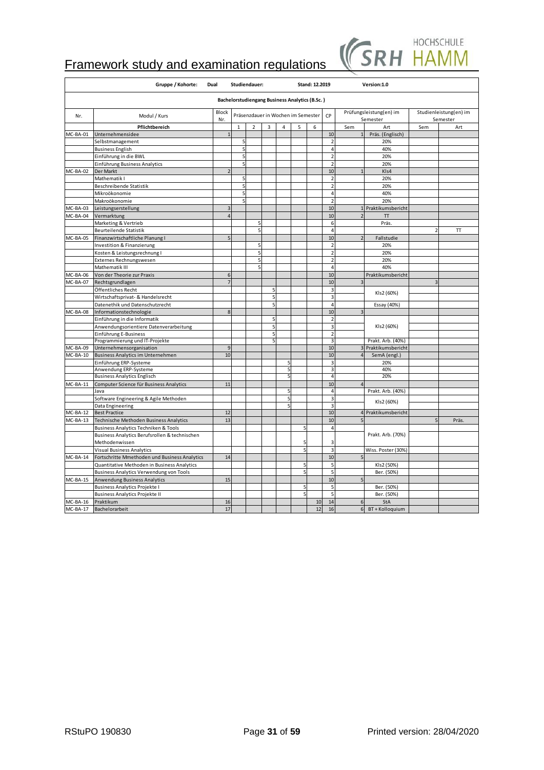# Framework study and examination regulations

| Gruppe / Kohorte: | Dual | Studiendauer: | | | | | Stand: 12.2019 | | Version:1.0 | | | |
|---|---|---|---|---|---|---|---|---|---|---|---|---|
| **Bachelorstudiengang Business Analytics (B.Sc. )** | | | | | | | | | | | | |
| Nr. | Modul / Kurs | Block Nr. | Präsenzdauer in Wochen im Semester | | | | | | CP | Prüfungsleistung(en) im Semester | | Studienleistung(en) im Semester | |
| | **Pflichtbereich** | | 1 | 2 | 3 | 4 | 5 | 6 | | Sem | Art | Sem | Art |
| MC-BA-01 | Unternehmensidee | 1 | | | | | | | 10 | 1 | Präs. (Englisch) | | |
| | Selbstmanagement | | 5 | | | | | | 2 | | 20% | | |
| | Business English | | 5 | | | | | | 4 | | 40% | | |
| | Einführung in die BWL | | 5 | | | | | | 2 | | 20% | | |
| | Einführung Business Analytics | | 5 | | | | | | 2 | | 20% | | |
| MC-BA-02 | Der Markt | 2 | | | | | | | 10 | 1 | Kls4 | | |
| | Mathematik I | | 5 | | | | | | 2 | | 20% | | |
| | Beschreibende Statistik | | 5 | | | | | | 2 | | 20% | | |
| | Mikroökonomie | | 5 | | | | | | 4 | | 40% | | |
| | Makroökonomie | | 5 | | | | | | 2 | | 20% | | |
| MC-BA-03 | Leistungserstellung | 3 | | | | | | | 10 | 1 | Praktikumsbericht | | |
| MC-BA-04 | Vermarktung | 4 | | | | | | | 10 | 2 | TT | | |
| | Marketing & Vertrieb | | | 5 | | | | | 6 | | Präs. | | |
| | Beurteilende Statistik | | | 5 | | | | | 4 | | | 2 | TT |
| MC-BA-05 | Finanzwirtschaftliche Planung I | 5 | | | | | | | 10 | 2 | Fallstudie | | |
| | Investition & Finanzierung | | | 5 | | | | | 2 | | 20% | | |
| | Kosten & Leistungsrechnung I | | | 5 | | | | | 2 | | 20% | | |
| | Externes Rechnungswesen | | | 5 | | | | | 2 | | 20% | | |
| | Mathematik III | | | 5 | | | | | 4 | | 40% | | |
| MC-BA-06 | Von der Theorie zur Praxis | 6 | | | | | | | 10 | | Praktikumsbericht | | |
| MC-BA-07 | Rechtsgrundlagen | 7 | | | | | | | 10 | 3 | | 3 | |
| | Öffentliches Recht | | | | 5 | | | | 3 | | Kls2 (60%) | | |
| | Wirtschaftsprivat- & Handelsrecht | | | | 5 | | | | 3 | | | | |
| | Datenethik und Datenschutzrecht | | | | 5 | | | | 4 | | Essay (40%) | | |
| MC-BA-08 | Informationstechnologie | 8 | | | | | | | 10 | 3 | | | |
| | Einführung in die Informatik | | | | 5 | | | | 2 | | Kls2 (60%) | | |
| | Anwendungsorientiere Datenverarbeitung | | | | 5 | | | | 3 | | | | |
| | Einführung E-Business | | | | 5 | | | | 2 | | | | |
| | Programmierung und IT-Projekte | | | | 5 | | | | 3 | | Prakt. Arb. (40%) | | |
| MC-BA-09 | Unternehmensorganisation | 9 | | | | | | | 10 | 3 | Praktikumsbericht | | |
| MC-BA-10 | Business Analytics im Unternehmen | 10 | | | | | | | 10 | 4 | SemA (engl.) | | |
| | Einführung ERP-Systeme | | | | | 5 | | | 3 | | 20% | | |
| | Anwendung ERP-Systeme | | | | | 5 | | | 3 | | 40% | | |
| | Business Analytics Englisch | | | | | 5 | | | 4 | | 20% | | |
| MC-BA-11 | Computer Science für Business Analytics | 11 | | | | | | | 10 | 4 | | | |
| | Java | | | | | 5 | | | 4 | | Prakt. Arb. (40%) | | |
| | Software Engineering & Agile Methoden | | | | | 5 | | | 3 | | Kls2 (60%) | | |
| | Data Engineering | | | | | 5 | | | 3 | | | | |
| MC-BA-12 | Best Practice | 12 | | | | | | | 10 | 4 | Praktikumsbericht | | |
| MC-BA-13 | Technische Methoden Business Analytics | 13 | | | | | | | 10 | 5 | | 5 | Präs. |
| | Business Analytics Techniken & Tools | | | | | | 5 | | 4 | | Prakt. Arb. (70%) | | |
| | Business Analytics Berufsrollen & technischen Methodenwissen | | | | | | 5 | | 3 | | | | |
| | Visual Business Analytics | | | | | | 5 | | 3 | | Wiss. Poster (30%) | | |
| MC-BA-14 | Fortschritte Mmethoden und Business Analytics | 14 | | | | | | | 10 | 5 | | | |
| | Quantitative Methoden in Business Analytics | | | | | | 5 | | 5 | | Kls2 (50%) | | |
| | Business Analytics Verwendung von Tools | | | | | | 5 | | 5 | | Ber. (50%) | | |
| MC-BA-15 | Anwendung Business Analytics | 15 | | | | | | | 10 | 5 | | | |
| | Business Analytics Projekte I | | | | | | 5 | | 5 | | Ber. (50%) | | |
| | Business Analytics Projekte II | | | | | | 5 | | 5 | | Ber. (50%) | | |
| MC-BA-16 | Praktikum | 16 | | | | | | 10 | 14 | 6 | StA | | |
| MC-BA-17 | Bachelorarbeit | 17 | | | | | | 12 | 16 | 6 | BT + Kolloquium | | |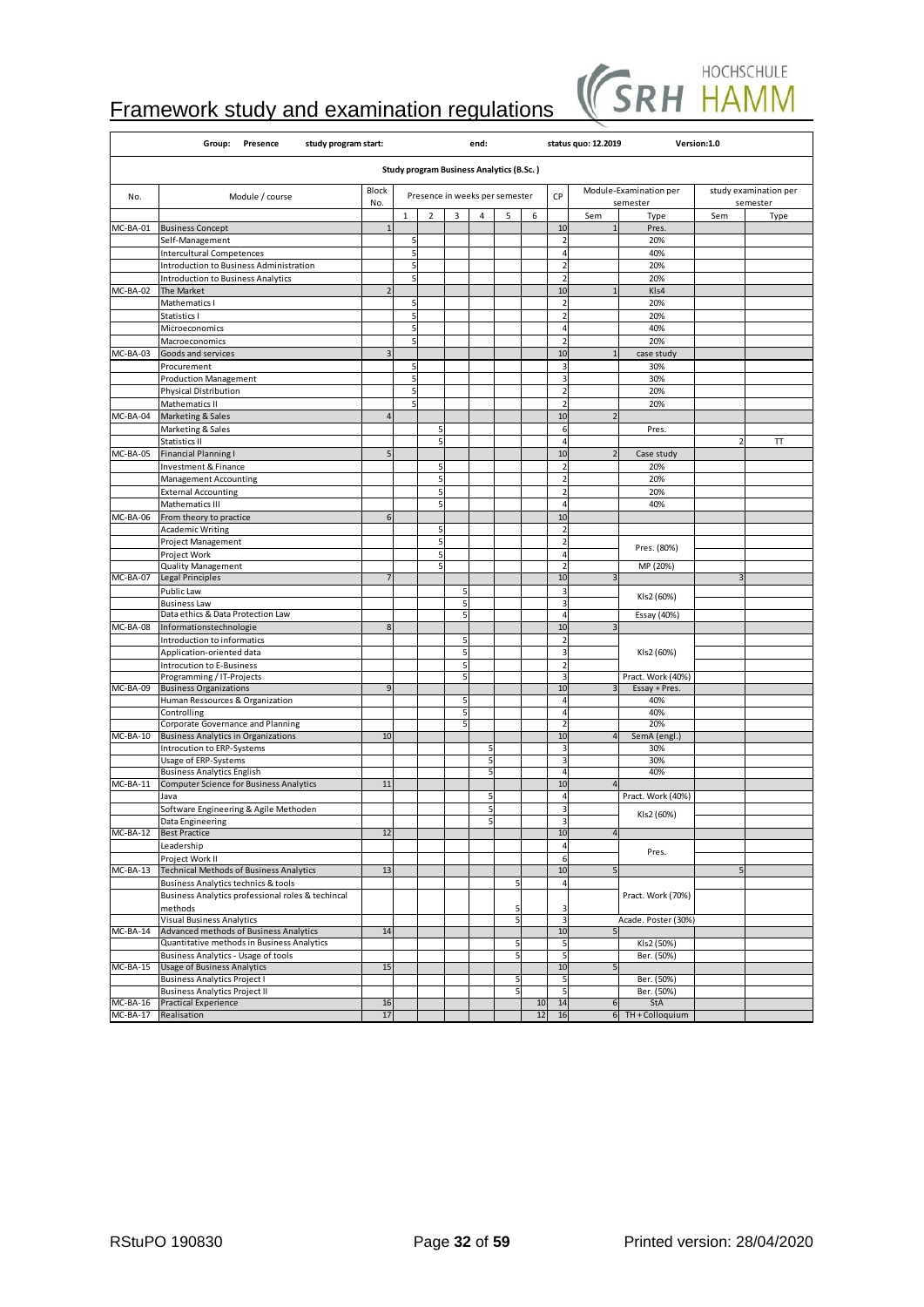# Framework study and examination regulations

| Group: Presence | | study program start: | | | | end: | | | | status quo: 12.2019 | | Version:1.0 | |
|---|---|---|---|---|---|---|---|---|---|---|---|---|---|
| **Study program Business Analytics (B.Sc.)** | | | | | | | | | | | | | |
| No. | Module / course | Block No. | Presence in weeks per semester | | | | | | CP | Module-Examination per semester | | study examination per semester | |
| | | | 1 | 2 | 3 | 4 | 5 | 6 | | Sem | Type | Sem | Type |
| MC-BA-01 | Business Concept | 1 | | | | | | | 10 | 1 | Pres. | | |
| | Self-Management | | 5 | | | | | | 2 | | 20% | | |
| | Intercultural Competences | | 5 | | | | | | 4 | | 40% | | |
| | Introduction to Business Administration | | 5 | | | | | | 2 | | 20% | | |
| | Introduction to Business Analytics | | 5 | | | | | | 2 | | 20% | | |
| MC-BA-02 | The Market | 2 | | | | | | | 10 | 1 | Kls4 | | |
| | Mathematics I | | 5 | | | | | | 2 | | 20% | | |
| | Statistics I | | 5 | | | | | | 2 | | 20% | | |
| | Microeconomics | | 5 | | | | | | 4 | | 40% | | |
| | Macroeconomics | | 5 | | | | | | 2 | | 20% | | |
| MC-BA-03 | Goods and services | 3 | | | | | | | 10 | 1 | case study | | |
| | Procurement | | 5 | | | | | | 3 | | 30% | | |
| | Production Management | | 5 | | | | | | 3 | | 30% | | |
| | Physical Distribution | | 5 | | | | | | 2 | | 20% | | |
| | Mathematics II | | 5 | | | | | | 2 | | 20% | | |
| MC-BA-04 | Marketing & Sales | 4 | | | | | | | 10 | 2 | | | |
| | Marketing & Sales | | | 5 | | | | | 6 | | Pres. | | |
| | Statistics II | | | 5 | | | | | 4 | | | 2 | TT |
| MC-BA-05 | Financial Planning I | 5 | | | | | | | 10 | 2 | Case study | | |
| | Investment & Finance | | | 5 | | | | | 2 | | 20% | | |
| | Management Accounting | | | 5 | | | | | 2 | | 20% | | |
| | External Accounting | | | 5 | | | | | 2 | | 20% | | |
| | Mathematics III | | | 5 | | | | | 4 | | 40% | | |
| MC-BA-06 | From theory to practice | 6 | | | | | | | 10 | | | | |
| | Academic Writing | | | 5 | | | | | 2 | | Pres. (80%) | | |
| | Project Management | | | 5 | | | | | 2 | | | | |
| | Project Work | | | 5 | | | | | 4 | | | | |
| | Quality Management | | | 5 | | | | | 2 | | MP (20%) | | |
| MC-BA-07 | Legal Principles | 7 | | | | | | | 10 | 3 | | 3 | |
| | Public Law | | | | 5 | | | | 3 | | Kls2 (60%) | | |
| | Business Law | | | | 5 | | | | 3 | | | | |
| | Data ethics & Data Protection Law | | | | 5 | | | | 4 | | Essay (40%) | | |
| MC-BA-08 | Informationstechnologie | 8 | | | | | | | 10 | 3 | | | |
| | Introduction to informatics | | | | 5 | | | | 2 | | Kls2 (60%) | | |
| | Application-oriented data | | | | 5 | | | | 3 | | | | |
| | Introcution to E-Business | | | | 5 | | | | 2 | | | | |
| | Programming / IT-Projects | | | | 5 | | | | 3 | | Pract. Work (40%) | | |
| MC-BA-09 | Business Organizations | 9 | | | | | | | 10 | 3 | Essay + Pres. | | |
| | Human Ressources & Organization | | | | 5 | | | | 4 | | 40% | | |
| | Controlling | | | | 5 | | | | 4 | | 40% | | |
| | Corporate Governance and Planning | | | | 5 | | | | 2 | | 20% | | |
| MC-BA-10 | Business Analytics in Organizations | 10 | | | | | | | 10 | 4 | SemA (engl.) | | |
| | Introcution to ERP-Systems | | | | | 5 | | | 3 | | 30% | | |
| | Usage of ERP-Systems | | | | | 5 | | | 3 | | 30% | | |
| | Business Analytics English | | | | | 5 | | | 4 | | 40% | | |
| MC-BA-11 | Computer Science for Business Analytics | 11 | | | | | | | 10 | 4 | | | |
| | Java | | | | | 5 | | | 4 | | Pract. Work (40%) | | |
| | Software Engineering & Agile Methoden | | | | | 5 | | | 3 | | Kls2 (60%) | | |
| | Data Engineering | | | | | 5 | | | 3 | | | | |
| MC-BA-12 | Best Practice | 12 | | | | | | | 10 | 4 | | | |
| | Leadership | | | | | | | | 4 | | Pres. | | |
| | Project Work II | | | | | | | | 6 | | | | |
| MC-BA-13 | Technical Methods of Business Analytics | 13 | | | | | | | 10 | 5 | | 5 | |
| | Business Analytics technics & tools | | | | | | 5 | | 4 | | Pract. Work (70%) | | |
| | Business Analytics professional roles & techincal methods | | | | | | 5 | | 3 | | | | |
| | Visual Business Analytics | | | | | | 5 | | 3 | | Acade. Poster (30%) | | |
| MC-BA-14 | Advanced methods of Business Analytics | 14 | | | | | | | 10 | 5 | | | |
| | Quantitative methods in Business Analytics | | | | | | 5 | | 5 | | Kls2 (50%) | | |
| | Business Analytics - Usage of tools | | | | | | 5 | | 5 | | Ber. (50%) | | |
| MC-BA-15 | Usage of Business Analytics | 15 | | | | | | | 10 | 5 | | | |
| | Business Analytics Project I | | | | | | 5 | | 5 | | Ber. (50%) | | |
| | Business Analytics Project II | | | | | | 5 | | 5 | | Ber. (50%) | | |
| MC-BA-16 | Practical Experience | 16 | | | | | | 10 | 14 | 6 | StA | | |
| MC-BA-17 | Realisation | 17 | | | | | | 12 | 16 | 6 | TH + Colloquium | | |

RStuPO 190830 — Printed version: 28/04/2020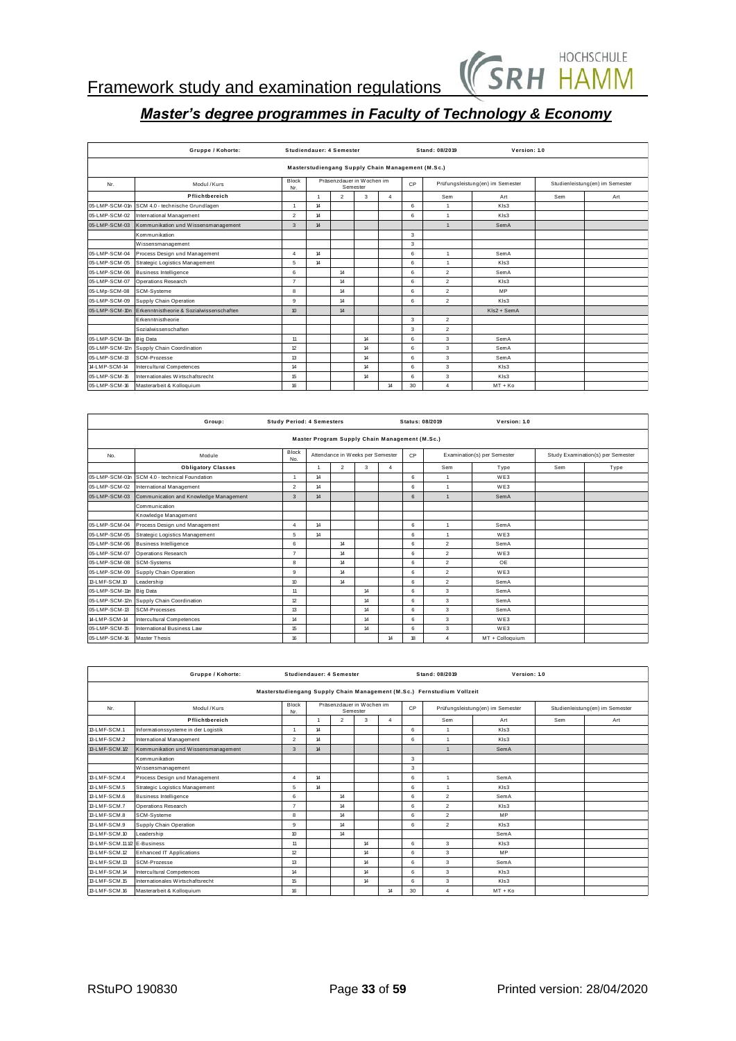# Framework study and examination regulations

## *Master's degree programmes in Faculty of Technology & Economy*

| | Gruppe / Kohorte: | Studiendauer: 4 Semester | | | | | | Stand: 08/2019 | Version: 1.0 | | |
|---|---|---|---|---|---|---|---|---|---|---|---|
| | | Masterstudiengang Supply Chain Management (M.Sc.) | | | | | | | | | |
| Nr. | Modul / Kurs | Block Nr. | Präsenzdauer in Wochen im Semester | | | | CP | Prüfungsleistung(en) im Semester | | Studienleistung(en) im Semester | |
| | **Pflichtbereich** | | 1 | 2 | 3 | 4 | | Sem | Art | Sem | Art |
| 05-LMP-SCM-01n | SCM 4.0 - technische Grundlagen | 1 | 14 | | | | 6 | 1 | Kls3 | | |
| 05-LMP-SCM-02 | International Management | 2 | 14 | | | | 6 | 1 | Kls3 | | |
| 05-LMP-SCM-03 | Kommunikation und Wissensmanagement | 3 | 14 | | | | | 1 | SemA | | |
| | Kommunikation | | | | | | 3 | | | | |
| | Wissensmanagement | | | | | | 3 | | | | |
| 05-LMP-SCM-04 | Process Design und Management | 4 | 14 | | | | 6 | 1 | SemA | | |
| 05-LMP-SCM-05 | Strategic Logistics Management | 5 | 14 | | | | 6 | 1 | Kls3 | | |
| 05-LMP-SCM-06 | Business Intelligence | 6 | | 14 | | | 6 | 2 | SemA | | |
| 05-LMP-SCM-07 | Operations Research | 7 | | 14 | | | 6 | 2 | Kls3 | | |
| 05-LMp-SCM-08 | SCM-Systeme | 8 | | 14 | | | 6 | 2 | MP | | |
| 05-LMP-SCM-09 | Supply Chain Operation | 9 | | 14 | | | 6 | 2 | Kls3 | | |
| 05-LMP-SCM-10n | Erkenntnistheorie & Sozialwissenschaften | 10 | | 14 | | | | | Kls2 + SemA | | |
| | Erkenntnistheorie | | | | | | 3 | 2 | | | |
| | Sozialwissenschaften | | | | | | 3 | 2 | | | |
| 05-LMP-SCM-11n | Big Data | 11 | | | 14 | | 6 | 3 | SemA | | |
| 05-LMP-SCM-12n | Supply Chain Coordination | 12 | | | 14 | | 6 | 3 | SemA | | |
| 05-LMP-SCM-13 | SCM-Prozesse | 13 | | | 14 | | 6 | 3 | SemA | | |
| 14-LMP-SCM-14 | Intercultural Competences | 14 | | | 14 | | 6 | 3 | Kls3 | | |
| 05-LMP-SCM-15 | Internationales Wirtschaftsrecht | 15 | | | 14 | | 6 | 3 | Kls3 | | |
| 05-LMP-SCM-16 | Masterarbeit & Kolloquium | 16 | | | | 14 | 30 | 4 | MT + Ko | | |

| | Group: | Study Period: 4 Semesters | | | | | | Status: 08/2019 | Version: 1.0 | | |
|---|---|---|---|---|---|---|---|---|---|---|---|
| | | Master Program Supply Chain Management (M.Sc.) | | | | | | | | | |
| No. | Module | Block No. | Attendance in Weeks per Semester | | | | CP | Examination(s) per Semester | | Study Examination(s) per Semester | |
| | **Obligatory Classes** | | 1 | 2 | 3 | 4 | | Sem | Type | Sem | Type |
| 05-LMP-SCM-01n | SCM 4.0 - technical Foundation | 1 | 14 | | | | 6 | 1 | WE3 | | |
| 05-LMP-SCM-02 | International Management | 2 | 14 | | | | 6 | 1 | WE3 | | |
| 05-LMP-SCM-03 | Communication and Knowledge Management | 3 | 14 | | | | 6 | 1 | SemA | | |
| | Communication | | | | | | | | | | |
| | Knowledge Management | | | | | | | | | | |
| 05-LMP-SCM-04 | Process Design and Management | 4 | 14 | | | | 6 | 1 | SemA | | |
| 05-LMP-SCM-05 | Strategic Logistics Management | 5 | 14 | | | | 6 | 1 | WE3 | | |
| 05-LMP-SCM-06 | Business Intelligence | 6 | | 14 | | | 6 | 2 | SemA | | |
| 05-LMP-SCM-07 | Operations Research | 7 | | 14 | | | 6 | 2 | WE3 | | |
| 05-LMP-SCM-08 | SCM-Systems | 8 | | 14 | | | 6 | 2 | OE | | |
| 05-LMP-SCM-09 | Supply Chain Operation | 9 | | 14 | | | 6 | 2 | WE3 | | |
| 13-LMF-SCM.10 | Leadership | 10 | | 14 | | | 6 | 2 | SemA | | |
| 05-LMP-SCM-11n | Big Data | 11 | | | 14 | | 6 | 3 | SemA | | |
| 05-LMP-SCM-12n | Supply Chain Coordination | 12 | | | 14 | | 6 | 3 | SemA | | |
| 05-LMP-SCM-13 | SCM-Processes | 13 | | | 14 | | 6 | 3 | SemA | | |
| 14-LMP-SCM-14 | Intercultural Competences | 14 | | | 14 | | 6 | 3 | WE3 | | |
| 05-LMP-SCM-15 | International Business Law | 15 | | | 14 | | 6 | 3 | WE3 | | |
| 05-LMP-SCM-16 | Master Thesis | 16 | | | | 14 | 18 | 4 | MT + Colloquium | | |

| | Gruppe / Kohorte: | Studiendauer: 4 Semester | | | | | | Stand: 08/2019 | Version: 1.0 | | |
|---|---|---|---|---|---|---|---|---|---|---|---|
| | | Masterstudiengang Supply Chain Management (M.Sc.) Fernstudium Vollzeit | | | | | | | | | |
| Nr. | Modul / Kurs | Block Nr. | Präsenzdauer in Wochen im Semester | | | | CP | Prüfungsleistung(en) im Semester | | Studienleistung(en) im Semester | |
| | **Pflichtbereich** | | 1 | 2 | 3 | 4 | | Sem | Art | Sem | Art |
| 13-LMF-SCM.1 | Informationssysteme in der Logistik | 1 | 14 | | | | 6 | 1 | Kls3 | | |
| 13-LMF-SCM.2 | International Management | 2 | 14 | | | | 6 | 1 | Kls3 | | |
| 13-LMF-SCM.1/2 | Kommunikation und Wissensmanagement | 3 | 14 | | | | | 1 | SemA | | |
| | Kommunikation | | | | | | 3 | | | | |
| | Wissensmanagement | | | | | | 3 | | | | |
| 13-LMF-SCM.4 | Process Design und Management | 4 | 14 | | | | 6 | 1 | SemA | | |
| 13-LMF-SCM.5 | Strategic Logistics Management | 5 | 14 | | | | 6 | 1 | Kls3 | | |
| 13-LMF-SCM.6 | Business Intelligence | 6 | | 14 | | | 6 | 2 | SemA | | |
| 13-LMF-SCM.7 | Operations Research | 7 | | 14 | | | 6 | 2 | Kls3 | | |
| 13-LMF-SCM.8 | SCM-Systeme | 8 | | 14 | | | 6 | 2 | MP | | |
| 13-LMF-SCM.9 | Supply Chain Operation | 9 | | 14 | | | 6 | 2 | Kls3 | | |
| 13-LMF-SCM.10 | Leadership | 10 | | 14 | | | | | SemA | | |
| 13-LMF-SCM.11.1/2 | E-Business | 11 | | | 14 | | 6 | 3 | Kls3 | | |
| 13-LMF-SCM.12 | Enhanced IT Applications | 12 | | | 14 | | 6 | 3 | MP | | |
| 13-LMF-SCM.13 | SCM-Prozesse | 13 | | | 14 | | 6 | 3 | SemA | | |
| 13-LMF-SCM.14 | Intercultural Competences | 14 | | | 14 | | 6 | 3 | Kls3 | | |
| 13-LMF-SCM.15 | Internationales Wirtschaftsrecht | 15 | | | 14 | | 6 | 3 | Kls3 | | |
| 13-LMF-SCM.16 | Masterarbeit & Kolloquium | 16 | | | | 14 | 30 | 4 | MT + Ko | | |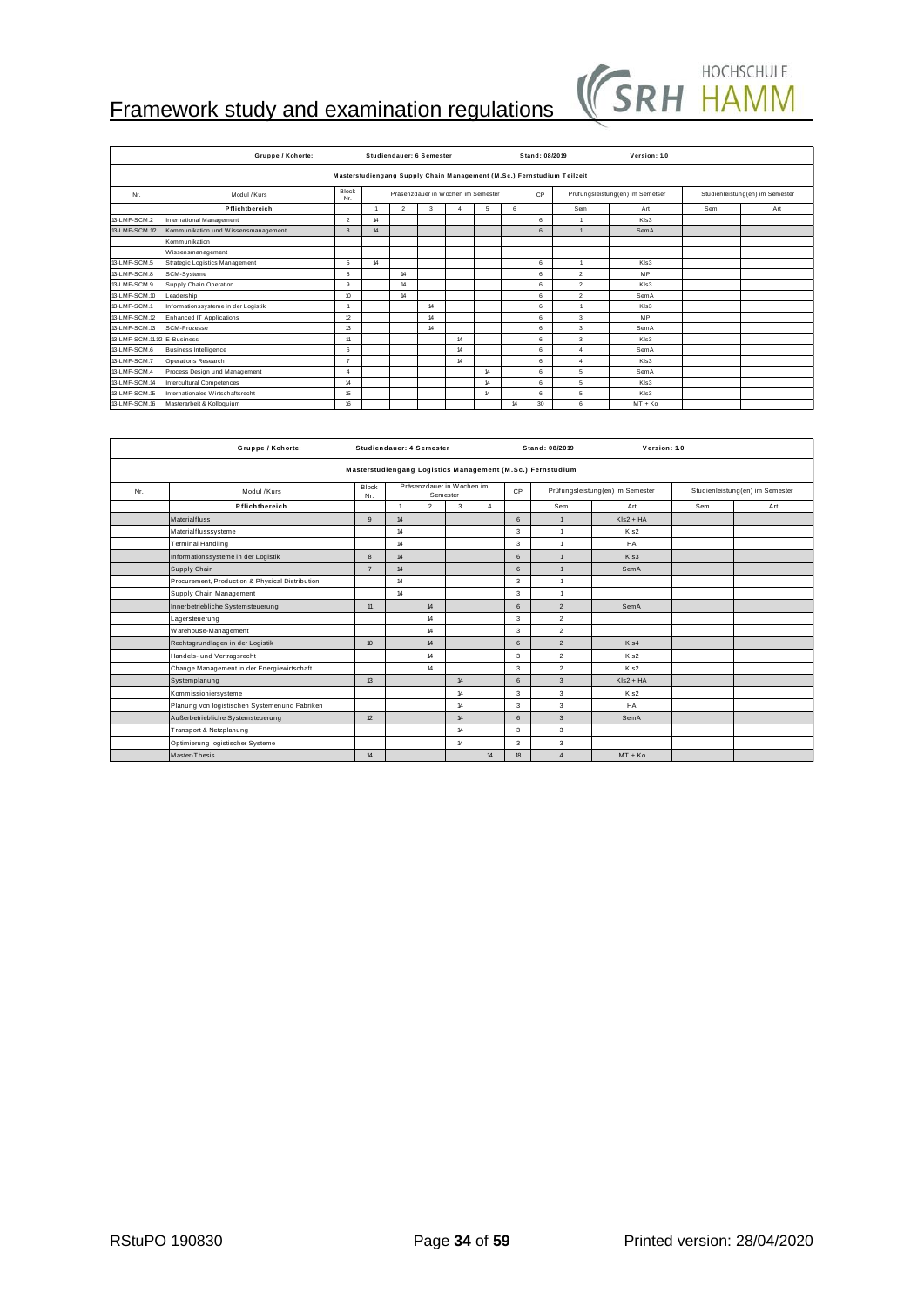# Framework study and examination regulations

| Gruppe / Kohorte: | | Studiendauer: 6 Semester | | | | | | | Stand: 08/2019 | | Version: 1.0 | | |
|---|---|---|---|---|---|---|---|---|---|---|---|---|---|
| **Masterstudiengang Supply Chain Management (M.Sc.) Fernstudium Teilzeit** | | | | | | | | | | | | | |
| Nr. | Modul / Kurs | Block Nr. | Präsenzdauer in Wochen im Semester | | | | | | CP | Prüfungsleistung(en) im Semetser | | Studienleistung(en) im Semester | |
| | **Pflichtbereich** | | 1 | 2 | 3 | 4 | 5 | 6 | | Sem | Art | Sem | Art |
| 13-LMF-SCM.2 | International Management | 2 | 14 | | | | | | 6 | 1 | Kls3 | | |
| 13-LMF-SCM.1/2 | Kommunikation und Wissensmanagement | 3 | 14 | | | | | | 6 | 1 | SemA | | |
| | Kommunikation | | | | | | | | | | | | |
| | Wissensmanagement | | | | | | | | | | | | |
| 13-LMF-SCM.5 | Strategic Logistics Management | 5 | 14 | | | | | | 6 | 1 | Kls3 | | |
| 13-LMF-SCM.8 | SCM-Systeme | 8 | | 14 | | | | | 6 | 2 | MP | | |
| 13-LMF-SCM.9 | Supply Chain Operation | 9 | | 14 | | | | | 6 | 2 | Kls3 | | |
| 13-LMF-SCM.10 | Leadership | 10 | | 14 | | | | | 6 | 2 | SemA | | |
| 13-LMF-SCM.1 | Informationssysteme in der Logistik | 1 | | | 14 | | | | 6 | 1 | Kls3 | | |
| 13-LMF-SCM.12 | Enhanced IT Applications | 12 | | | 14 | | | | 6 | 3 | MP | | |
| 13-LMF-SCM.13 | SCM-Prozesse | 13 | | | 14 | | | | 6 | 3 | SemA | | |
| 13-LMF-SCM.11/12 | E-Business | 11 | | | | 14 | | | 6 | 3 | Kls3 | | |
| 13-LMF-SCM.6 | Business Intelligence | 6 | | | | 14 | | | 6 | 4 | SemA | | |
| 13-LMF-SCM.7 | Operations Research | 7 | | | | 14 | | | 6 | 4 | Kls3 | | |
| 13-LMF-SCM.4 | Process Design und Management | 4 | | | | | 14 | | 6 | 5 | SemA | | |
| 13-LMF-SCM.14 | Intercultural Competences | 14 | | | | | 14 | | 6 | 5 | Kls3 | | |
| 13-LMF-SCM.15 | Internationales Wirtschaftsrecht | 15 | | | | | 14 | | 6 | 5 | Kls3 | | |
| 13-LMF-SCM.16 | Masterarbeit & Kolloquium | 16 | | | | | | 14 | 30 | 6 | MT + Ko | | |

| Gruppe / Kohorte: | | Studiendauer: 4 Semester | | | | | Stand: 08/2019 | | Version: 1.0 | | |
|---|---|---|---|---|---|---|---|---|---|---|---|
| **Masterstudiengang Logistics Management (M.Sc.) Fernstudium** | | | | | | | | | | | |
| Nr. | Modul / Kurs | Block Nr. | Präsenzdauer in Wochen im Semester | | | | CP | Prüfungsleistung(en) im Semester | | Studienleistung(en) im Semester | |
| | **Pflichtbereich** | | 1 | 2 | 3 | 4 | | Sem | Art | Sem | Art |
| | Materialfluss | 9 | 14 | | | | 6 | 1 | Kls2 + HA | | |
| | Materialflusssysteme | | 14 | | | | 3 | 1 | Kls2 | | |
| | Terminal Handling | | 14 | | | | 3 | 1 | HA | | |
| | Informationssysteme in der Logistik | 8 | 14 | | | | 6 | 1 | Kls3 | | |
| | Supply Chain | 7 | 14 | | | | 6 | 1 | SemA | | |
| | Procurement, Production & Physical Distribution | | 14 | | | | 3 | 1 | | | |
| | Supply Chain Management | | 14 | | | | 3 | 1 | | | |
| | Innerbetriebliche Systemsteuerung | 11 | | 14 | | | 6 | 2 | SemA | | |
| | Lagersteuerung | | | 14 | | | 3 | 2 | | | |
| | Warehouse-Management | | | 14 | | | 3 | 2 | | | |
| | Rechtsgrundlagen in der Logistik | 10 | | 14 | | | 6 | 2 | Kls4 | | |
| | Handels- und Vertragsrecht | | | 14 | | | 3 | 2 | Kls2 | | |
| | Change Management in der Energiewirtschaft | | | 14 | | | 3 | 2 | Kls2 | | |
| | Systemplanung | 13 | | | 14 | | 6 | 3 | Kls2 + HA | | |
| | Kommissioniersysteme | | | | 14 | | 3 | 3 | Kls2 | | |
| | Planung von logistischen Systemenund Fabriken | | | | 14 | | 3 | 3 | HA | | |
| | Außerbetriebliche Systemsteuerung | 12 | | | 14 | | 6 | 3 | SemA | | |
| | Transport & Netzplanung | | | | 14 | | 3 | 3 | | | |
| | Optimierung logistischer Systeme | | | | 14 | | 3 | 3 | | | |
| | Master-Thesis | 14 | | | | 14 | 18 | 4 | MT + Ko | | |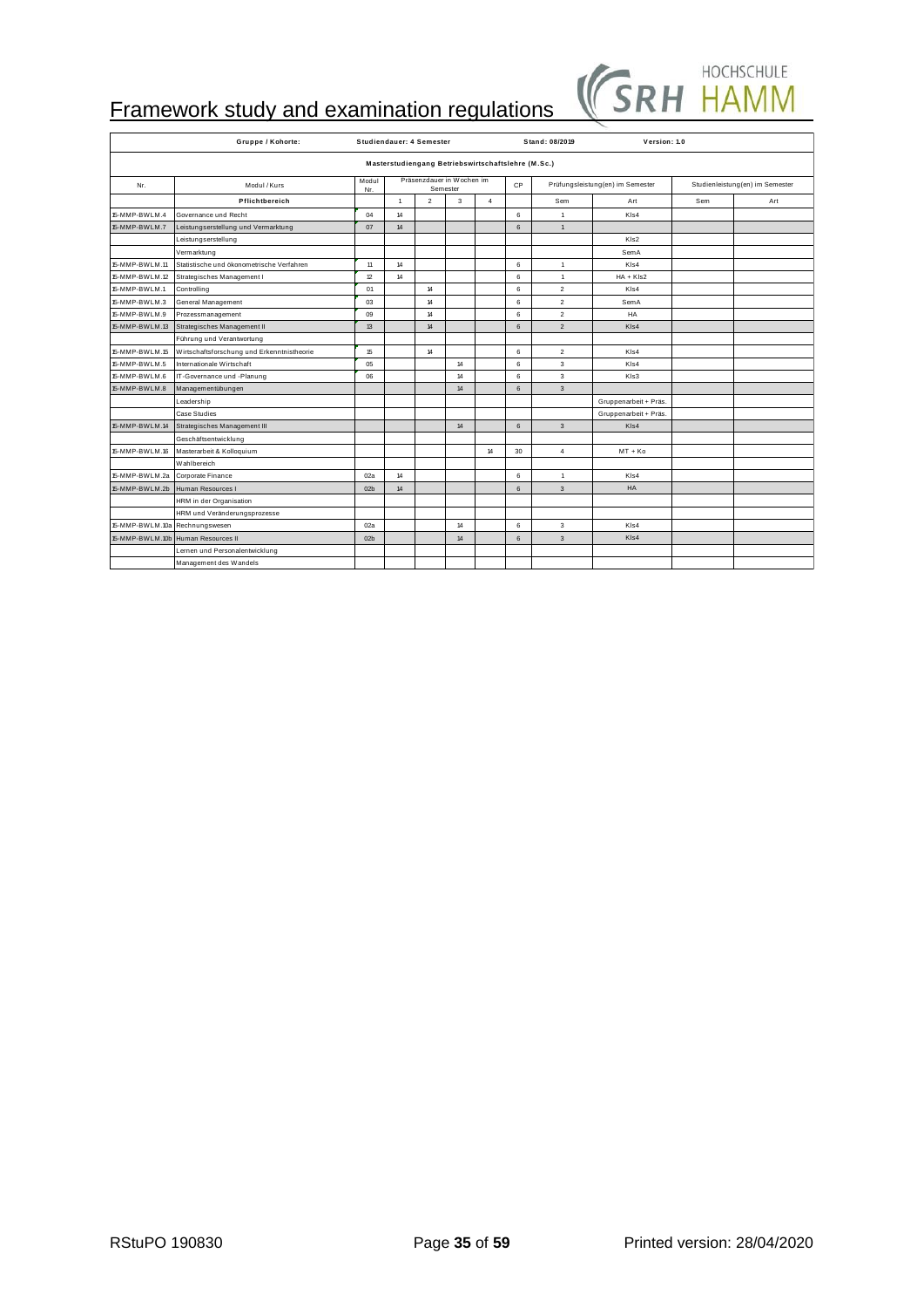# Framework study and examination regulations

| Gruppe / Kohorte: | | Studiendauer: 4 Semester | | | | | | Stand: 08/2019 | Version: 1.0 | | |
|---|---|---|---|---|---|---|---|---|---|---|---|
| Masterstudiengang Betriebswirtschaftslehre (M.Sc.) | | | | | | | | | | | |
| Nr. | Modul / Kurs | Modul Nr. | Präsenzdauer in Wochen im Semester | | | | CP | Prüfungsleistung(en) im Semester | | Studienleistung(en) im Semester | |
| | **Pflichtbereich** | | 1 | 2 | 3 | 4 | | Sem | Art | Sem | Art |
| 15-MMP-BWLM.4 | Governance und Recht | 04 | 14 | | | | 6 | 1 | Kls4 | | |
| 15-MMP-BWLM.7 | Leistungserstellung und Vermarktung | 07 | 14 | | | | 6 | 1 | | | |
| | Leistungserstellung | | | | | | | | Kls2 | | |
| | Vermarktung | | | | | | | | SemA | | |
| 15-MMP-BWLM.11 | Statistische und ökonometrische Verfahren | 11 | 14 | | | | 6 | 1 | Kls4 | | |
| 15-MMP-BWLM.12 | Strategisches Management I | 12 | 14 | | | | 6 | 1 | HA + Kls2 | | |
| 15-MMP-BWLM.1 | Controlling | 01 | | 14 | | | 6 | 2 | Kls4 | | |
| 15-MMP-BWLM.3 | General Management | 03 | | 14 | | | 6 | 2 | SemA | | |
| 15-MMP-BWLM.9 | Prozessmanagement | 09 | | 14 | | | 6 | 2 | HA | | |
| 15-MMP-BWLM.13 | Strategisches Management II | 13 | | 14 | | | 6 | 2 | Kls4 | | |
| | Führung und Verantwortung | | | | | | | | | | |
| 15-MMP-BWLM.15 | Wirtschaftsforschung und Erkenntnistheorie | 15 | | 14 | | | 6 | 2 | Kls4 | | |
| 15-MMP-BWLM.5 | Internationale Wirtschaft | 05 | | | 14 | | 6 | 3 | Kls4 | | |
| 15-MMP-BWLM.6 | IT-Governance und -Planung | 06 | | | 14 | | 6 | 3 | Kls3 | | |
| 15-MMP-BWLM.8 | Managementübungen | | | | 14 | | 6 | 3 | | | |
| | Leadership | | | | | | | | Gruppenarbeit + Präs. | | |
| | Case Studies | | | | | | | | Gruppenarbeit + Präs. | | |
| 15-MMP-BWLM.14 | Strategisches Management III | | | | 14 | | 6 | 3 | Kls4 | | |
| | Geschäftsentwicklung | | | | | | | | | | |
| 15-MMP-BWLM.16 | Masterarbeit & Kolloquium | | | | | 14 | 30 | 4 | MT + Ko | | |
| | Wahlbereich | | | | | | | | | | |
| 15-MMP-BWLM.2a | Corporate Finance | 02a | 14 | | | | 6 | 1 | Kls4 | | |
| 15-MMP-BWLM.2b | Human Resources I | 02b | 14 | | | | 6 | 3 | HA | | |
| | HRM in der Organisation | | | | | | | | | | |
| | HRM und Veränderungsprozesse | | | | | | | | | | |
| 15-MMP-BWLM.10a | Rechnungswesen | 02a | | | 14 | | 6 | 3 | Kls4 | | |
| 15-MMP-BWLM.10b | Human Resources II | 02b | | | 14 | | 6 | 3 | Kls4 | | |
| | Lernen und Personalentwicklung | | | | | | | | | | |
| | Management des Wandels | | | | | | | | | | |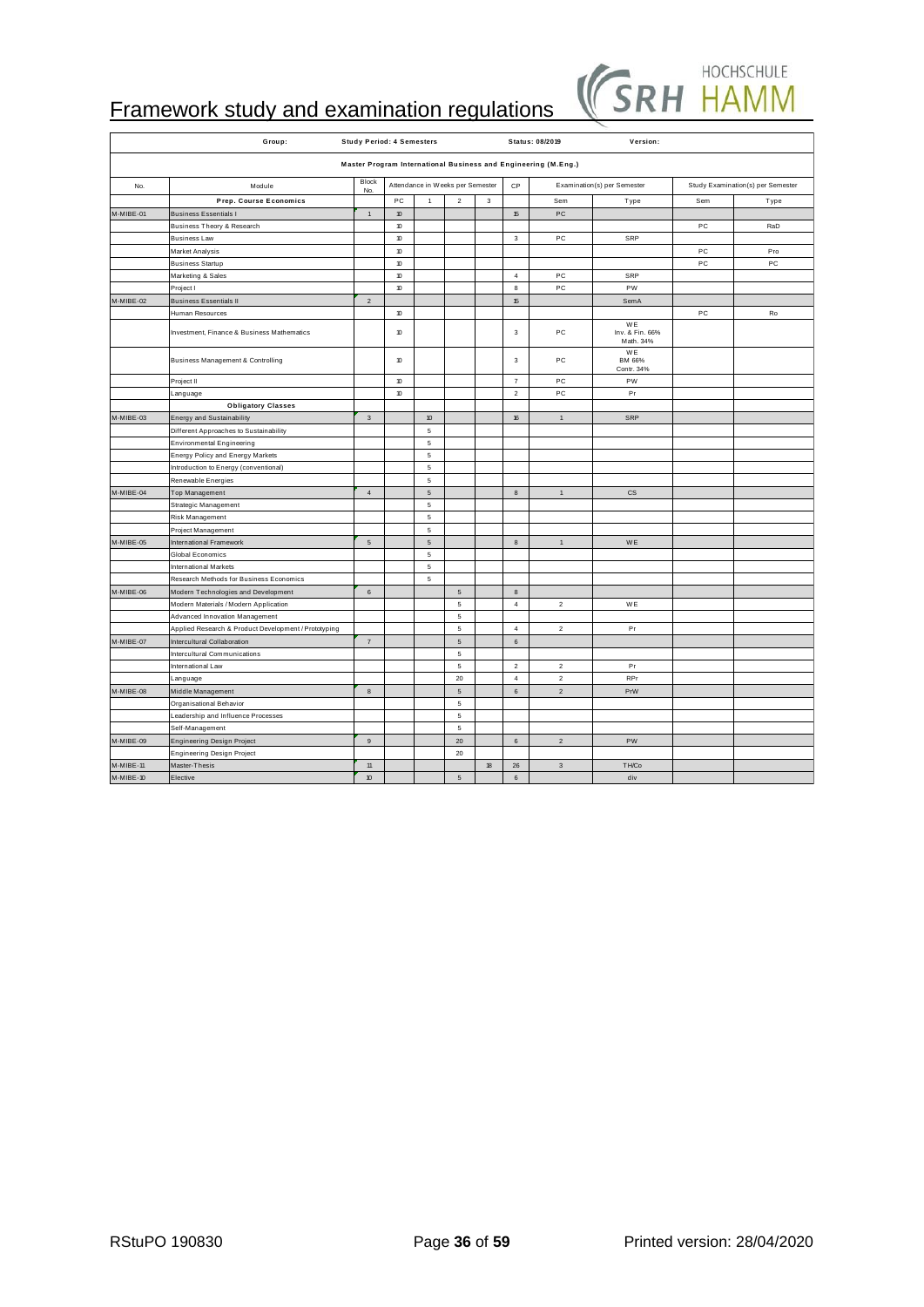# Framework study and examination regulations

| Group: | | Study Period: 4 Semesters | | | | | Status: 08/2019 | | Version: | | |
|---|---|---|---|---|---|---|---|---|---|---|---|
| **Master Program International Business and Engineering (M.Eng.)** | | | | | | | | | | | |
| No. | Module | Block No. | Attendance in Weeks per Semester | | | | CP | Examination(s) per Semester | | Study Examination(s) per Semester | |
| | **Prep. Course Economics** | | PC | 1 | 2 | 3 | | Sem | Type | Sem | Type |
| M-MIBE-01 | Business Essentials I | 1 | 10 | | | | 15 | PC | | | |
| | Business Theory & Research | | 10 | | | | | | | PC | RaD |
| | Business Law | | 10 | | | | 3 | PC | SRP | | |
| | Market Analysis | | 10 | | | | | | | PC | Pro |
| | Business Startup | | 10 | | | | | | | PC | PC |
| | Marketing & Sales | | 10 | | | | 4 | PC | SRP | | |
| | Project I | | 10 | | | | 8 | PC | PW | | |
| M-MIBE-02 | Business Essentials II | 2 | | | | | 15 | | SemA | | |
| | Human Resources | | 10 | | | | | | | PC | Ro |
| | Investment, Finance & Business Mathematics | | 10 | | | | 3 | PC | WE Inv. & Fin. 66% Math. 34% | | |
| | Business Management & Controlling | | 10 | | | | 3 | PC | WE BM 66% Contr. 34% | | |
| | Project II | | 10 | | | | 7 | PC | PW | | |
| | Language | | 10 | | | | 2 | PC | Pr | | |
| | **Obligatory Classes** | | | | | | | | | | |
| M-MIBE-03 | Energy and Sustainability | 3 | | 10 | | | 16 | 1 | SRP | | |
| | Different Approaches to Sustainability | | | 5 | | | | | | | |
| | Environmental Engineering | | | 5 | | | | | | | |
| | Energy Policy and Energy Markets | | | 5 | | | | | | | |
| | Introduction to Energy (conventional) | | | 5 | | | | | | | |
| | Renewable Energies | | | 5 | | | | | | | |
| M-MIBE-04 | Top Management | 4 | | 5 | | | 8 | 1 | CS | | |
| | Strategic Management | | | 5 | | | | | | | |
| | Risk Management | | | 5 | | | | | | | |
| | Project Management | | | 5 | | | | | | | |
| M-MIBE-05 | International Framework | 5 | | 5 | | | 8 | 1 | WE | | |
| | Global Economics | | | 5 | | | | | | | |
| | International Markets | | | 5 | | | | | | | |
| | Research Methods for Business Economics | | | 5 | | | | | | | |
| M-MIBE-06 | Modern Technologies and Development | 6 | | | 5 | | 8 | | | | |
| | Modern Materials / Modern Application | | | | 5 | | 4 | 2 | WE | | |
| | Advanced Innovation Management | | | | 5 | | | | | | |
| | Applied Research & Product Development / Prototyping | | | | 5 | | 4 | 2 | Pr | | |
| M-MIBE-07 | Intercultural Collaboration | 7 | | | 5 | | 6 | | | | |
| | Intercultural Communications | | | | 5 | | | | | | |
| | International Law | | | | 5 | | 2 | 2 | Pr | | |
| | Language | | | | 20 | | 4 | 2 | RPr | | |
| M-MIBE-08 | Middle Management | 8 | | | 5 | | 6 | 2 | PrW | | |
| | Organisational Behavior | | | | 5 | | | | | | |
| | Leadership and Influence Processes | | | | 5 | | | | | | |
| | Self-Management | | | | 5 | | | | | | |
| M-MIBE-09 | Engineering Design Project | 9 | | | 20 | | 6 | 2 | PW | | |
| | Engineering Design Project | | | | 20 | | | | | | |
| M-MIBE-11 | Master-Thesis | 11 | | | | 18 | 26 | 3 | TH/Co | | |
| M-MIBE-10 | Elective | 10 | | | 5 | | 6 | | div | | |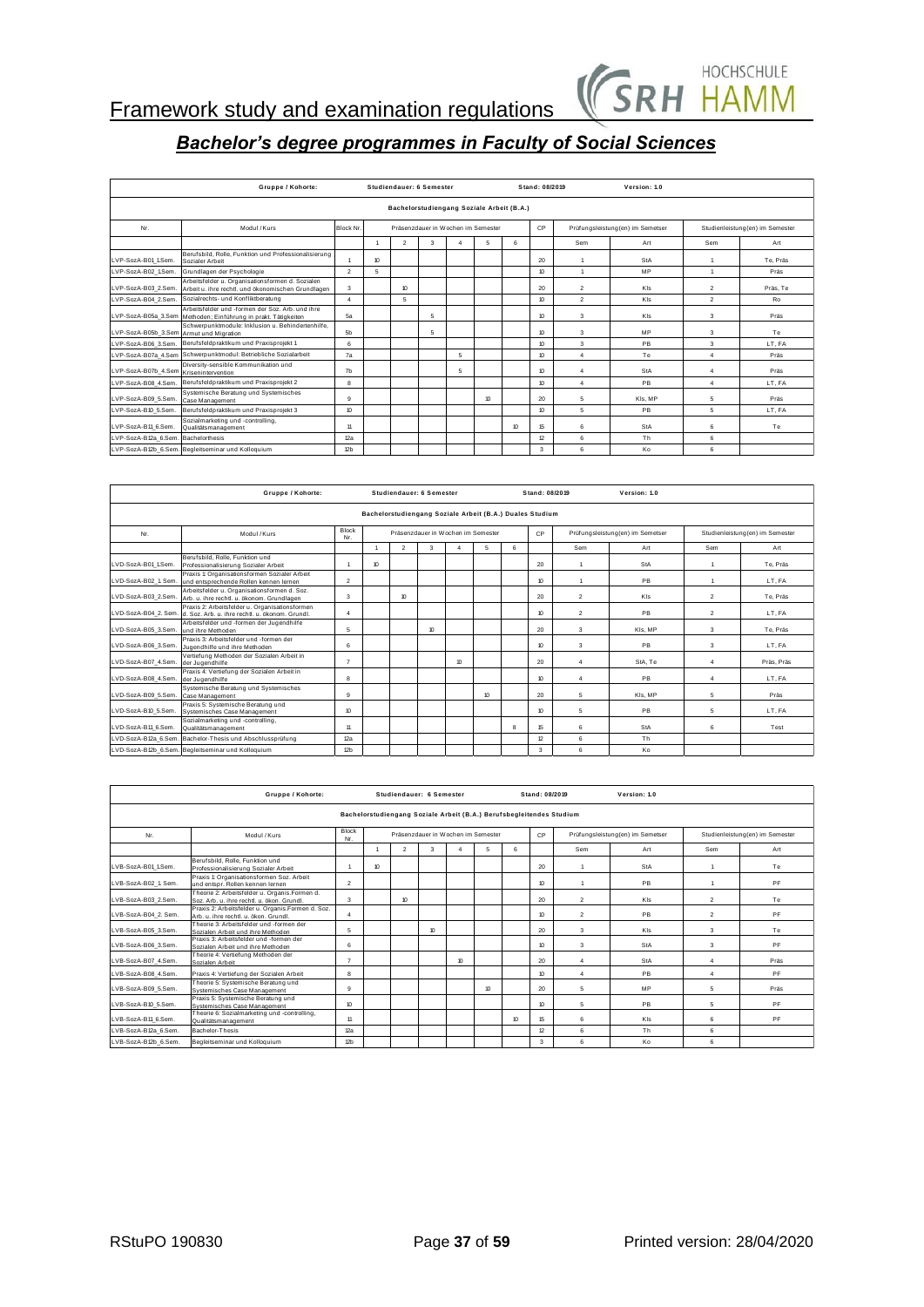# Framework study and examination regulations

## *Bachelor's degree programmes in Faculty of Social Sciences*

| Gruppe / Kohorte: | | | Studiendauer: 6 Semester | | | | | | Stand: 08/2019 | | Version: 1.0 | | |
|---|---|---|---|---|---|---|---|---|---|---|---|---|---|
| Bachelorstudiengang Soziale Arbeit (B.A.) | | | | | | | | | | | | | |
| Nr. | Modul / Kurs | Block Nr. | Präsenzdauer in Wochen im Semester | | | | | | CP | Prüfungsleistung(en) im Semetser | | Studienleistung(en) im Semester | |
| | | | 1 | 2 | 3 | 4 | 5 | 6 | | Sem | Art | Sem | Art |
| LVP-SozA-B01_1.Sem. | Berufsbild, Rolle, Funktion und Professionalisierung Sozialer Arbeit | 1 | 10 | | | | | | 20 | 1 | StA | 1 | Te, Präs |
| LVP-SozA-B02_1.Sem. | Grundlagen der Psychologie | 2 | 5 | | | | | | 10 | 1 | MP | 1 | Präs |
| LVP-SozA-B03_2.Sem. | Arbeitsfelder u. Organisationsformen d. Sozialen Arbeit u. ihre rechtl. und ökonomischen Grundlagen | 3 | | 10 | | | | | 20 | 2 | Kls | 2 | Präs, Te |
| LVP-SozA-B04_2.Sem. | Sozialrechts- und Konfliktberatung | 4 | | 5 | | | | | 10 | 2 | Kls | 2 | Ro |
| LVP-SozA-B05a_3.Sem | Arbeitsfelder und -formen der Soz. Arb. und ihre Methoden; Einführung in prakt. Tätigkeiten | 5a | | | 5 | | | | 10 | 3 | Kls | 3 | Präs |
| LVP-SozA-B05b_3.Sem | Schwerpunktmodule: Inklusion u. Behindertenhilfe, Armut und Migration | 5b | | | 5 | | | | 10 | 3 | MP | 3 | Te |
| LVP-SozA-B06_3.Sem. | Berufsfeldpraktikum und Praxisprojekt 1 | 6 | | | | | | | 10 | 3 | PB | 3 | LT, FA |
| LVP-SozA-B07a_4.Sem | Schwerpunktmodul: Betriebliche Sozialarbeit | 7a | | | | 5 | | | 10 | 4 | Te | 4 | Präs |
| LVP-SozA-B07b_4.Sem | Diversity-sensible Kommunikation und Krisenintervention | 7b | | | | 5 | | | 10 | 4 | StA | 4 | Präs |
| LVP-SozA-B08_4.Sem. | Berufsfeldpraktikum und Praxisprojekt 2 | 8 | | | | | | | 10 | 4 | PB | 4 | LT, FA |
| LVP-SozA-B09_5.Sem. | Systemische Beratung und Systemisches Case Management | 9 | | | | | 10 | | 20 | 5 | Kls, MP | 5 | Präs |
| LVP-SozA-B10_5.Sem. | Berufsfeldpraktikum und Praxisprojekt 3 | 10 | | | | | | | 10 | 5 | PB | 5 | LT, FA |
| LVP-SozA-B11_6.Sem. | Sozialmarketing und -controlling, Qualitätsmanagement | 11 | | | | | | 10 | 15 | 6 | StA | 6 | Te |
| LVP-SozA-B12a_6.Sem. | Bachelorthesis | 12a | | | | | | | 12 | 6 | Th | 6 | |
| LVP-SozA-B12b_6.Sem. | Begleitseminar und Kolloquium | 12b | | | | | | | 3 | 6 | Ko | 6 | |

| Gruppe / Kohorte: | | | Studiendauer: 6 Semester | | | | | | Stand: 08/2019 | | Version: 1.0 | | |
|---|---|---|---|---|---|---|---|---|---|---|---|---|---|
| Bachelorstudiengang Soziale Arbeit (B.A.) Duales Studium | | | | | | | | | | | | | |
| Nr. | Modul / Kurs | Block Nr. | Präsenzdauer in Wochen im Semester | | | | | | CP | Prüfungsleistung(en) im Semetser | | Studienleistung(en) im Semester | |
| | | | 1 | 2 | 3 | 4 | 5 | 6 | | Sem | Art | Sem | Art |
| LVD-SozA-B01_1.Sem. | Berufsbild, Rolle, Funktion und Professionalisierung Sozialer Arbeit | 1 | 10 | | | | | | 20 | 1 | StA | 1 | Te, Präs |
| LVD-SozA-B02_1 Sem. | Praxis 1: Organisationsformen Sozialer Arbeit und entsprechende Rollen kennen lernen | 2 | | | | | | | 10 | 1 | PB | 1 | LT, FA |
| LVD-SozA-B03_2.Sem. | Arbeitsfelder u. Organisationsformen d. Soz. Arb. u. ihre rechtl. u. ökonom. Grundlagen | 3 | | 10 | | | | | 20 | 2 | Kls | 2 | Te, Präs |
| LVD-SozA-B04_2. Sem. | Praxis 2: Arbeitsfelder u. Organisationsformen d. Soz. Arb. u. ihre rechtl. u. ökonom. Grundl. | 4 | | | | | | | 10 | 2 | PB | 2 | LT, FA |
| LVD-SozA-B05_3.Sem. | Arbeitsfelder und -formen der Jugendhilfe und ihre Methoden | 5 | | | 10 | | | | 20 | 3 | Kls, MP | 3 | Te, Präs |
| LVD-SozA-B06_3.Sem. | Praxis 3: Arbeitsfelder und -formen der Jugendhilfe und ihre Methoden | 6 | | | | | | | 10 | 3 | PB | 3 | LT, FA |
| LVD-SozA-B07_4.Sem. | Vertiefung Methoden der Sozialen Arbeit in der Jugendhilfe | 7 | | | | 10 | | | 20 | 4 | StA, Te | 4 | Präs, Präs |
| LVD-SozA-B08_4.Sem. | Praxis 4: Vertiefung der Sozialen Arbeit in der Jugendhilfe | 8 | | | | | | | 10 | 4 | PB | 4 | LT, FA |
| LVD-SozA-B09_5.Sem. | Systemische Beratung und Systemisches Case Management | 9 | | | | | 10 | | 20 | 5 | Kls, MP | 5 | Präs |
| LVD-SozA-B10_5.Sem. | Praxis 5: Systemische Beratung und Systemisches Case Management | 10 | | | | | | | 10 | 5 | PB | 5 | LT, FA |
| LVD-SozA-B11_6.Sem. | Sozialmarketing und -controlling, Qualitätsmanagement | 11 | | | | | | 8 | 15 | 6 | StA | 6 | Test |
| LVD-SozA-B12a_6.Sem. | Bachelor-Thesis und Abschlussprüfung | 12a | | | | | | | 12 | 6 | Th | | |
| LVD-SozA-B12b_6.Sem. | Begleitseminar und Kolloquium | 12b | | | | | | | 3 | 6 | Ko | | |

| Gruppe / Kohorte: | | | Studiendauer: 6 Semester | | | | | | Stand: 08/2019 | | Version: 1.0 | | |
|---|---|---|---|---|---|---|---|---|---|---|---|---|---|
| Bachelorstudiengang Soziale Arbeit (B.A.) Berufsbegleitendes Studium | | | | | | | | | | | | | |
| Nr. | Modul / Kurs | Block Nr. | Präsenzdauer in Wochen im Semester | | | | | | CP | Prüfungsleistung(en) im Semetser | | Studienleistung(en) im Semester | |
| | | | 1 | 2 | 3 | 4 | 5 | 6 | | Sem | Art | Sem | Art |
| LVB-SozA-B01_1.Sem. | Berufsbild, Rolle, Funktion und Professionalisierung Sozialer Arbeit | 1 | 10 | | | | | | 20 | 1 | StA | 1 | Te |
| LVB-SozA-B02_1 Sem. | Praxis 1: Organisationsformen Soz. Arbeit und entspr. Rollen kennen lernen | 2 | | | | | | | 10 | 1 | PB | 1 | PF |
| LVB-SozA-B03_2.Sem. | Theorie 2: Arbeitsfelder u. Organis.Formen d. Soz. Arb. u. ihre rechtl. u. ökon. Grundl. | 3 | | 10 | | | | | 20 | 2 | Kls | 2 | Te |
| LVB-SozA-B04_2. Sem. | Praxis 2: Arbeitsfelder u. Organis.Formen d. Soz. Arb. u. ihre rechtl. u. ökon. Grundl. | 4 | | | | | | | 10 | 2 | PB | 2 | PF |
| LVB-SozA-B05_3.Sem. | Theorie 3: Arbeitsfelder und -formen der Sozialen Arbeit und ihre Methoden | 5 | | | 10 | | | | 20 | 3 | Kls | 3 | Te |
| LVB-SozA-B06_3.Sem. | Praxis 3: Arbeitsfelder und -formen der Sozialen Arbeit und ihre Methoden | 6 | | | | | | | 10 | 3 | StA | 3 | PF |
| LVB-SozA-B07_4.Sem. | Theorie 4: Vertiefung Methoden der Sozialen Arbeit | 7 | | | | 10 | | | 20 | 4 | StA | 4 | Präs |
| LVB-SozA-B08_4.Sem. | Praxis 4: Vertiefung der Sozialen Arbeit | 8 | | | | | | | 10 | 4 | PB | 4 | PF |
| LVB-SozA-B09_5.Sem. | Theorie 5: Systemische Beratung und Systemisches Case Management | 9 | | | | | 10 | | 20 | 5 | MP | 5 | Präs |
| LVB-SozA-B10_5.Sem. | Praxis 5: Systemische Beratung und Systemisches Case Management | 10 | | | | | | | 10 | 5 | PB | 5 | PF |
| LVB-SozA-B11_6.Sem. | Theorie 6: Sozialmarketing und -controlling, Qualitätsmanagement | 11 | | | | | | 10 | 15 | 6 | Kls | 6 | PF |
| LVB-SozA-B12a_6.Sem. | Bachelor-Thesis | 12a | | | | | | | 12 | 6 | Th | 6 | |
| LVB-SozA-B12b_6.Sem. | Begleitseminar und Kolloquium | 12b | | | | | | | 3 | 6 | Ko | 6 | |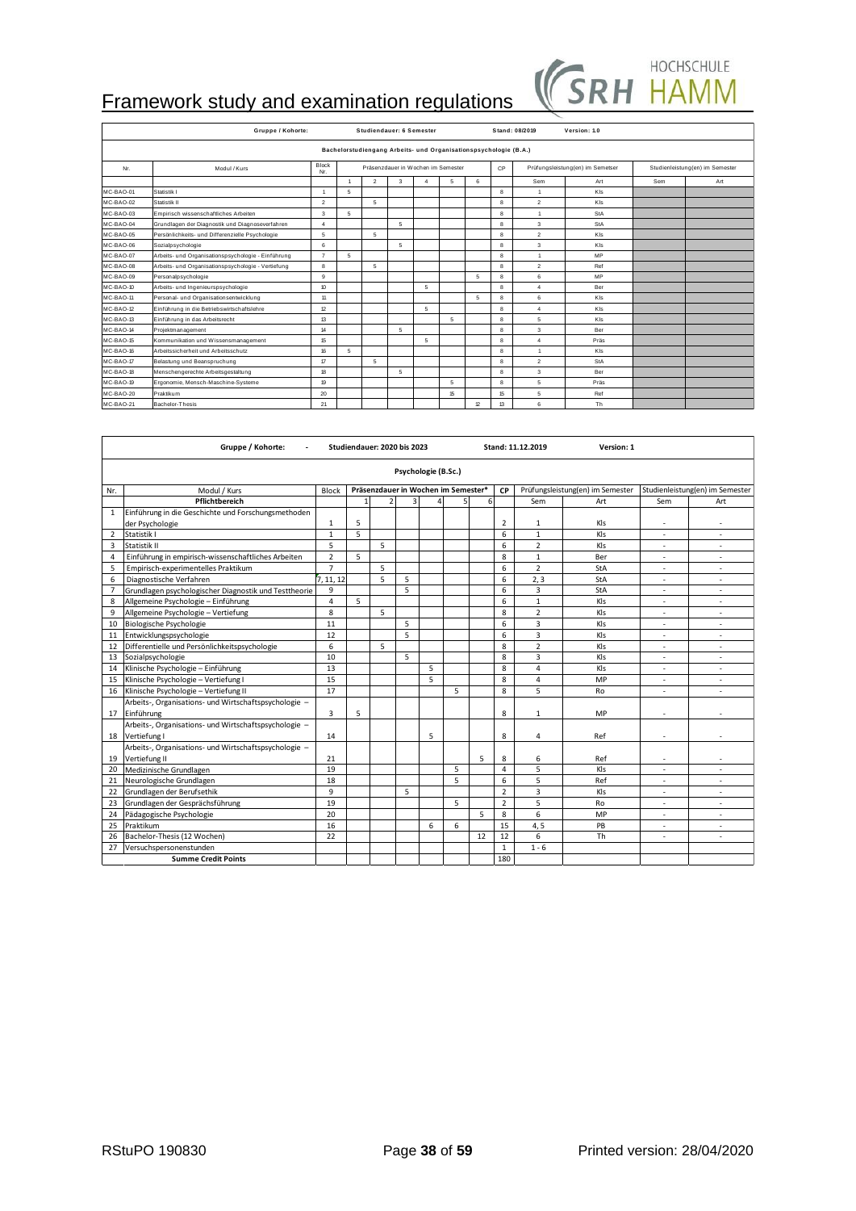# Framework study and examination regulations

| Gruppe / Kohorte: | | Studiendauer: 6 Semester | | | | | | | Stand: 08/2019 | Version: 1.0 | | | |
|---|---|---|---|---|---|---|---|---|---|---|---|---|---|
| Bachelorstudiengang Arbeits- und Organisationspsychologie (B.A.) | | | | | | | | | | | | | |
| Nr. | Modul / Kurs | Block Nr. | Präsenzdauer in Wochen im Semester | | | | | | CP | Prüfungsleistung(en) im Semester | | Studienleistung(en) im Semester | |
| | | | 1 | 2 | 3 | 4 | 5 | 6 | | Sem | Art | Sem | Art |
| MC-BAO-01 | Statistik I | 1 | 5 | | | | | | 8 | 1 | Kls | | |
| MC-BAO-02 | Statistik II | 2 | | 5 | | | | | 8 | 2 | Kls | | |
| MC-BAO-03 | Empirisch wissenschaftliches Arbeiten | 3 | 5 | | | | | | 8 | 1 | StA | | |
| MC-BAO-04 | Grundlagen der Diagnostik und Diagnoseverfahren | 4 | | | 5 | | | | 8 | 3 | StA | | |
| MC-BAO-05 | Persönlichkeits- und Differenzielle Psychologie | 5 | | 5 | | | | | 8 | 2 | Kls | | |
| MC-BAO-06 | Sozialpsychologie | 6 | | | 5 | | | | 8 | 3 | Kls | | |
| MC-BAO-07 | Arbeits- und Organisationspsychologie - Einführung | 7 | 5 | | | | | | 8 | 1 | MP | | |
| MC-BAO-08 | Arbeits- und Organisationspsychologie - Vertiefung | 8 | | 5 | | | | | 8 | 2 | Ref | | |
| MC-BAO-09 | Personalpsychologie | 9 | | | | | | 5 | 8 | 6 | MP | | |
| MC-BAO-10 | Arbeits- und Ingenieurspsychologie | 10 | | | | 5 | | | 8 | 4 | Ber | | |
| MC-BAO-11 | Personal- und Organisationsentwicklung | 11 | | | | | | 5 | 8 | 6 | Kls | | |
| MC-BAO-12 | Einführung in die Betriebswirtschaftslehre | 12 | | | | 5 | | | 8 | 4 | Kls | | |
| MC-BAO-13 | Einführung in das Arbeitsrecht | 13 | | | | | 5 | | 8 | 5 | Kls | | |
| MC-BAO-14 | Projektmanagement | 14 | | | 5 | | | | 8 | 3 | Ber | | |
| MC-BAO-15 | Kommunikation und Wissensmanagement | 15 | | | | 5 | | | 8 | 4 | Präs | | |
| MC-BAO-16 | Arbeitssicherheit und Arbeitsschutz | 16 | 5 | | | | | | 8 | 1 | Kls | | |
| MC-BAO-17 | Belastung und Beanspruchung | 17 | | 5 | | | | | 8 | 2 | StA | | |
| MC-BAO-18 | Menschengerechte Arbeitsgestaltung | 18 | | | 5 | | | | 8 | 3 | Ber | | |
| MC-BAO-19 | Ergonomie, Mensch-Maschine-Systeme | 19 | | | | | 5 | | 8 | 5 | Präs | | |
| MC-BAO-20 | Praktikum | 20 | | | | | 15 | | 15 | 5 | Ref | | |
| MC-BAO-21 | Bachelor-Thesis | 21 | | | | | | 12 | 13 | 6 | Th | | |

| Gruppe / Kohorte: | - | Studiendauer: 2020 bis 2023 | | | | | | | Stand: 11.12.2019 | Version: 1 | | | |
|---|---|---|---|---|---|---|---|---|---|---|---|---|---|
| Psychologie (B.Sc.) | | | | | | | | | | | | | |
| Nr. | Modul / Kurs | Block | Präsenzdauer in Wochen im Semester* | | | | | | CP | Prüfungsleistung(en) im Semester | | Studienleistung(en) im Semester | |
| | **Pflichtbereich** | | 1 | 2 | 3 | 4 | 5 | 6 | | Sem | Art | Sem | Art |
| 1 | Einführung in die Geschichte und Forschungsmethoden der Psychologie | 1 | 5 | | | | | | 2 | 1 | Kls | - | - |
| 2 | Statistik I | 1 | 5 | | | | | | 6 | 1 | Kls | - | - |
| 3 | Statistik II | 5 | | 5 | | | | | 6 | 2 | Kls | - | - |
| 4 | Einführung in empirisch-wissenschaftliches Arbeiten | 2 | 5 | | | | | | 8 | 1 | Ber | - | - |
| 5 | Empirisch-experimentelles Praktikum | 7 | | 5 | | | | | 6 | 2 | StA | - | - |
| 6 | Diagnostische Verfahren | 7, 11, 12 | | 5 | 5 | | | | 6 | 2, 3 | StA | - | - |
| 7 | Grundlagen psychologischer Diagnostik und Testtheorie | 9 | | | 5 | | | | 6 | 3 | StA | - | - |
| 8 | Allgemeine Psychologie – Einführung | 4 | 5 | | | | | | 6 | 1 | Kls | - | - |
| 9 | Allgemeine Psychologie – Vertiefung | 8 | | 5 | | | | | 8 | 2 | Kls | - | - |
| 10 | Biologische Psychologie | 11 | | | 5 | | | | 6 | 3 | Kls | - | - |
| 11 | Entwicklungspsychologie | 12 | | | 5 | | | | 6 | 3 | Kls | - | - |
| 12 | Differentielle und Persönlichkeitspsychologie | 6 | | 5 | | | | | 8 | 2 | Kls | - | - |
| 13 | Sozialpsychologie | 10 | | | 5 | | | | 8 | 3 | Kls | - | - |
| 14 | Klinische Psychologie – Einführung | 13 | | | | 5 | | | 8 | 4 | Kls | - | - |
| 15 | Klinische Psychologie – Vertiefung I | 15 | | | | 5 | | | 8 | 4 | MP | - | - |
| 16 | Klinische Psychologie – Vertiefung II | 17 | | | | | 5 | | 8 | 5 | Ro | - | - |
| 17 | Arbeits-, Organisations- und Wirtschaftspsychologie – Einführung | 3 | 5 | | | | | | 8 | 1 | MP | - | - |
| 18 | Arbeits-, Organisations- und Wirtschaftspsychologie – Vertiefung I | 14 | | | | 5 | | | 8 | 4 | Ref | - | - |
| 19 | Arbeits-, Organisations- und Wirtschaftspsychologie – Vertiefung II | 21 | | | | | | 5 | 8 | 6 | Ref | - | - |
| 20 | Medizinische Grundlagen | 19 | | | | | 5 | | 4 | 5 | Kls | - | - |
| 21 | Neurologische Grundlagen | 18 | | | | | 5 | | 6 | 5 | Ref | - | - |
| 22 | Grundlagen der Berufsethik | 9 | | | 5 | | | | 2 | 3 | Kls | - | - |
| 23 | Grundlagen der Gesprächsführung | 19 | | | | | 5 | | 2 | 5 | Ro | - | - |
| 24 | Pädagogische Psychologie | 20 | | | | | | 5 | 8 | 6 | MP | - | - |
| 25 | Praktikum | 16 | | | | 6 | 6 | | 15 | 4, 5 | PB | - | - |
| 26 | Bachelor-Thesis (12 Wochen) | 22 | | | | | | 12 | 12 | 6 | Th | - | - |
| 27 | Versuchspersonenstunden | | | | | | | | 1 | 1 - 6 | | | |
| | **Summe Credit Points** | | | | | | | | 180 | | | | |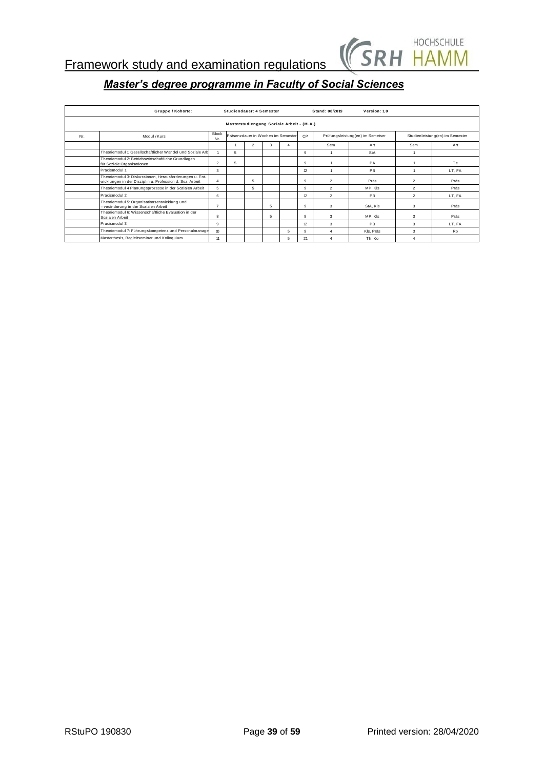# Framework study and examination regulations

## *Master's degree programme in Faculty of Social Sciences*

| Gruppe / Kohorte: | | | Studiendauer: 4 Semester | | | | | Stand: 08/2019 | Version: 1.0 | | |
|---|---|---|---|---|---|---|---|---|---|---|---|
| Masterstudiengang Soziale Arbeit - (M.A.) | | | | | | | | | | | |
| Nr. | Modul / Kurs | Block Nr. | Präsenzdauer in Wochen im Semester | | | | CP | Prüfungsleistung(en) im Semetser | | Studienleistung(en) im Semester | |
| | | | 1 | 2 | 3 | 4 | | Sem | Art | Sem | Art |
| | Theoriemodul 1: Gesellschaftlicher Wandel und Soziale Arb | 1 | 5 | | | | 9 | 1 | StA | 1 | |
| | Theoriemodul 2: Betriebswirtschaftliche Grundlagen für Soziale Organisationen | 2 | 5 | | | | 9 | 1 | PA | 1 | Te |
| | Praxismodul 1 | 3 | | | | | 12 | 1 | PB | 1 | LT, FA |
| | Theoriemodul 3: Diskussionen, Herausforderungen u. Entwicklungen in der Disziplin u. Profession d. Soz. Arbeit | 4 | | 5 | | | 9 | 2 | Präs | 2 | Präs |
| | Theoriemodul 4 Planungsprozesse in der Sozialen Arbeit | 5 | | 5 | | | 9 | 2 | MP, Kls | 2 | Präs |
| | Praxismodul 2 | 6 | | | | | 12 | 2 | PB | 2 | LT, FA |
| | Theoriemodul 5: Organisationsentwicklung und –veränderung in der Sozialen Arbeit | 7 | | | 5 | | 9 | 3 | StA, Kls | 3 | Präs |
| | Theoriemodul 6: Wissenschaftliche Evaluation in der Sozialen Arbeit | 8 | | | 5 | | 9 | 3 | MP, Kls | 3 | Präs |
| | Praxismodul 3 | 9 | | | | | 12 | 3 | PB | 3 | LT, FA |
| | Theoriemodul 7: Führungskompetenz und Personalmanage | 10 | | | | 5 | 9 | 4 | Kls, Präs | 3 | Ro |
| | Masterthesis, Begleitseminar und Kolloquium | 11 | | | | 5 | 21 | 4 | Th, Ko | 4 | |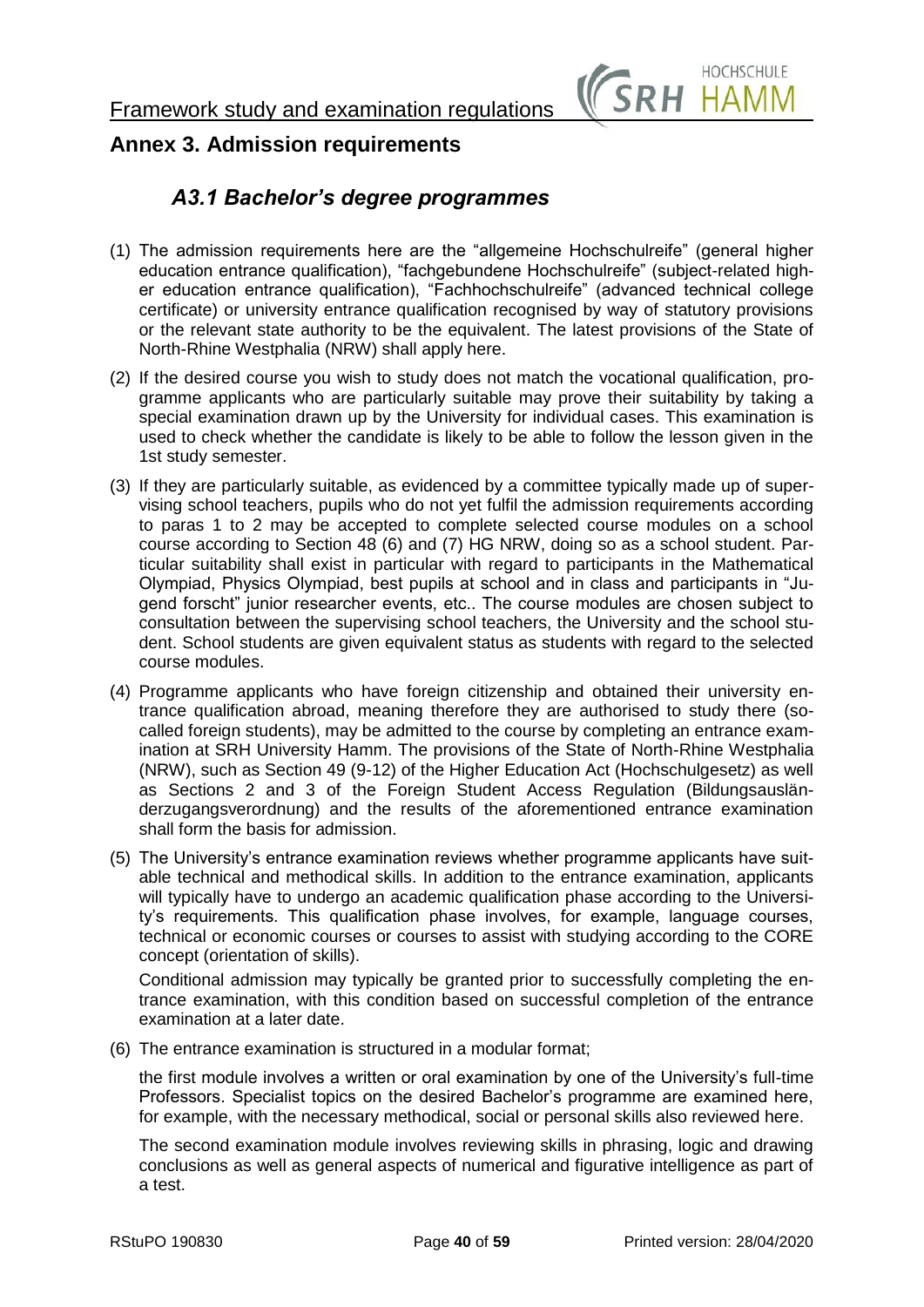## Annex 3. Admission requirements

### *A3.1 Bachelor's degree programmes*

(1) The admission requirements here are the "allgemeine Hochschulreife" (general higher education entrance qualification), "fachgebundene Hochschulreife" (subject-related higher education entrance qualification), "Fachhochschulreife" (advanced technical college certificate) or university entrance qualification recognised by way of statutory provisions or the relevant state authority to be the equivalent. The latest provisions of the State of North-Rhine Westphalia (NRW) shall apply here.

(2) If the desired course you wish to study does not match the vocational qualification, programme applicants who are particularly suitable may prove their suitability by taking a special examination drawn up by the University for individual cases. This examination is used to check whether the candidate is likely to be able to follow the lesson given in the 1st study semester.

(3) If they are particularly suitable, as evidenced by a committee typically made up of supervising school teachers, pupils who do not yet fulfil the admission requirements according to paras 1 to 2 may be accepted to complete selected course modules on a school course according to Section 48 (6) and (7) HG NRW, doing so as a school student. Particular suitability shall exist in particular with regard to participants in the Mathematical Olympiad, Physics Olympiad, best pupils at school and in class and participants in "Jugend forscht" junior researcher events, etc.. The course modules are chosen subject to consultation between the supervising school teachers, the University and the school student. School students are given equivalent status as students with regard to the selected course modules.

(4) Programme applicants who have foreign citizenship and obtained their university entrance qualification abroad, meaning therefore they are authorised to study there (so-called foreign students), may be admitted to the course by completing an entrance examination at SRH University Hamm. The provisions of the State of North-Rhine Westphalia (NRW), such as Section 49 (9-12) of the Higher Education Act (Hochschulgesetz) as well as Sections 2 and 3 of the Foreign Student Access Regulation (Bildungsausländerzugangsverordnung) and the results of the aforementioned entrance examination shall form the basis for admission.

(5) The University's entrance examination reviews whether programme applicants have suitable technical and methodical skills. In addition to the entrance examination, applicants will typically have to undergo an academic qualification phase according to the University's requirements. This qualification phase involves, for example, language courses, technical or economic courses or courses to assist with studying according to the CORE concept (orientation of skills).

Conditional admission may typically be granted prior to successfully completing the entrance examination, with this condition based on successful completion of the entrance examination at a later date.

(6) The entrance examination is structured in a modular format;

the first module involves a written or oral examination by one of the University's full-time Professors. Specialist topics on the desired Bachelor's programme are examined here, for example, with the necessary methodical, social or personal skills also reviewed here.

The second examination module involves reviewing skills in phrasing, logic and drawing conclusions as well as general aspects of numerical and figurative intelligence as part of a test.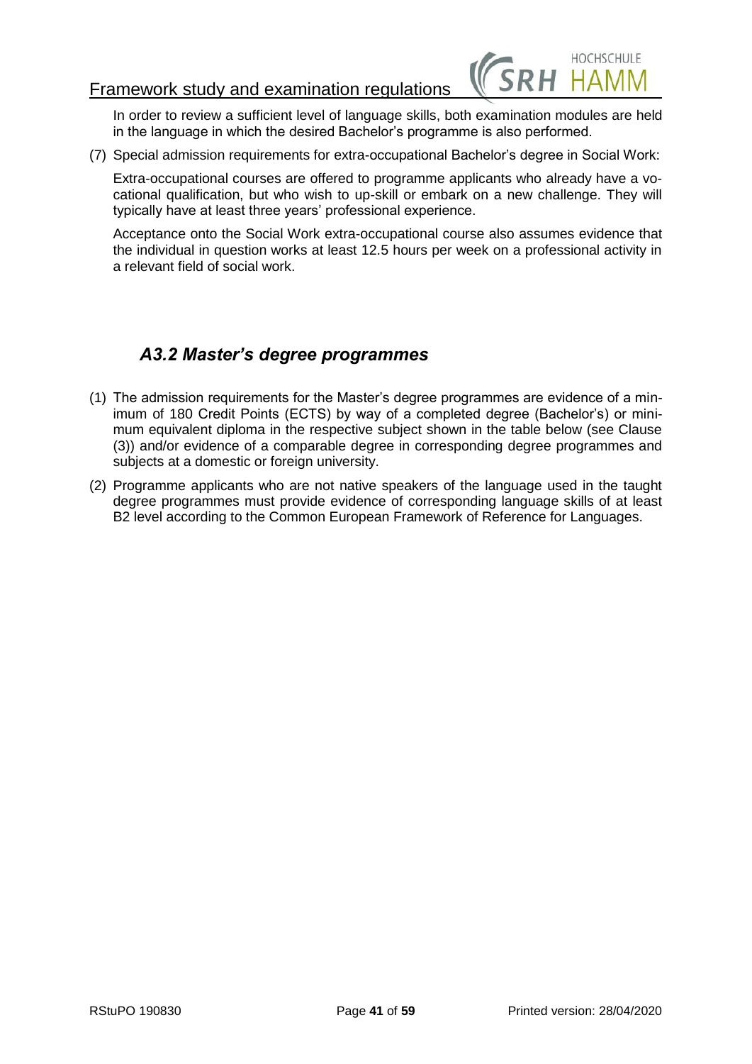In order to review a sufficient level of language skills, both examination modules are held in the language in which the desired Bachelor's programme is also performed.

(7) Special admission requirements for extra-occupational Bachelor's degree in Social Work:

Extra-occupational courses are offered to programme applicants who already have a vocational qualification, but who wish to up-skill or embark on a new challenge. They will typically have at least three years' professional experience.

Acceptance onto the Social Work extra-occupational course also assumes evidence that the individual in question works at least 12.5 hours per week on a professional activity in a relevant field of social work.

## *A3.2 Master's degree programmes*

(1) The admission requirements for the Master's degree programmes are evidence of a minimum of 180 Credit Points (ECTS) by way of a completed degree (Bachelor's) or minimum equivalent diploma in the respective subject shown in the table below (see Clause (3)) and/or evidence of a comparable degree in corresponding degree programmes and subjects at a domestic or foreign university.

(2) Programme applicants who are not native speakers of the language used in the taught degree programmes must provide evidence of corresponding language skills of at least B2 level according to the Common European Framework of Reference for Languages.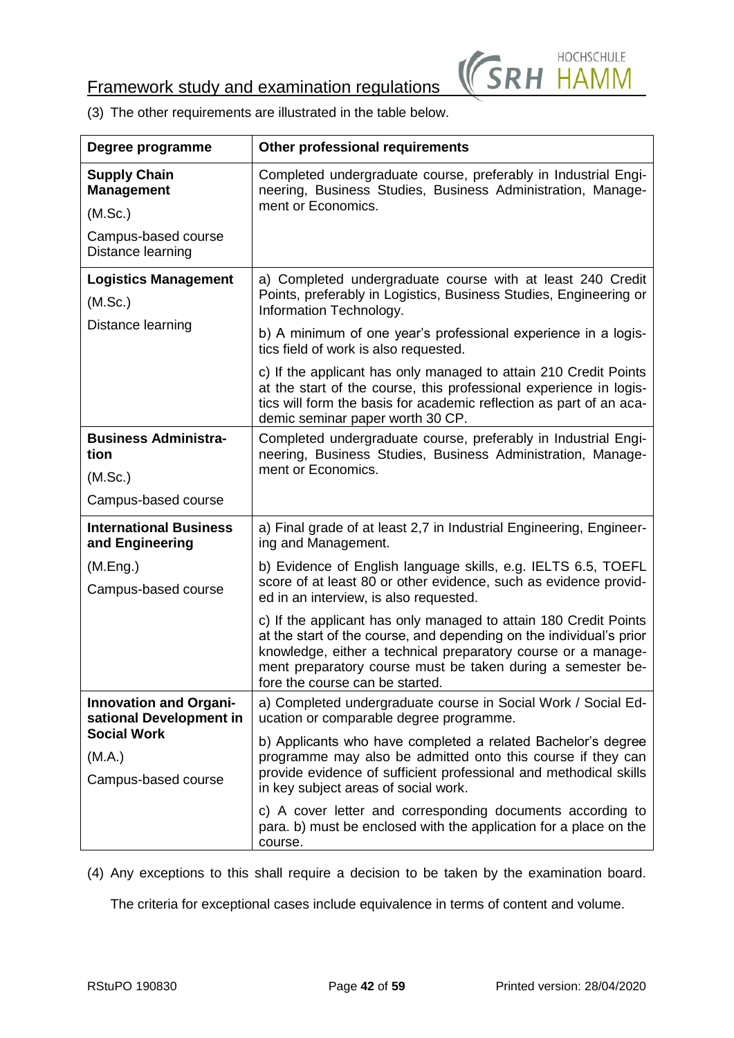(3) The other requirements are illustrated in the table below.

| Degree programme | Other professional requirements |
|---|---|
| **Supply Chain Management**<br>(M.Sc.)<br>Campus-based course<br>Distance learning | Completed undergraduate course, preferably in Industrial Engineering, Business Studies, Business Administration, Management or Economics. |
| **Logistics Management**<br>(M.Sc.)<br>Distance learning | a) Completed undergraduate course with at least 240 Credit Points, preferably in Logistics, Business Studies, Engineering or Information Technology.<br>b) A minimum of one year's professional experience in a logistics field of work is also requested.<br>c) If the applicant has only managed to attain 210 Credit Points at the start of the course, this professional experience in logistics will form the basis for academic reflection as part of an academic seminar paper worth 30 CP. |
| **Business Administration**<br>(M.Sc.)<br>Campus-based course | Completed undergraduate course, preferably in Industrial Engineering, Business Studies, Business Administration, Management or Economics. |
| **International Business and Engineering**<br>(M.Eng.)<br>Campus-based course | a) Final grade of at least 2,7 in Industrial Engineering, Engineering and Management.<br>b) Evidence of English language skills, e.g. IELTS 6.5, TOEFL score of at least 80 or other evidence, such as evidence provided in an interview, is also requested.<br>c) If the applicant has only managed to attain 180 Credit Points at the start of the course, and depending on the individual's prior knowledge, either a technical preparatory course or a management preparatory course must be taken during a semester before the course can be started. |
| **Innovation and Organisational Development in Social Work**<br>(M.A.)<br>Campus-based course | a) Completed undergraduate course in Social Work / Social Education or comparable degree programme.<br>b) Applicants who have completed a related Bachelor's degree programme may also be admitted onto this course if they can provide evidence of sufficient professional and methodical skills in key subject areas of social work.<br>c) A cover letter and corresponding documents according to para. b) must be enclosed with the application for a place on the course. |

(4) Any exceptions to this shall require a decision to be taken by the examination board.

The criteria for exceptional cases include equivalence in terms of content and volume.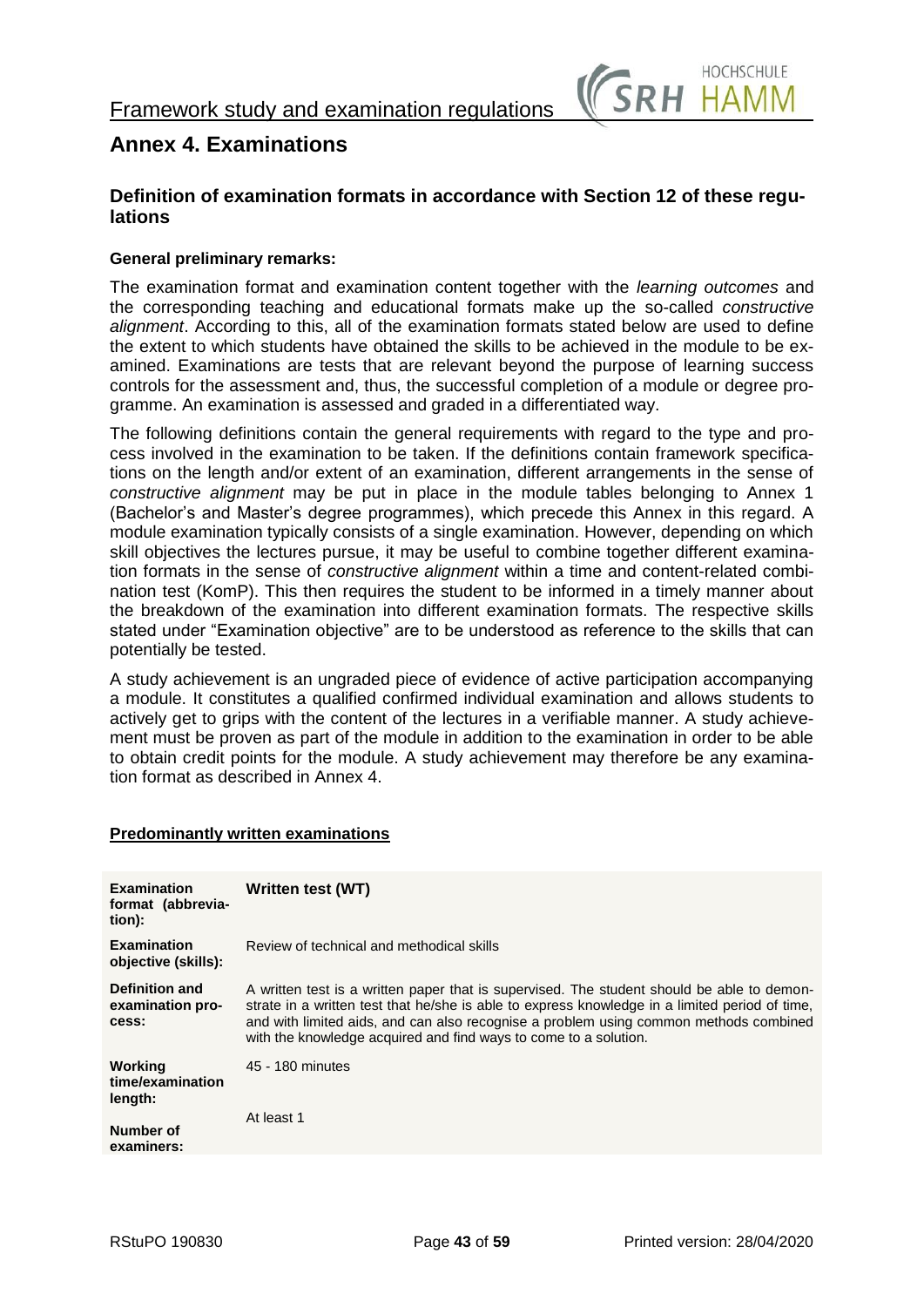# Annex 4. Examinations

## Definition of examination formats in accordance with Section 12 of these regulations

**General preliminary remarks:**

The examination format and examination content together with the *learning outcomes* and the corresponding teaching and educational formats make up the so-called *constructive alignment*. According to this, all of the examination formats stated below are used to define the extent to which students have obtained the skills to be achieved in the module to be examined. Examinations are tests that are relevant beyond the purpose of learning success controls for the assessment and, thus, the successful completion of a module or degree programme. An examination is assessed and graded in a differentiated way.

The following definitions contain the general requirements with regard to the type and process involved in the examination to be taken. If the definitions contain framework specifications on the length and/or extent of an examination, different arrangements in the sense of *constructive alignment* may be put in place in the module tables belonging to Annex 1 (Bachelor's and Master's degree programmes), which precede this Annex in this regard. A module examination typically consists of a single examination. However, depending on which skill objectives the lectures pursue, it may be useful to combine together different examination formats in the sense of *constructive alignment* within a time and content-related combination test (KomP). This then requires the student to be informed in a timely manner about the breakdown of the examination into different examination formats. The respective skills stated under "Examination objective" are to be understood as reference to the skills that can potentially be tested.

A study achievement is an ungraded piece of evidence of active participation accompanying a module. It constitutes a qualified confirmed individual examination and allows students to actively get to grips with the content of the lectures in a verifiable manner. A study achievement must be proven as part of the module in addition to the examination in order to be able to obtain credit points for the module. A study achievement may therefore be any examination format as described in Annex 4.

**Predominantly written examinations**

| **Examination format (abbreviation):** | **Written test (WT)** |
|---|---|
| **Examination objective (skills):** | Review of technical and methodical skills |
| **Definition and examination process:** | A written test is a written paper that is supervised. The student should be able to demonstrate in a written test that he/she is able to express knowledge in a limited period of time, and with limited aids, and can also recognise a problem using common methods combined with the knowledge acquired and find ways to come to a solution. |
| **Working time/examination length:** | 45 - 180 minutes |
| **Number of examiners:** | At least 1 |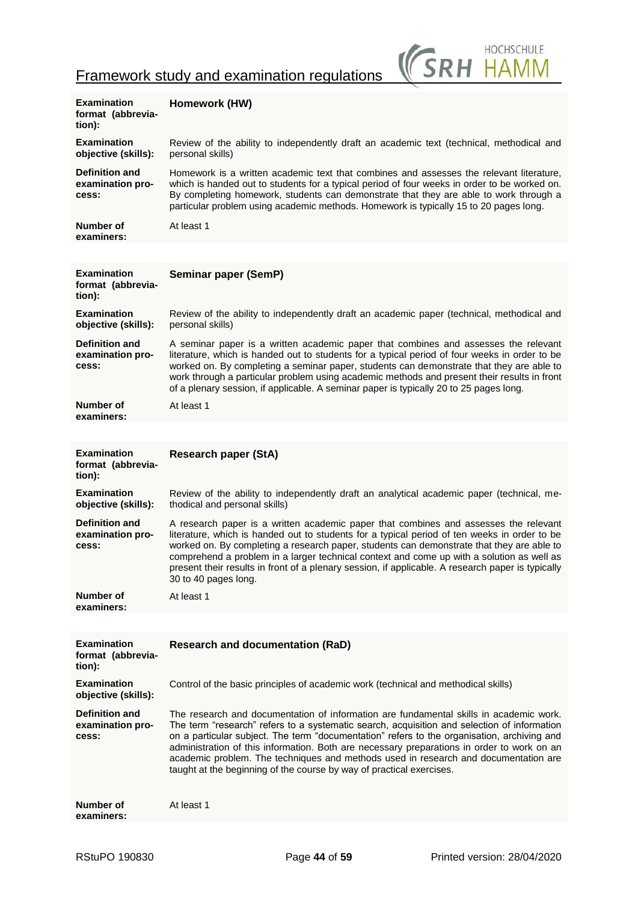| | |
|---|---|
| **Examination format (abbreviation):** | **Homework (HW)** |
| **Examination objective (skills):** | Review of the ability to independently draft an academic text (technical, methodical and personal skills) |
| **Definition and examination process:** | Homework is a written academic text that combines and assesses the relevant literature, which is handed out to students for a typical period of four weeks in order to be worked on. By completing homework, students can demonstrate that they are able to work through a particular problem using academic methods. Homework is typically 15 to 20 pages long. |
| **Number of examiners:** | At least 1 |

| | |
|---|---|
| **Examination format (abbreviation):** | **Seminar paper (SemP)** |
| **Examination objective (skills):** | Review of the ability to independently draft an academic paper (technical, methodical and personal skills) |
| **Definition and examination process:** | A seminar paper is a written academic paper that combines and assesses the relevant literature, which is handed out to students for a typical period of four weeks in order to be worked on. By completing a seminar paper, students can demonstrate that they are able to work through a particular problem using academic methods and present their results in front of a plenary session, if applicable. A seminar paper is typically 20 to 25 pages long. |
| **Number of examiners:** | At least 1 |

| | |
|---|---|
| **Examination format (abbreviation):** | **Research paper (StA)** |
| **Examination objective (skills):** | Review of the ability to independently draft an analytical academic paper (technical, methodical and personal skills) |
| **Definition and examination process:** | A research paper is a written academic paper that combines and assesses the relevant literature, which is handed out to students for a typical period of ten weeks in order to be worked on. By completing a research paper, students can demonstrate that they are able to comprehend a problem in a larger technical context and come up with a solution as well as present their results in front of a plenary session, if applicable. A research paper is typically 30 to 40 pages long. |
| **Number of examiners:** | At least 1 |

| | |
|---|---|
| **Examination format (abbreviation):** | **Research and documentation (RaD)** |
| **Examination objective (skills):** | Control of the basic principles of academic work (technical and methodical skills) |
| **Definition and examination process:** | The research and documentation of information are fundamental skills in academic work. The term "research" refers to a systematic search, acquisition and selection of information on a particular subject. The term "documentation" refers to the organisation, archiving and administration of this information. Both are necessary preparations in order to work on an academic problem. The techniques and methods used in research and documentation are taught at the beginning of the course by way of practical exercises. |
| **Number of examiners:** | At least 1 |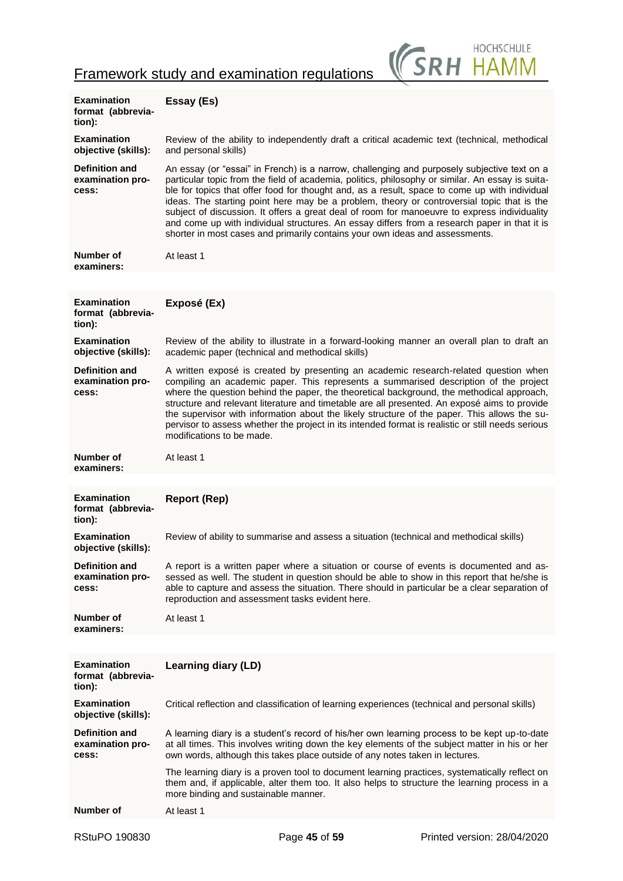| | |
|---|---|
| **Examination format (abbreviation):** | **Essay (Es)** |
| **Examination objective (skills):** | Review of the ability to independently draft a critical academic text (technical, methodical and personal skills) |
| **Definition and examination process:** | An essay (or "essai" in French) is a narrow, challenging and purposely subjective text on a particular topic from the field of academia, politics, philosophy or similar. An essay is suitable for topics that offer food for thought and, as a result, space to come up with individual ideas. The starting point here may be a problem, theory or controversial topic that is the subject of discussion. It offers a great deal of room for manoeuvre to express individuality and come up with individual structures. An essay differs from a research paper in that it is shorter in most cases and primarily contains your own ideas and assessments. |
| **Number of examiners:** | At least 1 |

| | |
|---|---|
| **Examination format (abbreviation):** | **Exposé (Ex)** |
| **Examination objective (skills):** | Review of the ability to illustrate in a forward-looking manner an overall plan to draft an academic paper (technical and methodical skills) |
| **Definition and examination process:** | A written exposé is created by presenting an academic research-related question when compiling an academic paper. This represents a summarised description of the project where the question behind the paper, the theoretical background, the methodical approach, structure and relevant literature and timetable are all presented. An exposé aims to provide the supervisor with information about the likely structure of the paper. This allows the supervisor to assess whether the project in its intended format is realistic or still needs serious modifications to be made. |
| **Number of examiners:** | At least 1 |

| | |
|---|---|
| **Examination format (abbreviation):** | **Report (Rep)** |
| **Examination objective (skills):** | Review of ability to summarise and assess a situation (technical and methodical skills) |
| **Definition and examination process:** | A report is a written paper where a situation or course of events is documented and assessed as well. The student in question should be able to show in this report that he/she is able to capture and assess the situation. There should in particular be a clear separation of reproduction and assessment tasks evident here. |
| **Number of examiners:** | At least 1 |

| | |
|---|---|
| **Examination format (abbreviation):** | **Learning diary (LD)** |
| **Examination objective (skills):** | Critical reflection and classification of learning experiences (technical and personal skills) |
| **Definition and examination process:** | A learning diary is a student's record of his/her own learning process to be kept up-to-date at all times. This involves writing down the key elements of the subject matter in his or her own words, although this takes place outside of any notes taken in lectures.<br><br>The learning diary is a proven tool to document learning practices, systematically reflect on them and, if applicable, alter them too. It also helps to structure the learning process in a more binding and sustainable manner. |
| **Number of** | At least 1 |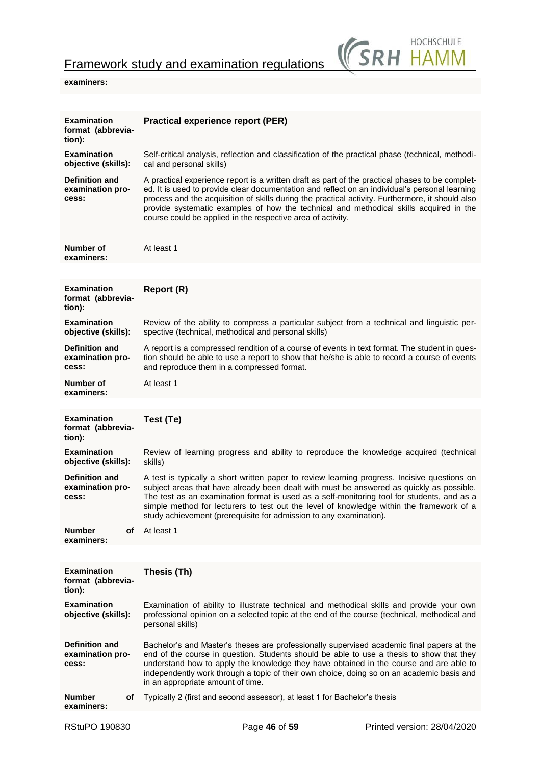**examiners:**

| | |
|---|---|
| **Examination format (abbreviation):** | **Practical experience report (PER)** |
| **Examination objective (skills):** | Self-critical analysis, reflection and classification of the practical phase (technical, methodical and personal skills) |
| **Definition and examination process:** | A practical experience report is a written draft as part of the practical phases to be completed. It is used to provide clear documentation and reflect on an individual's personal learning process and the acquisition of skills during the practical activity. Furthermore, it should also provide systematic examples of how the technical and methodical skills acquired in the course could be applied in the respective area of activity. |
| **Number of examiners:** | At least 1 |

| | |
|---|---|
| **Examination format (abbreviation):** | **Report (R)** |
| **Examination objective (skills):** | Review of the ability to compress a particular subject from a technical and linguistic perspective (technical, methodical and personal skills) |
| **Definition and examination process:** | A report is a compressed rendition of a course of events in text format. The student in question should be able to use a report to show that he/she is able to record a course of events and reproduce them in a compressed format. |
| **Number of examiners:** | At least 1 |

| | |
|---|---|
| **Examination format (abbreviation):** | **Test (Te)** |
| **Examination objective (skills):** | Review of learning progress and ability to reproduce the knowledge acquired (technical skills) |
| **Definition and examination process:** | A test is typically a short written paper to review learning progress. Incisive questions on subject areas that have already been dealt with must be answered as quickly as possible. The test as an examination format is used as a self-monitoring tool for students, and as a simple method for lecturers to test out the level of knowledge within the framework of a study achievement (prerequisite for admission to any examination). |
| **Number of examiners:** | At least 1 |

| | |
|---|---|
| **Examination format (abbreviation):** | **Thesis (Th)** |
| **Examination objective (skills):** | Examination of ability to illustrate technical and methodical skills and provide your own professional opinion on a selected topic at the end of the course (technical, methodical and personal skills) |
| **Definition and examination process:** | Bachelor's and Master's theses are professionally supervised academic final papers at the end of the course in question. Students should be able to use a thesis to show that they understand how to apply the knowledge they have obtained in the course and are able to independently work through a topic of their own choice, doing so on an academic basis and in an appropriate amount of time. |
| **Number of examiners:** | Typically 2 (first and second assessor), at least 1 for Bachelor's thesis |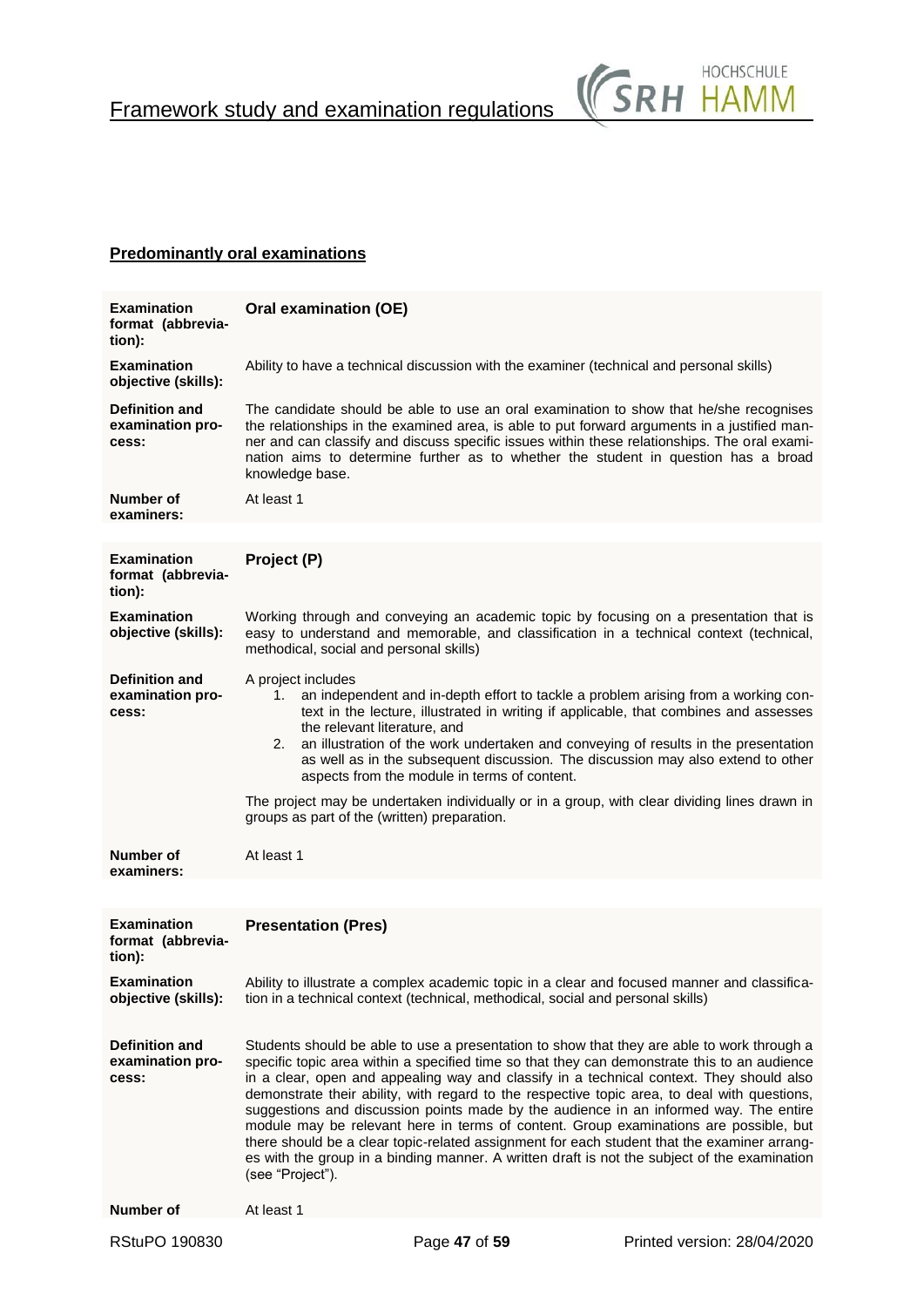## Predominantly oral examinations

| | |
|---|---|
| **Examination format (abbreviation):** | **Oral examination (OE)** |
| **Examination objective (skills):** | Ability to have a technical discussion with the examiner (technical and personal skills) |
| **Definition and examination process:** | The candidate should be able to use an oral examination to show that he/she recognises the relationships in the examined area, is able to put forward arguments in a justified manner and can classify and discuss specific issues within these relationships. The oral examination aims to determine further as to whether the student in question has a broad knowledge base. |
| **Number of examiners:** | At least 1 |

| | |
|---|---|
| **Examination format (abbreviation):** | **Project (P)** |
| **Examination objective (skills):** | Working through and conveying an academic topic by focusing on a presentation that is easy to understand and memorable, and classification in a technical context (technical, methodical, social and personal skills) |
| **Definition and examination process:** | A project includes<br>1. an independent and in-depth effort to tackle a problem arising from a working context in the lecture, illustrated in writing if applicable, that combines and assesses the relevant literature, and<br>2. an illustration of the work undertaken and conveying of results in the presentation as well as in the subsequent discussion. The discussion may also extend to other aspects from the module in terms of content.<br><br>The project may be undertaken individually or in a group, with clear dividing lines drawn in groups as part of the (written) preparation. |
| **Number of examiners:** | At least 1 |

| | |
|---|---|
| **Examination format (abbreviation):** | **Presentation (Pres)** |
| **Examination objective (skills):** | Ability to illustrate a complex academic topic in a clear and focused manner and classification in a technical context (technical, methodical, social and personal skills) |
| **Definition and examination process:** | Students should be able to use a presentation to show that they are able to work through a specific topic area within a specified time so that they can demonstrate this to an audience in a clear, open and appealing way and classify in a technical context. They should also demonstrate their ability, with regard to the respective topic area, to deal with questions, suggestions and discussion points made by the audience in an informed way. The entire module may be relevant here in terms of content. Group examinations are possible, but there should be a clear topic-related assignment for each student that the examiner arranges with the group in a binding manner. A written draft is not the subject of the examination (see "Project"). |
| **Number of** | At least 1 |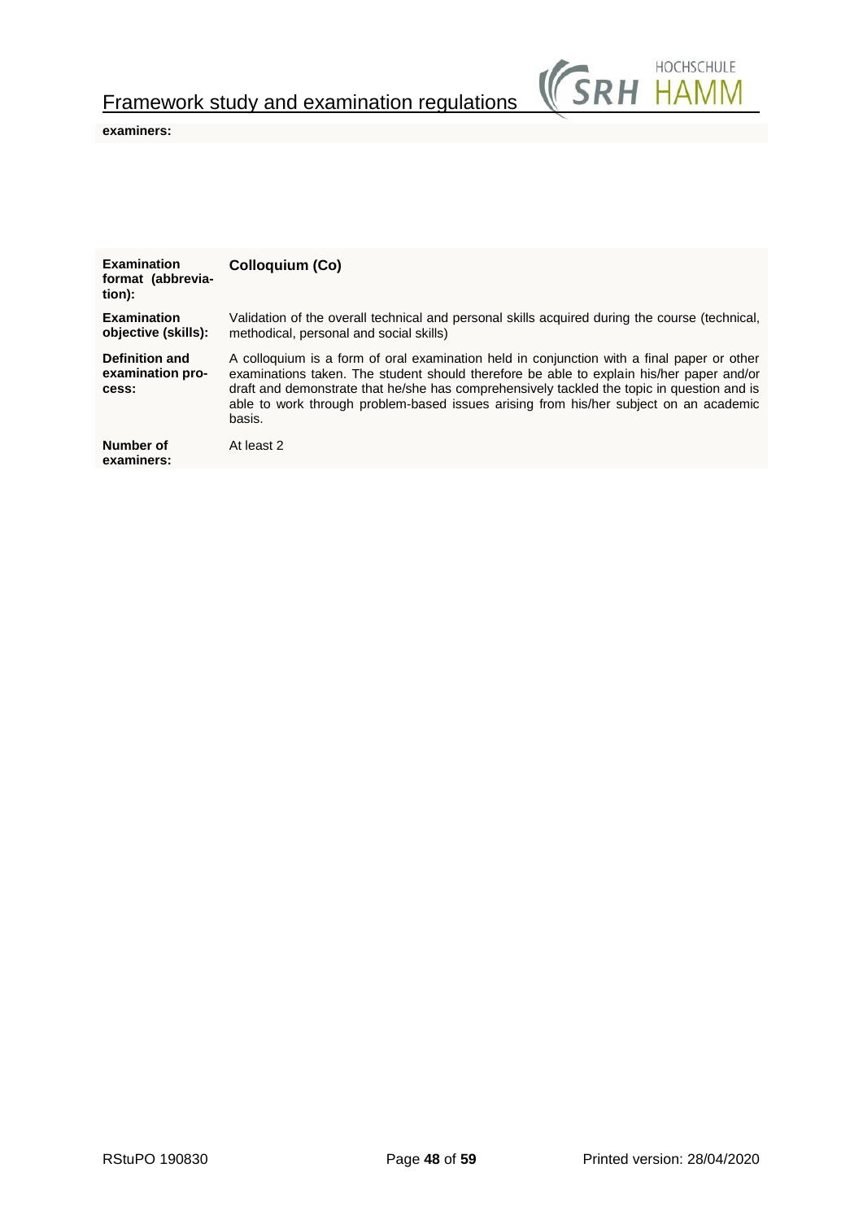| | |
|---|---|
| **examiners:** | |

| | |
|---|---|
| **Examination format (abbreviation):** | **Colloquium (Co)** |
| **Examination objective (skills):** | Validation of the overall technical and personal skills acquired during the course (technical, methodical, personal and social skills) |
| **Definition and examination process:** | A colloquium is a form of oral examination held in conjunction with a final paper or other examinations taken. The student should therefore be able to explain his/her paper and/or draft and demonstrate that he/she has comprehensively tackled the topic in question and is able to work through problem-based issues arising from his/her subject on an academic basis. |
| **Number of examiners:** | At least 2 |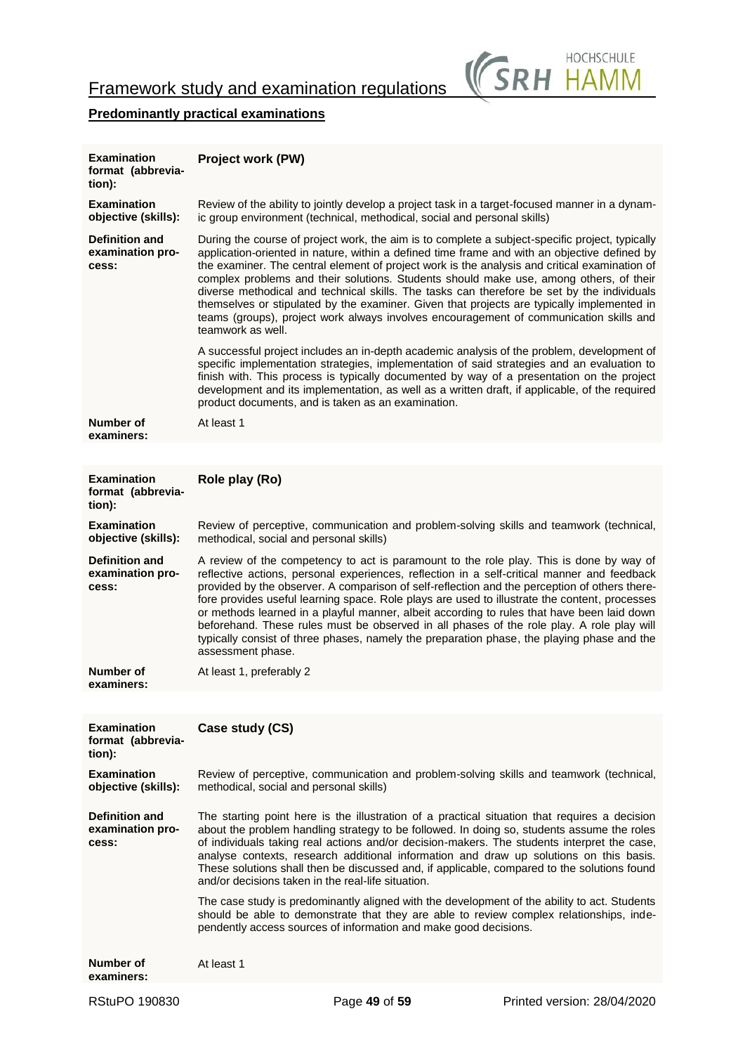## Predominantly practical examinations

| | |
|---|---|
| **Examination format (abbreviation):** | **Project work (PW)** |
| **Examination objective (skills):** | Review of the ability to jointly develop a project task in a target-focused manner in a dynamic group environment (technical, methodical, social and personal skills) |
| **Definition and examination process:** | During the course of project work, the aim is to complete a subject-specific project, typically application-oriented in nature, within a defined time frame and with an objective defined by the examiner. The central element of project work is the analysis and critical examination of complex problems and their solutions. Students should make use, among others, of their diverse methodical and technical skills. The tasks can therefore be set by the individuals themselves or stipulated by the examiner. Given that projects are typically implemented in teams (groups), project work always involves encouragement of communication skills and teamwork as well.<br><br>A successful project includes an in-depth academic analysis of the problem, development of specific implementation strategies, implementation of said strategies and an evaluation to finish with. This process is typically documented by way of a presentation on the project development and its implementation, as well as a written draft, if applicable, of the required product documents, and is taken as an examination. |
| **Number of examiners:** | At least 1 |

| | |
|---|---|
| **Examination format (abbreviation):** | **Role play (Ro)** |
| **Examination objective (skills):** | Review of perceptive, communication and problem-solving skills and teamwork (technical, methodical, social and personal skills) |
| **Definition and examination process:** | A review of the competency to act is paramount to the role play. This is done by way of reflective actions, personal experiences, reflection in a self-critical manner and feedback provided by the observer. A comparison of self-reflection and the perception of others therefore provides useful learning space. Role plays are used to illustrate the content, processes or methods learned in a playful manner, albeit according to rules that have been laid down beforehand. These rules must be observed in all phases of the role play. A role play will typically consist of three phases, namely the preparation phase, the playing phase and the assessment phase. |
| **Number of examiners:** | At least 1, preferably 2 |

| | |
|---|---|
| **Examination format (abbreviation):** | **Case study (CS)** |
| **Examination objective (skills):** | Review of perceptive, communication and problem-solving skills and teamwork (technical, methodical, social and personal skills) |
| **Definition and examination process:** | The starting point here is the illustration of a practical situation that requires a decision about the problem handling strategy to be followed. In doing so, students assume the roles of individuals taking real actions and/or decision-makers. The students interpret the case, analyse contexts, research additional information and draw up solutions on this basis. These solutions shall then be discussed and, if applicable, compared to the solutions found and/or decisions taken in the real-life situation.<br><br>The case study is predominantly aligned with the development of the ability to act. Students should be able to demonstrate that they are able to review complex relationships, independently access sources of information and make good decisions. |
| **Number of examiners:** | At least 1 |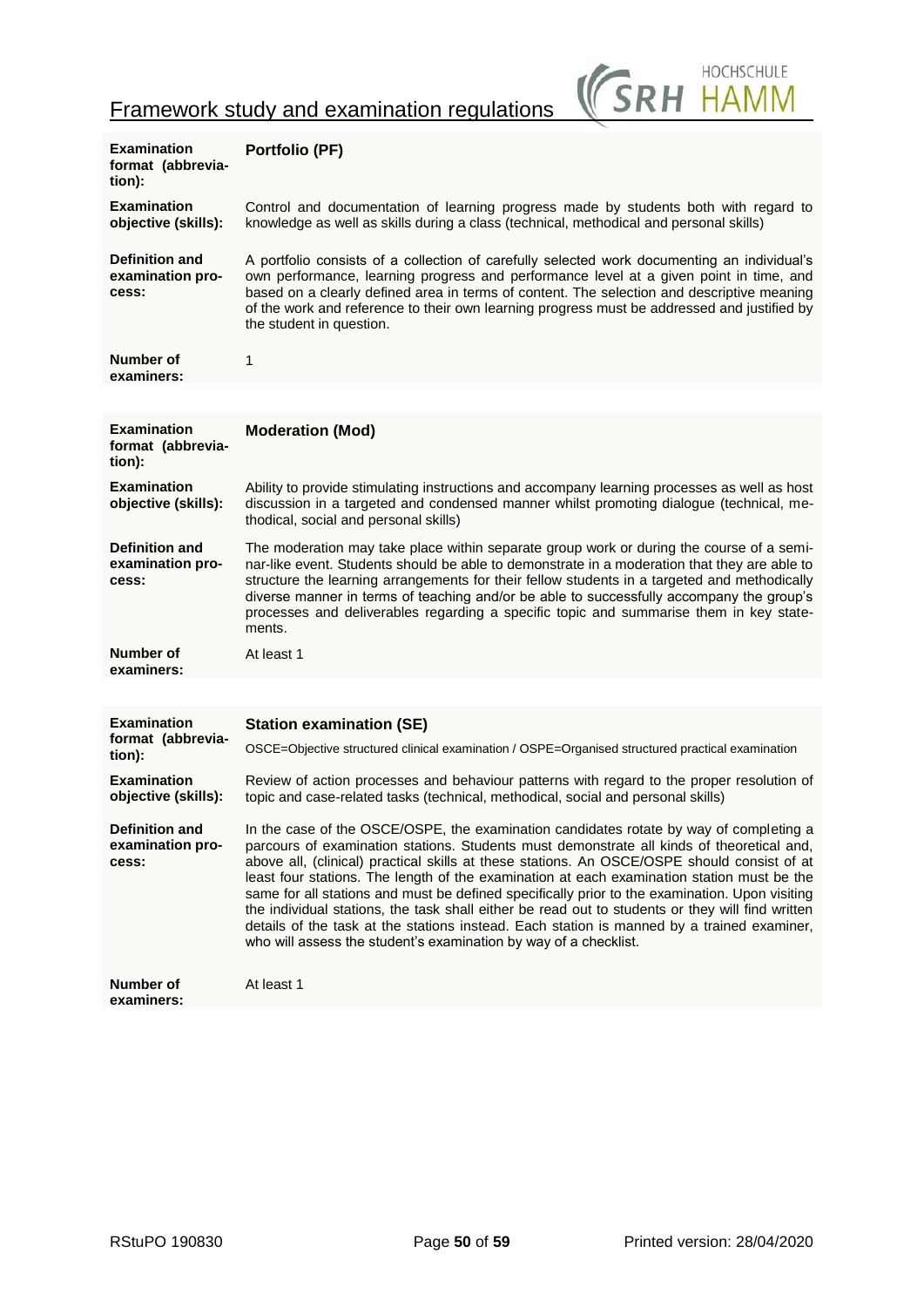| | |
|---|---|
| **Examination format (abbreviation):** | **Portfolio (PF)** |
| **Examination objective (skills):** | Control and documentation of learning progress made by students both with regard to knowledge as well as skills during a class (technical, methodical and personal skills) |
| **Definition and examination process:** | A portfolio consists of a collection of carefully selected work documenting an individual's own performance, learning progress and performance level at a given point in time, and based on a clearly defined area in terms of content. The selection and descriptive meaning of the work and reference to their own learning progress must be addressed and justified by the student in question. |
| **Number of examiners:** | 1 |

| | |
|---|---|
| **Examination format (abbreviation):** | **Moderation (Mod)** |
| **Examination objective (skills):** | Ability to provide stimulating instructions and accompany learning processes as well as host discussion in a targeted and condensed manner whilst promoting dialogue (technical, methodical, social and personal skills) |
| **Definition and examination process:** | The moderation may take place within separate group work or during the course of a seminar-like event. Students should be able to demonstrate in a moderation that they are able to structure the learning arrangements for their fellow students in a targeted and methodically diverse manner in terms of teaching and/or be able to successfully accompany the group's processes and deliverables regarding a specific topic and summarise them in key statements. |
| **Number of examiners:** | At least 1 |

| | |
|---|---|
| **Examination format (abbreviation):** | **Station examination (SE)**<br>OSCE=Objective structured clinical examination / OSPE=Organised structured practical examination |
| **Examination objective (skills):** | Review of action processes and behaviour patterns with regard to the proper resolution of topic and case-related tasks (technical, methodical, social and personal skills) |
| **Definition and examination process:** | In the case of the OSCE/OSPE, the examination candidates rotate by way of completing a parcours of examination stations. Students must demonstrate all kinds of theoretical and, above all, (clinical) practical skills at these stations. An OSCE/OSPE should consist of at least four stations. The length of the examination at each examination station must be the same for all stations and must be defined specifically prior to the examination. Upon visiting the individual stations, the task shall either be read out to students or they will find written details of the task at the stations instead. Each station is manned by a trained examiner, who will assess the student's examination by way of a checklist. |
| **Number of examiners:** | At least 1 |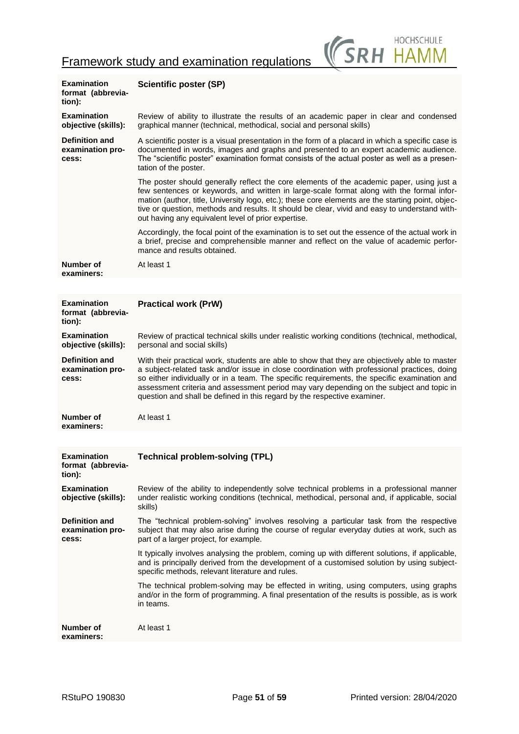| | |
|---|---|
| **Examination format (abbreviation):** | **Scientific poster (SP)** |
| **Examination objective (skills):** | Review of ability to illustrate the results of an academic paper in clear and condensed graphical manner (technical, methodical, social and personal skills) |
| **Definition and examination process:** | A scientific poster is a visual presentation in the form of a placard in which a specific case is documented in words, images and graphs and presented to an expert academic audience. The "scientific poster" examination format consists of the actual poster as well as a presentation of the poster.<br><br>The poster should generally reflect the core elements of the academic paper, using just a few sentences or keywords, and written in large-scale format along with the formal information (author, title, University logo, etc.); these core elements are the starting point, objective or question, methods and results. It should be clear, vivid and easy to understand without having any equivalent level of prior expertise.<br><br>Accordingly, the focal point of the examination is to set out the essence of the actual work in a brief, precise and comprehensible manner and reflect on the value of academic performance and results obtained. |
| **Number of examiners:** | At least 1 |

| | |
|---|---|
| **Examination format (abbreviation):** | **Practical work (PrW)** |
| **Examination objective (skills):** | Review of practical technical skills under realistic working conditions (technical, methodical, personal and social skills) |
| **Definition and examination process:** | With their practical work, students are able to show that they are objectively able to master a subject-related task and/or issue in close coordination with professional practices, doing so either individually or in a team. The specific requirements, the specific examination and assessment criteria and assessment period may vary depending on the subject and topic in question and shall be defined in this regard by the respective examiner. |
| **Number of examiners:** | At least 1 |

| | |
|---|---|
| **Examination format (abbreviation):** | **Technical problem-solving (TPL)** |
| **Examination objective (skills):** | Review of the ability to independently solve technical problems in a professional manner under realistic working conditions (technical, methodical, personal and, if applicable, social skills) |
| **Definition and examination process:** | The "technical problem-solving" involves resolving a particular task from the respective subject that may also arise during the course of regular everyday duties at work, such as part of a larger project, for example.<br><br>It typically involves analysing the problem, coming up with different solutions, if applicable, and is principally derived from the development of a customised solution by using subject-specific methods, relevant literature and rules.<br><br>The technical problem-solving may be effected in writing, using computers, using graphs and/or in the form of programming. A final presentation of the results is possible, as is work in teams. |
| **Number of examiners:** | At least 1 |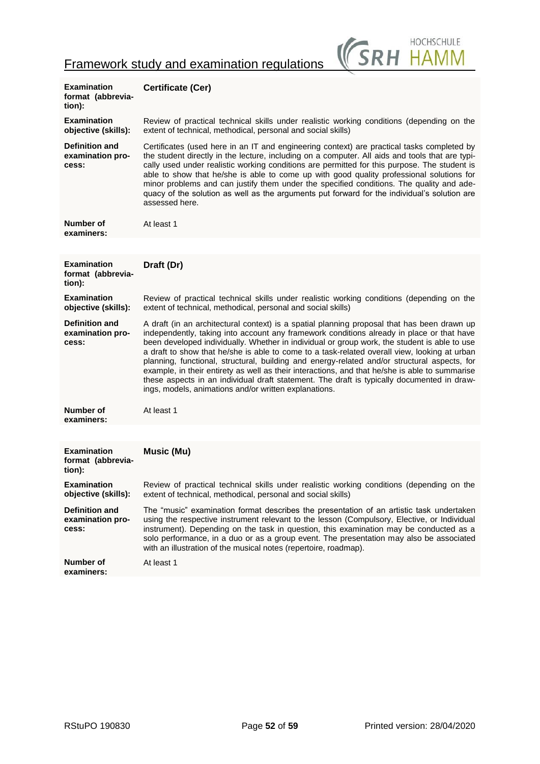| | |
|---|---|
| **Examination format (abbreviation):** | **Certificate (Cer)** |
| **Examination objective (skills):** | Review of practical technical skills under realistic working conditions (depending on the extent of technical, methodical, personal and social skills) |
| **Definition and examination process:** | Certificates (used here in an IT and engineering context) are practical tasks completed by the student directly in the lecture, including on a computer. All aids and tools that are typically used under realistic working conditions are permitted for this purpose. The student is able to show that he/she is able to come up with good quality professional solutions for minor problems and can justify them under the specified conditions. The quality and adequacy of the solution as well as the arguments put forward for the individual's solution are assessed here. |
| **Number of examiners:** | At least 1 |

| | |
|---|---|
| **Examination format (abbreviation):** | **Draft (Dr)** |
| **Examination objective (skills):** | Review of practical technical skills under realistic working conditions (depending on the extent of technical, methodical, personal and social skills) |
| **Definition and examination process:** | A draft (in an architectural context) is a spatial planning proposal that has been drawn up independently, taking into account any framework conditions already in place or that have been developed individually. Whether in individual or group work, the student is able to use a draft to show that he/she is able to come to a task-related overall view, looking at urban planning, functional, structural, building and energy-related and/or structural aspects, for example, in their entirety as well as their interactions, and that he/she is able to summarise these aspects in an individual draft statement. The draft is typically documented in drawings, models, animations and/or written explanations. |
| **Number of examiners:** | At least 1 |

| | |
|---|---|
| **Examination format (abbreviation):** | **Music (Mu)** |
| **Examination objective (skills):** | Review of practical technical skills under realistic working conditions (depending on the extent of technical, methodical, personal and social skills) |
| **Definition and examination process:** | The "music" examination format describes the presentation of an artistic task undertaken using the respective instrument relevant to the lesson (Compulsory, Elective, or Individual instrument). Depending on the task in question, this examination may be conducted as a solo performance, in a duo or as a group event. The presentation may also be associated with an illustration of the musical notes (repertoire, roadmap). |
| **Number of examiners:** | At least 1 |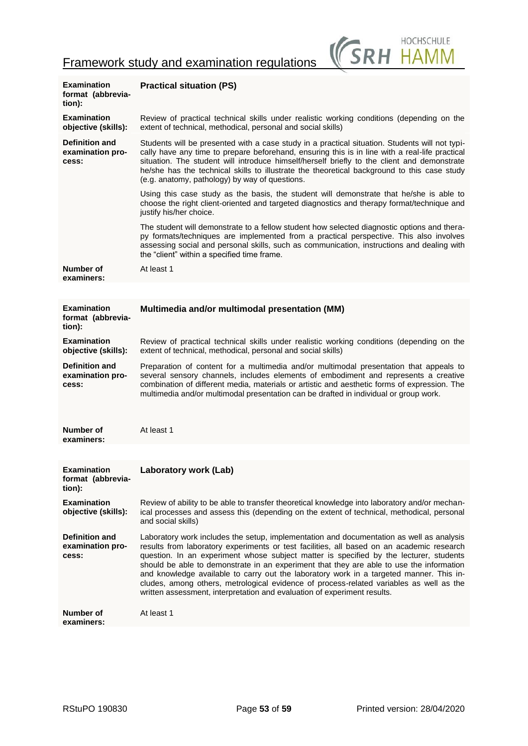| Examination format (abbreviation): | **Practical situation (PS)** |
|---|---|
| **Examination objective (skills):** | Review of practical technical skills under realistic working conditions (depending on the extent of technical, methodical, personal and social skills) |
| **Definition and examination process:** | Students will be presented with a case study in a practical situation. Students will not typically have any time to prepare beforehand, ensuring this is in line with a real-life practical situation. The student will introduce himself/herself briefly to the client and demonstrate he/she has the technical skills to illustrate the theoretical background to this case study (e.g. anatomy, pathology) by way of questions.<br><br>Using this case study as the basis, the student will demonstrate that he/she is able to choose the right client-oriented and targeted diagnostics and therapy format/technique and justify his/her choice.<br><br>The student will demonstrate to a fellow student how selected diagnostic options and therapy formats/techniques are implemented from a practical perspective. This also involves assessing social and personal skills, such as communication, instructions and dealing with the "client" within a specified time frame. |
| **Number of examiners:** | At least 1 |

| Examination format (abbreviation): | **Multimedia and/or multimodal presentation (MM)** |
|---|---|
| **Examination objective (skills):** | Review of practical technical skills under realistic working conditions (depending on the extent of technical, methodical, personal and social skills) |
| **Definition and examination process:** | Preparation of content for a multimedia and/or multimodal presentation that appeals to several sensory channels, includes elements of embodiment and represents a creative combination of different media, materials or artistic and aesthetic forms of expression. The multimedia and/or multimodal presentation can be drafted in individual or group work. |
| **Number of examiners:** | At least 1 |

| Examination format (abbreviation): | **Laboratory work (Lab)** |
|---|---|
| **Examination objective (skills):** | Review of ability to be able to transfer theoretical knowledge into laboratory and/or mechanical processes and assess this (depending on the extent of technical, methodical, personal and social skills) |
| **Definition and examination process:** | Laboratory work includes the setup, implementation and documentation as well as analysis results from laboratory experiments or test facilities, all based on an academic research question. In an experiment whose subject matter is specified by the lecturer, students should be able to demonstrate in an experiment that they are able to use the information and knowledge available to carry out the laboratory work in a targeted manner. This includes, among others, metrological evidence of process-related variables as well as the written assessment, interpretation and evaluation of experiment results. |
| **Number of examiners:** | At least 1 |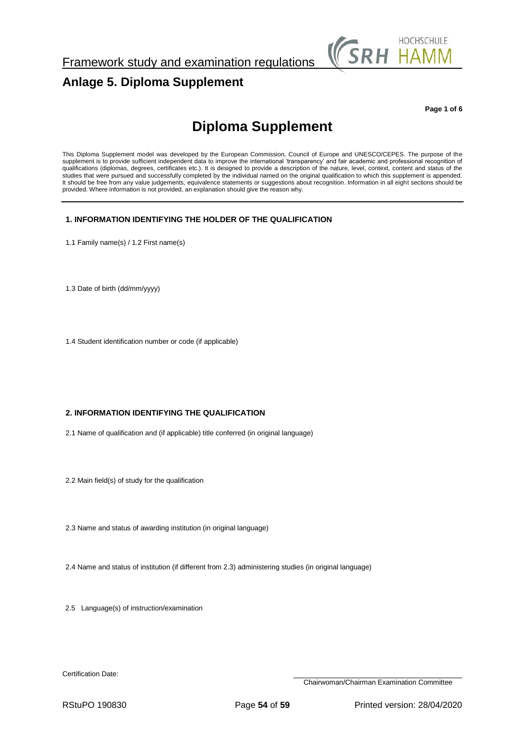## Anlage 5. Diploma Supplement

**Page 1 of 6**

# Diploma Supplement

This Diploma Supplement model was developed by the European Commission, Council of Europe and UNESCO/CEPES. The purpose of the supplement is to provide sufficient independent data to improve the international 'transparency' and fair academic and professional recognition of qualifications (diplomas, degrees, certificates etc.). It is designed to provide a description of the nature, level, context, content and status of the studies that were pursued and successfully completed by the individual named on the original qualification to which this supplement is appended. It should be free from any value judgements, equivalence statements or suggestions about recognition. Information in all eight sections should be provided. Where information is not provided, an explanation should give the reason why.

---

### 1. INFORMATION IDENTIFYING THE HOLDER OF THE QUALIFICATION

1.1 Family name(s) / 1.2 First name(s)

1.3 Date of birth (dd/mm/yyyy)

1.4 Student identification number or code (if applicable)

### 2. INFORMATION IDENTIFYING THE QUALIFICATION

2.1 Name of qualification and (if applicable) title conferred (in original language)

2.2 Main field(s) of study for the qualification

2.3 Name and status of awarding institution (in original language)

2.4 Name and status of institution (if different from 2.3) administering studies (in original language)

2.5 Language(s) of instruction/examination

Certification Date:

Chairwoman/Chairman Examination Committee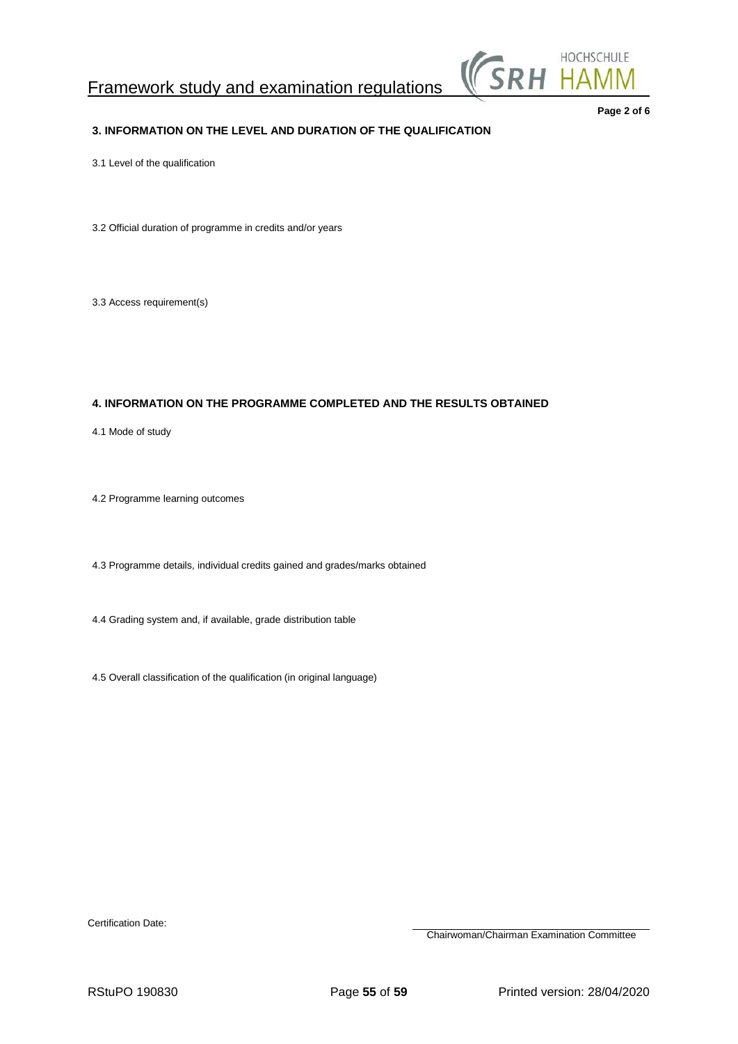## 3. INFORMATION ON THE LEVEL AND DURATION OF THE QUALIFICATION

3.1 Level of the qualification

3.2 Official duration of programme in credits and/or years

3.3 Access requirement(s)

## 4. INFORMATION ON THE PROGRAMME COMPLETED AND THE RESULTS OBTAINED

4.1 Mode of study

4.2 Programme learning outcomes

4.3 Programme details, individual credits gained and grades/marks obtained

4.4 Grading system and, if available, grade distribution table

4.5 Overall classification of the qualification (in original language)

Certification Date:

Chairwoman/Chairman Examination Committee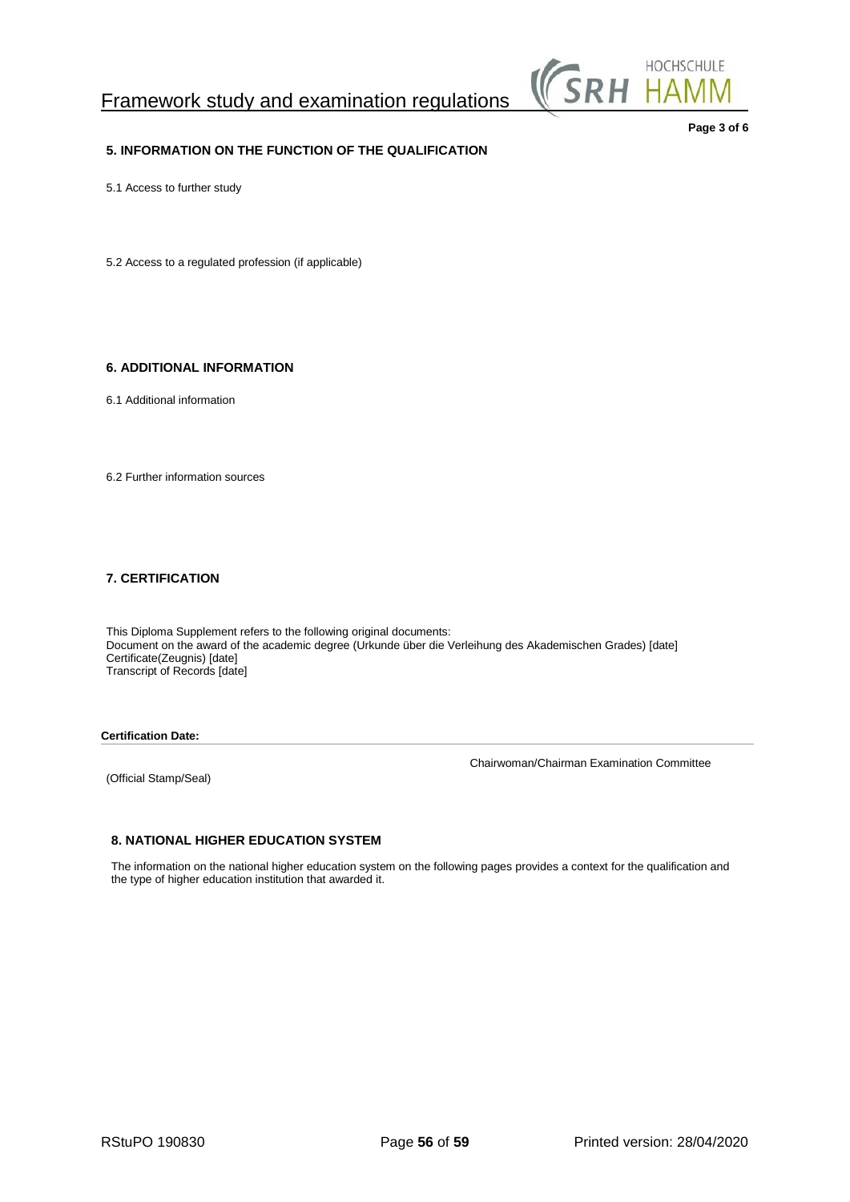## 5. INFORMATION ON THE FUNCTION OF THE QUALIFICATION

5.1 Access to further study

5.2 Access to a regulated profession (if applicable)

## 6. ADDITIONAL INFORMATION

6.1 Additional information

6.2 Further information sources

## 7. CERTIFICATION

This Diploma Supplement refers to the following original documents:
Document on the award of the academic degree (Urkunde über die Verleihung des Akademischen Grades) [date]
Certificate(Zeugnis) [date]
Transcript of Records [date]

**Certification Date:**

Chairwoman/Chairman Examination Committee

(Official Stamp/Seal)

## 8. NATIONAL HIGHER EDUCATION SYSTEM

The information on the national higher education system on the following pages provides a context for the qualification and the type of higher education institution that awarded it.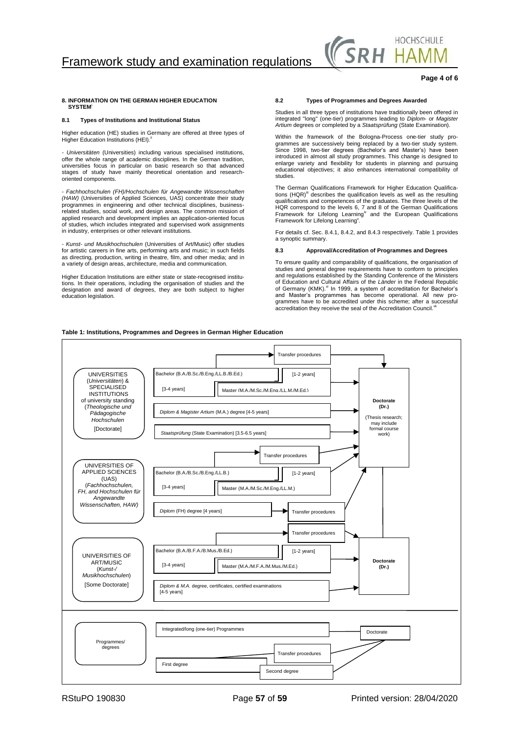## 8. INFORMATION ON THE GERMAN HIGHER EDUCATION SYSTEM[i]

### 8.1 Types of Institutions and Institutional Status

Higher education (HE) studies in Germany are offered at three types of Higher Education Institutions (HEI).[ii]

- *Universitäten* (Universities) including various specialised institutions, offer the whole range of academic disciplines. In the German tradition, universities focus in particular on basic research so that advanced stages of study have mainly theoretical orientation and research-oriented components.

- *Fachhochschulen (FH)/Hochschulen für Angewandte Wissenschaften (HAW)* (Universities of Applied Sciences, UAS) concentrate their study programmes in engineering and other technical disciplines, business-related studies, social work, and design areas. The common mission of applied research and development implies an application-oriented focus of studies, which includes integrated and supervised work assignments in industry, enterprises or other relevant institutions.

- *Kunst- und Musikhochschulen* (Universities of Art/Music) offer studies for artistic careers in fine arts, performing arts and music; in such fields as directing, production, writing in theatre, film, and other media; and in a variety of design areas, architecture, media and communication.

Higher Education Institutions are either state or state-recognised institutions. In their operations, including the organisation of studies and the designation and award of degrees, they are both subject to higher education legislation.

### 8.2 Types of Programmes and Degrees Awarded

Studies in all three types of institutions have traditionally been offered in integrated "long" (one-tier) programmes leading to *Diplom-* or *Magister Artium* degrees or completed by a *Staatsprüfung* (State Examination).

Within the framework of the Bologna-Process one-tier study programmes are successively being replaced by a two-tier study system. Since 1998, two-tier degrees (Bachelor's and Master's) have been introduced in almost all study programmes. This change is designed to enlarge variety and flexibility for students in planning and pursuing educational objectives; it also enhances international compatibility of studies.

The German Qualifications Framework for Higher Education Qualifications (HQR)[iii] describes the qualification levels as well as the resulting qualifications and competences of the graduates. The three levels of the HQR correspond to the levels 6, 7 and 8 of the German Qualifications Framework for Lifelong Learning[iv] and the European Qualifications Framework for Lifelong Learning[v].

For details cf. Sec. 8.4.1, 8.4.2, and 8.4.3 respectively. Table 1 provides a synoptic summary.

### 8.3 Approval/Accreditation of Programmes and Degrees

To ensure quality and comparability of qualifications, the organisation of studies and general degree requirements have to conform to principles and regulations established by the Standing Conference of the Ministers of Education and Cultural Affairs of the *Länder* in the Federal Republic of Germany (KMK).[vi] In 1999, a system of accreditation for Bachelor's and Master's programmes has become operational. All new programmes have to be accredited under this scheme; after a successful accreditation they receive the seal of the Accreditation Council.[vii]

**Table 1: Institutions, Programmes and Degrees in German Higher Education**

| Institution | Programmes | | | Doctorate |
|---|---|---|---|---|
| UNIVERSITIES (*Universitäten*) & SPECIALISED INSTITUTIONS of university standing (*Theologische und Pädagogische Hochschulen*) [Doctorate] | Bachelor (B.A./B.Sc./B.Eng./LL.B./B.Ed.) [3-4 years] | Master (M.A./M.Sc./M.Eng./LL.M./M.Ed.) [1-2 years] | Transfer procedures | **Doctorate (Dr.)** (Thesis research; may include formal course work) |
| | *Diplom & Magister Artium* (M.A.) degree [4-5 years] | | | |
| | *Staatsprüfung* (State Examination) [3.5-6.5 years] | | | |
| UNIVERSITIES OF APPLIED SCIENCES (UAS) (*Fachhochschulen, FH, and Hochschulen für Angewandte Wissenschaften, HAW*) | Bachelor (B.A./B.Sc./B.Eng./LL.B.) [3-4 years] | Master (M.A./M.Sc./M.Eng./LL.M.) [1-2 years] | Transfer procedures | |
| | *Diplom* (FH) degree [4 years] | | Transfer procedures | |
| UNIVERSITIES OF ART/MUSIC (*Kunst-/ Musikhochschulen*) [Some Doctorate] | Bachelor (B.A./B.F.A./B.Mus./B.Ed.) [3-4 years] | Master (M.A./M.F.A./M.Mus./M.Ed.) [1-2 years] | Transfer procedures | **Doctorate (Dr.)** |
| | *Diplom & M.A.* degree, certificates, certified examinations [4-5 years] | | | |

| Legend: Programmes/degrees | | | |
|---|---|---|---|
| Integrated/long (one-tier) Programmes | | | Doctorate |
| First degree | Second degree | Transfer procedures | |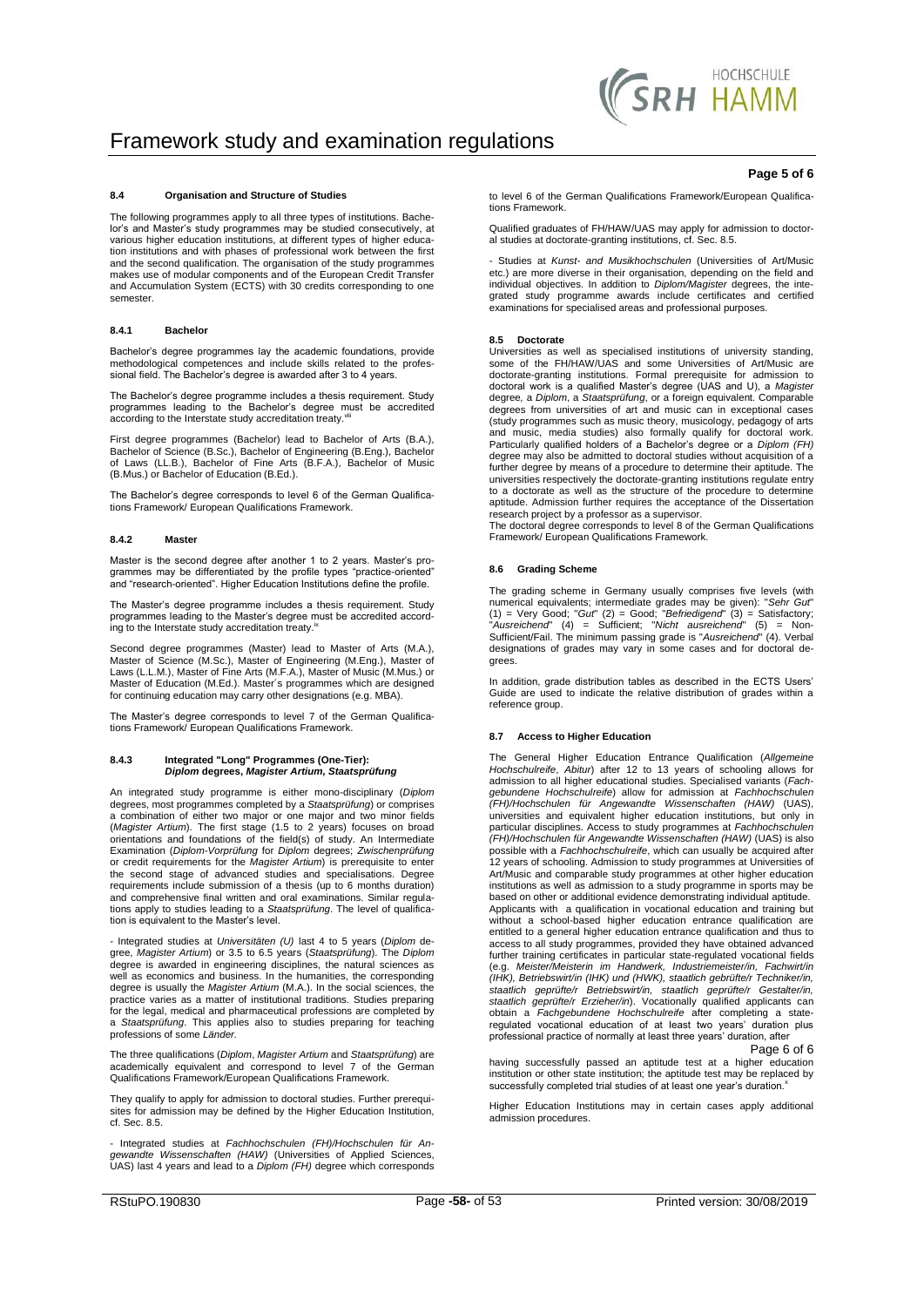### 8.4 Organisation and Structure of Studies

The following programmes apply to all three types of institutions. Bachelor's and Master's study programmes may be studied consecutively, at various higher education institutions, at different types of higher education institutions and with phases of professional work between the first and the second qualification. The organisation of the study programmes makes use of modular components and of the European Credit Transfer and Accumulation System (ECTS) with 30 credits corresponding to one semester.

#### 8.4.1 Bachelor

Bachelor's degree programmes lay the academic foundations, provide methodological competences and include skills related to the professional field. The Bachelor's degree is awarded after 3 to 4 years.

The Bachelor's degree programme includes a thesis requirement. Study programmes leading to the Bachelor's degree must be accredited according to the Interstate study accreditation treaty.[vii]

First degree programmes (Bachelor) lead to Bachelor of Arts (B.A.), Bachelor of Science (B.Sc.), Bachelor of Engineering (B.Eng.), Bachelor of Laws (LL.B.), Bachelor of Fine Arts (B.F.A.), Bachelor of Music (B.Mus.) or Bachelor of Education (B.Ed.).

The Bachelor's degree corresponds to level 6 of the German Qualifications Framework/ European Qualifications Framework.

#### 8.4.2 Master

Master is the second degree after another 1 to 2 years. Master's programmes may be differentiated by the profile types "practice-oriented" and "research-oriented". Higher Education Institutions define the profile.

The Master's degree programme includes a thesis requirement. Study programmes leading to the Master's degree must be accredited according to the Interstate study accreditation treaty.[ix]

Second degree programmes (Master) lead to Master of Arts (M.A.), Master of Science (M.Sc.), Master of Engineering (M.Eng.), Master of Laws (L.L.M.), Master of Fine Arts (M.F.A.), Master of Music (M.Mus.) or Master of Education (M.Ed.). Master´s programmes which are designed for continuing education may carry other designations (e.g. MBA).

The Master's degree corresponds to level 7 of the German Qualifications Framework/ European Qualifications Framework.

#### 8.4.3 Integrated "Long" Programmes (One-Tier): *Diplom* degrees, *Magister Artium*, *Staatsprüfung*

An integrated study programme is either mono-disciplinary (*Diplom* degrees, most programmes completed by a *Staatsprüfung*) or comprises a combination of either two major or one major and two minor fields (*Magister Artium*). The first stage (1.5 to 2 years) focuses on broad orientations and foundations of the field(s) of study. An Intermediate Examination (*Diplom-Vorprüfung* for *Diplom* degrees; *Zwischenprüfung* or credit requirements for the *Magister Artium*) is prerequisite to enter the second stage of advanced studies and specialisations. Degree requirements include submission of a thesis (up to 6 months duration) and comprehensive final written and oral examinations. Similar regulations apply to studies leading to a *Staatsprüfung*. The level of qualification is equivalent to the Master's level.

- Integrated studies at *Universitäten (U)* last 4 to 5 years (*Diplom* degree, *Magister Artium*) or 3.5 to 6.5 years (*Staatsprüfung*). The *Diplom* degree is awarded in engineering disciplines, the natural sciences as well as economics and business. In the humanities, the corresponding degree is usually the *Magister Artium* (M.A.). In the social sciences, the practice varies as a matter of institutional traditions. Studies preparing for the legal, medical and pharmaceutical professions are completed by a *Staatsprüfung*. This applies also to studies preparing for teaching professions of some *Länder*.

The three qualifications (*Diplom*, *Magister Artium* and *Staatsprüfung*) are academically equivalent and correspond to level 7 of the German Qualifications Framework/European Qualifications Framework.

They qualify to apply for admission to doctoral studies. Further prerequisites for admission may be defined by the Higher Education Institution, cf. Sec. 8.5.

- Integrated studies at *Fachhochschulen (FH)/Hochschulen für Angewandte Wissenschaften (HAW)* (Universities of Applied Sciences, UAS) last 4 years and lead to a *Diplom (FH)* degree which corresponds to level 6 of the German Qualifications Framework/European Qualifications Framework.

Qualified graduates of FH/HAW/UAS may apply for admission to doctoral studies at doctorate-granting institutions, cf. Sec. 8.5.

- Studies at *Kunst- and Musikhochschulen* (Universities of Art/Music etc.) are more diverse in their organisation, depending on the field and individual objectives. In addition to *Diplom/Magister* degrees, the integrated study programme awards include certificates and certified examinations for specialised areas and professional purposes.

### 8.5 Doctorate

Universities as well as specialised institutions of university standing, some of the FH/HAW/UAS and some Universities of Art/Music are doctorate-granting institutions. Formal prerequisite for admission to doctoral work is a qualified Master's degree (UAS and U), a *Magister* degree, a *Diplom*, a *Staatsprüfung*, or a foreign equivalent. Comparable degrees from universities of art and music can in exceptional cases (study programmes such as music theory, musicology, pedagogy of arts and music, media studies) also formally qualify for doctoral work. Particularly qualified holders of a Bachelor's degree or a *Diplom (FH)* degree may also be admitted to doctoral studies without acquisition of a further degree by means of a procedure to determine their aptitude. The universities respectively the doctorate-granting institutions regulate entry to a doctorate as well as the structure of the procedure to determine aptitude. Admission further requires the acceptance of the Dissertation research project by a professor as a supervisor.

The doctoral degree corresponds to level 8 of the German Qualifications Framework/ European Qualifications Framework.

### 8.6 Grading Scheme

The grading scheme in Germany usually comprises five levels (with numerical equivalents; intermediate grades may be given): "*Sehr Gut*" (1) = Very Good; "*Gut*" (2) = Good; "*Befriedigend*" (3) = Satisfactory; "*Ausreichend*" (4) = Sufficient; "*Nicht ausreichend*" (5) = Non-Sufficient/Fail. The minimum passing grade is "*Ausreichend*" (4). Verbal designations of grades may vary in some cases and for doctoral degrees.

In addition, grade distribution tables as described in the ECTS Users' Guide are used to indicate the relative distribution of grades within a reference group.

### 8.7 Access to Higher Education

The General Higher Education Entrance Qualification (*Allgemeine Hochschulreife*, *Abitur*) after 12 to 13 years of schooling allows for admission to all higher educational studies. Specialised variants (*Fachgebundene Hochschulreife*) allow for admission at *Fachhochschulen (FH)/Hochschulen für Angewandte Wissenschaften (HAW)* (UAS), universities and equivalent higher education institutions, but only in particular disciplines. Access to study programmes at *Fachhochschulen (FH)/Hochschulen für Angewandte Wissenschaften (HAW)* (UAS) is also possible with a *Fachhochschulreife*, which can usually be acquired after 12 years of schooling. Admission to study programmes at Universities of Art/Music and comparable study programmes at other higher education institutions as well as admission to a study programme in sports may be based on other or additional evidence demonstrating individual aptitude.

Applicants with a qualification in vocational education and training but without a school-based higher education entrance qualification are entitled to a general higher education entrance qualification and thus to access to all study programmes, provided they have obtained advanced further training certificates in particular state-regulated vocational fields (e.g. *Meister/Meisterin im Handwerk, Industriemeister/in, Fachwirt/in (IHK), Betriebswirt/in (IHK) und (HWK), staatlich gebrüfte/r Techniker/in, staatlich geprüfte/r Betriebswirt/in, staatlich geprüfte/r Gestalter/in, staatlich geprüfte/r Erzieher/in*). Vocationally qualified applicants can obtain a *Fachgebundene Hochschulreife* after completing a state-regulated vocational education of at least two years' duration plus professional practice of normally at least three years' duration, after having successfully passed an aptitude test at a higher education institution or other state institution; the aptitude test may be replaced by successfully completed trial studies of at least one year's duration.[x]

Higher Education Institutions may in certain cases apply additional admission procedures.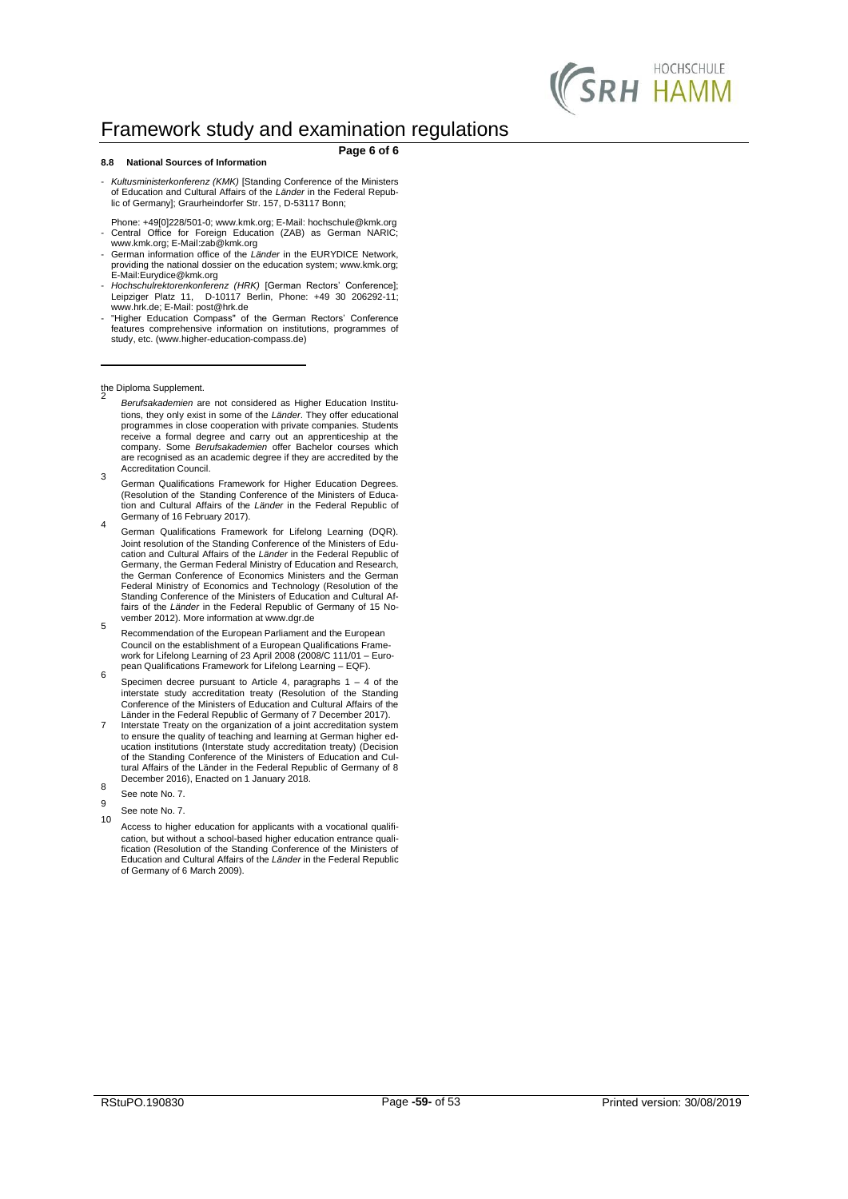#### 8.8 National Sources of Information

- *Kultusministerkonferenz (KMK)* [Standing Conference of the Ministers of Education and Cultural Affairs of the *Länder* in the Federal Republic of Germany]; Graurheindorfer Str. 157, D-53117 Bonn;

  Phone: +49[0]228/501-0; www.kmk.org; E-Mail: hochschule@kmk.org
- Central Office for Foreign Education (ZAB) as German NARIC; www.kmk.org; E-Mail:zab@kmk.org
- German information office of the *Länder* in the EURYDICE Network, providing the national dossier on the education system; www.kmk.org; E-Mail:Eurydice@kmk.org
- *Hochschulrektorenkonferenz (HRK)* [German Rectors' Conference]; Leipziger Platz 11, D-10117 Berlin, Phone: +49 30 206292-11; www.hrk.de; E-Mail: post@hrk.de
- "Higher Education Compass" of the German Rectors' Conference features comprehensive information on institutions, programmes of study, etc. (www.higher-education-compass.de)

---

the Diploma Supplement.

[2] *Berufsakademien* are not considered as Higher Education Institutions, they only exist in some of the *Länder*. They offer educational programmes in close cooperation with private companies. Students receive a formal degree and carry out an apprenticeship at the company. Some *Berufsakademien* offer Bachelor courses which are recognised as an academic degree if they are accredited by the Accreditation Council.

[3] German Qualifications Framework for Higher Education Degrees. (Resolution of the Standing Conference of the Ministers of Education and Cultural Affairs of the *Länder* in the Federal Republic of Germany of 16 February 2017).

[4] German Qualifications Framework for Lifelong Learning (DQR). Joint resolution of the Standing Conference of the Ministers of Education and Cultural Affairs of the *Länder* in the Federal Republic of Germany, the German Federal Ministry of Education and Research, the German Conference of Economics Ministers and the German Federal Ministry of Economics and Technology (Resolution of the Standing Conference of the Ministers of Education and Cultural Affairs of the *Länder* in the Federal Republic of Germany of 15 November 2012). More information at www.dqr.de

[5] Recommendation of the European Parliament and the European Council on the establishment of a European Qualifications Framework for Lifelong Learning of 23 April 2008 (2008/C 111/01 – European Qualifications Framework for Lifelong Learning – EQF).

[6] Specimen decree pursuant to Article 4, paragraphs 1 – 4 of the interstate study accreditation treaty (Resolution of the Standing Conference of the Ministers of Education and Cultural Affairs of the Länder in the Federal Republic of Germany of 7 December 2017).

[7] Interstate Treaty on the organization of a joint accreditation system to ensure the quality of teaching and learning at German higher education institutions (Interstate study accreditation treaty) (Decision of the Standing Conference of the Ministers of Education and Cultural Affairs of the Länder in the Federal Republic of Germany of 8 December 2016), Enacted on 1 January 2018.

[8] See note No. 7.

[9] See note No. 7.

[10] Access to higher education for applicants with a vocational qualification, but without a school-based higher education entrance qualification (Resolution of the Standing Conference of the Ministers of Education and Cultural Affairs of the *Länder* in the Federal Republic of Germany of 6 March 2009).